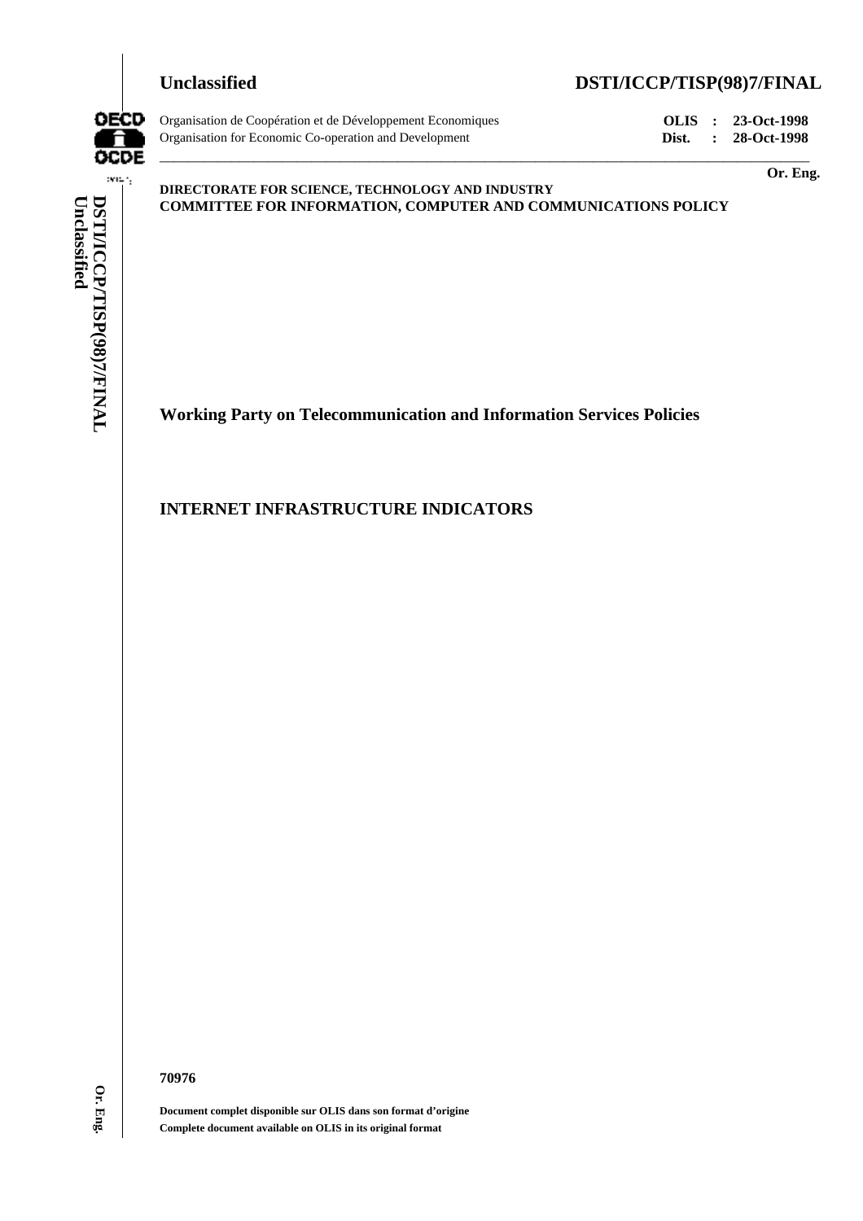**Unclassified** **DSTI/ICCP/TISP(98)7/FINAL**

Organisation de Coopération et de Développement Economiques
Organisation for Economic Co-operation and Development

**OLIS : 23-Oct-1998**
**Dist. : 28-Oct-1998**

**Or. Eng.**

**DIRECTORATE FOR SCIENCE, TECHNOLOGY AND INDUSTRY**
**COMMITTEE FOR INFORMATION, COMPUTER AND COMMUNICATIONS POLICY**

## Working Party on Telecommunication and Information Services Policies

# INTERNET INFRASTRUCTURE INDICATORS

**70976**

**Document complet disponible sur OLIS dans son format d'origine**
**Complete document available on OLIS in its original format**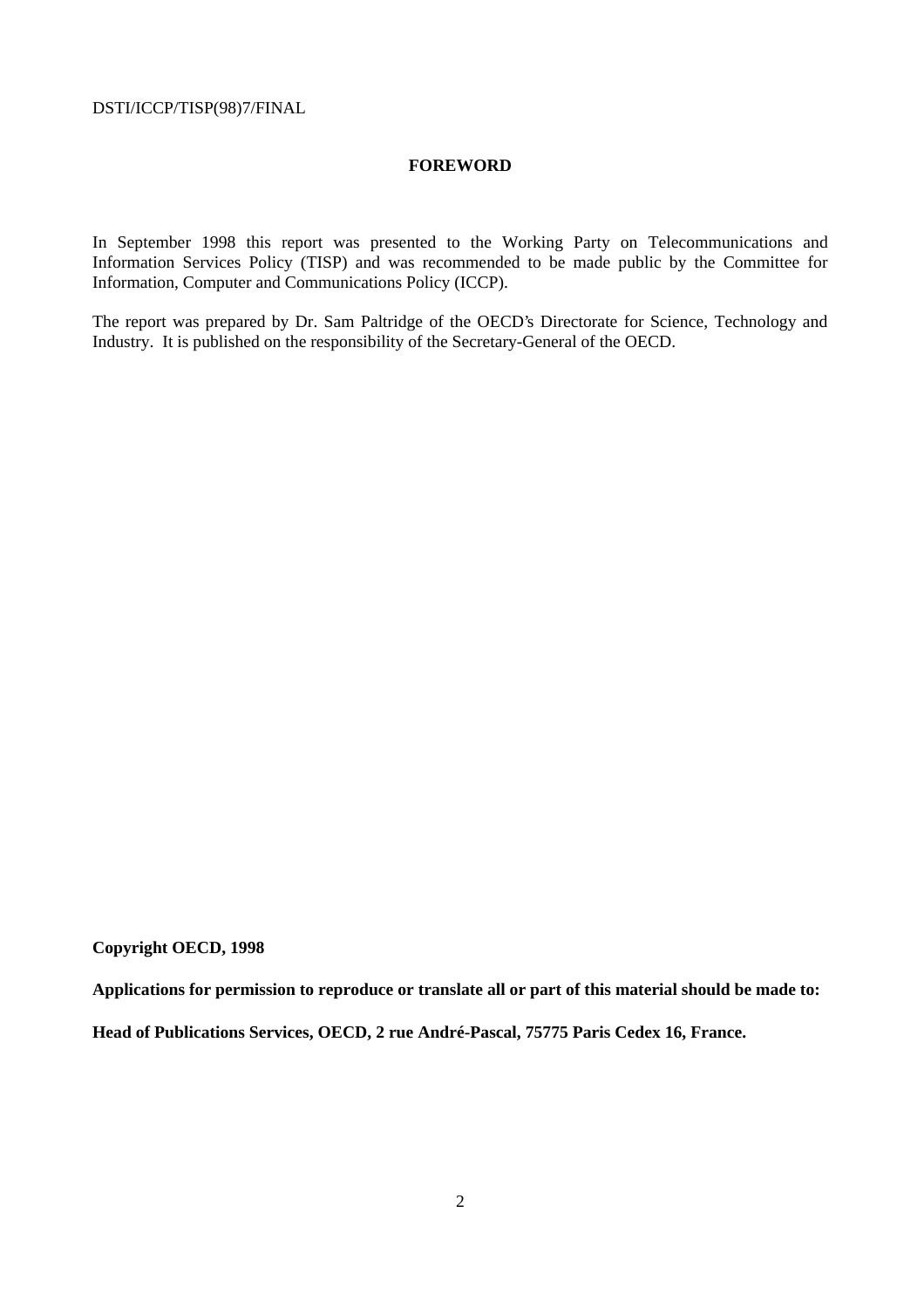## FOREWORD

In September 1998 this report was presented to the Working Party on Telecommunications and Information Services Policy (TISP) and was recommended to be made public by the Committee for Information, Computer and Communications Policy (ICCP).

The report was prepared by Dr. Sam Paltridge of the OECD's Directorate for Science, Technology and Industry. It is published on the responsibility of the Secretary-General of the OECD.

**Copyright OECD, 1998**

**Applications for permission to reproduce or translate all or part of this material should be made to:**

**Head of Publications Services, OECD, 2 rue André-Pascal, 75775 Paris Cedex 16, France.**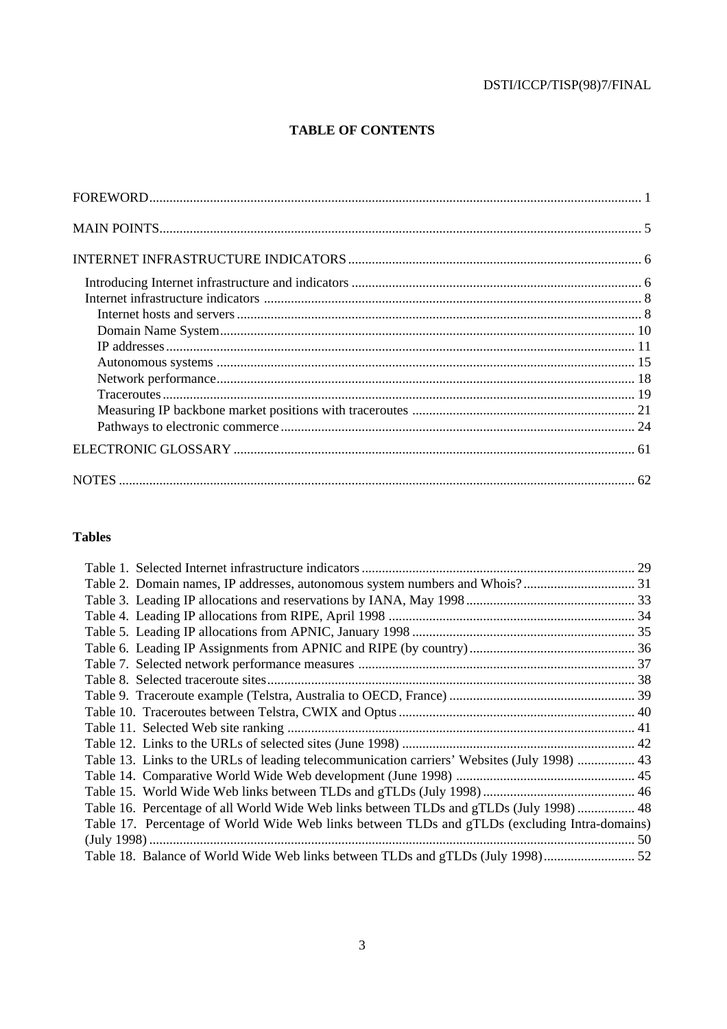## TABLE OF CONTENTS

FOREWORD ... 1

MAIN POINTS ... 5

INTERNET INFRASTRUCTURE INDICATORS ... 6

- Introducing Internet infrastructure and indicators ... 6
- Internet infrastructure indicators ... 8
  - Internet hosts and servers ... 8
  - Domain Name System ... 10
  - IP addresses ... 11
  - Autonomous systems ... 15
  - Network performance ... 18
  - Traceroutes ... 19
  - Measuring IP backbone market positions with traceroutes ... 21
  - Pathways to electronic commerce ... 24

ELECTRONIC GLOSSARY ... 61

NOTES ... 62

### Tables

- Table 1. Selected Internet infrastructure indicators ... 29
- Table 2. Domain names, IP addresses, autonomous system numbers and Whois? ... 31
- Table 3. Leading IP allocations and reservations by IANA, May 1998 ... 33
- Table 4. Leading IP allocations from RIPE, April 1998 ... 34
- Table 5. Leading IP allocations from APNIC, January 1998 ... 35
- Table 6. Leading IP Assignments from APNIC and RIPE (by country) ... 36
- Table 7. Selected network performance measures ... 37
- Table 8. Selected traceroute sites ... 38
- Table 9. Traceroute example (Telstra, Australia to OECD, France) ... 39
- Table 10. Traceroutes between Telstra, CWIX and Optus ... 40
- Table 11. Selected Web site ranking ... 41
- Table 12. Links to the URLs of selected sites (June 1998) ... 42
- Table 13. Links to the URLs of leading telecommunication carriers' Websites (July 1998) ... 43
- Table 14. Comparative World Wide Web development (June 1998) ... 45
- Table 15. World Wide Web links between TLDs and gTLDs (July 1998) ... 46
- Table 16. Percentage of all World Wide Web links between TLDs and gTLDs (July 1998) ... 48
- Table 17. Percentage of World Wide Web links between TLDs and gTLDs (excluding Intra-domains) (July 1998) ... 50
- Table 18. Balance of World Wide Web links between TLDs and gTLDs (July 1998) ... 52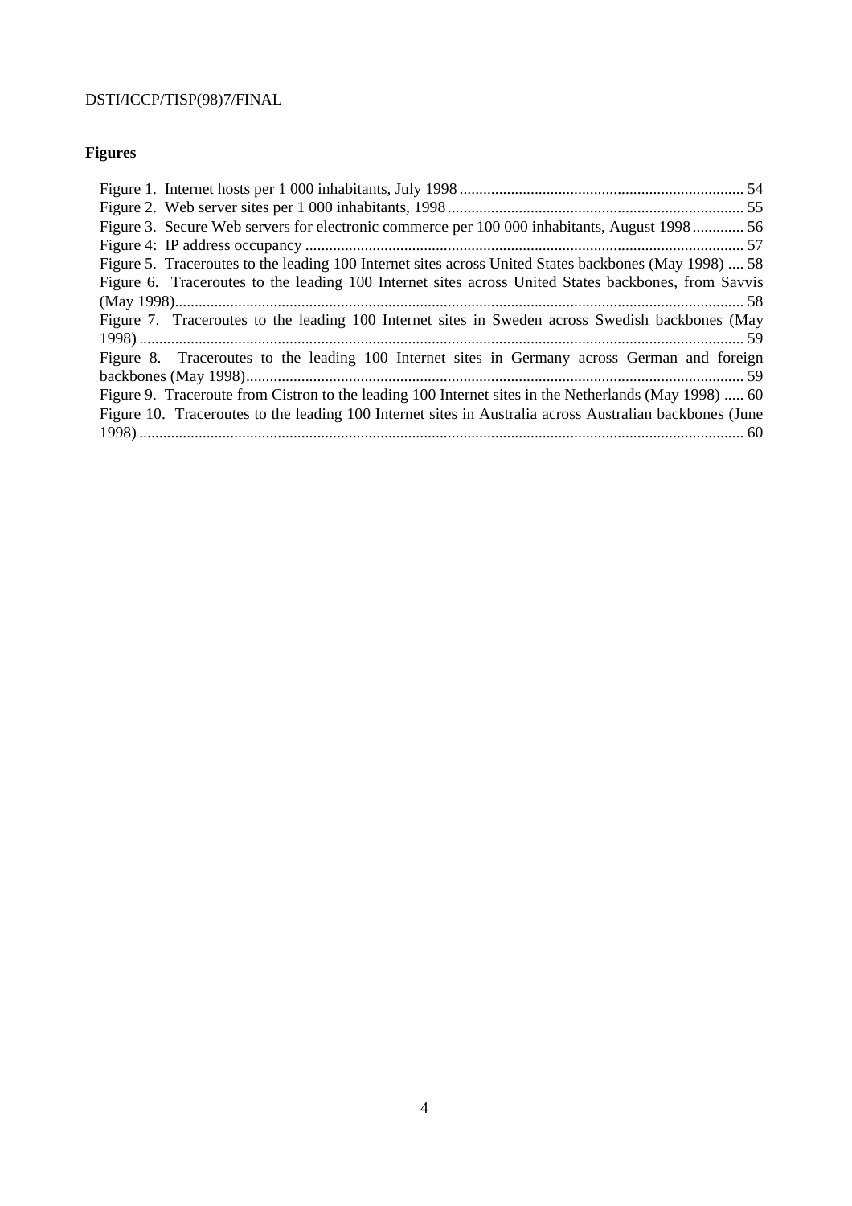**Figures**

Figure 1. Internet hosts per 1 000 inhabitants, July 1998 ........ 54
Figure 2. Web server sites per 1 000 inhabitants, 1998 ........ 55
Figure 3. Secure Web servers for electronic commerce per 100 000 inhabitants, August 1998 ........ 56
Figure 4: IP address occupancy ........ 57
Figure 5. Traceroutes to the leading 100 Internet sites across United States backbones (May 1998) ........ 58
Figure 6. Traceroutes to the leading 100 Internet sites across United States backbones, from Savvis (May 1998) ........ 58
Figure 7. Traceroutes to the leading 100 Internet sites in Sweden across Swedish backbones (May 1998) ........ 59
Figure 8. Traceroutes to the leading 100 Internet sites in Germany across German and foreign backbones (May 1998) ........ 59
Figure 9. Traceroute from Cistron to the leading 100 Internet sites in the Netherlands (May 1998) ........ 60
Figure 10. Traceroutes to the leading 100 Internet sites in Australia across Australian backbones (June 1998) ........ 60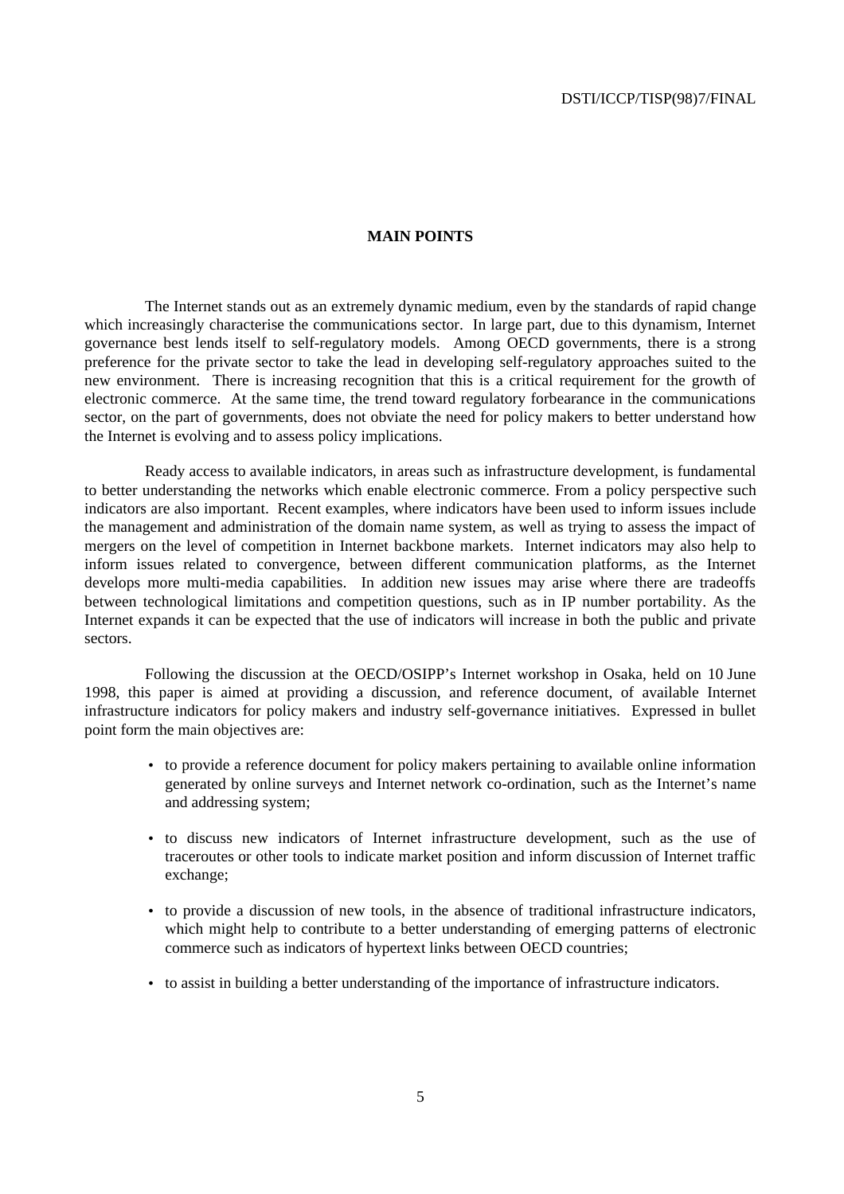## MAIN POINTS

The Internet stands out as an extremely dynamic medium, even by the standards of rapid change which increasingly characterise the communications sector. In large part, due to this dynamism, Internet governance best lends itself to self-regulatory models. Among OECD governments, there is a strong preference for the private sector to take the lead in developing self-regulatory approaches suited to the new environment. There is increasing recognition that this is a critical requirement for the growth of electronic commerce. At the same time, the trend toward regulatory forbearance in the communications sector, on the part of governments, does not obviate the need for policy makers to better understand how the Internet is evolving and to assess policy implications.

Ready access to available indicators, in areas such as infrastructure development, is fundamental to better understanding the networks which enable electronic commerce. From a policy perspective such indicators are also important. Recent examples, where indicators have been used to inform issues include the management and administration of the domain name system, as well as trying to assess the impact of mergers on the level of competition in Internet backbone markets. Internet indicators may also help to inform issues related to convergence, between different communication platforms, as the Internet develops more multi-media capabilities. In addition new issues may arise where there are tradeoffs between technological limitations and competition questions, such as in IP number portability. As the Internet expands it can be expected that the use of indicators will increase in both the public and private sectors.

Following the discussion at the OECD/OSIPP's Internet workshop in Osaka, held on 10 June 1998, this paper is aimed at providing a discussion, and reference document, of available Internet infrastructure indicators for policy makers and industry self-governance initiatives. Expressed in bullet point form the main objectives are:

- to provide a reference document for policy makers pertaining to available online information generated by online surveys and Internet network co-ordination, such as the Internet's name and addressing system;
- to discuss new indicators of Internet infrastructure development, such as the use of traceroutes or other tools to indicate market position and inform discussion of Internet traffic exchange;
- to provide a discussion of new tools, in the absence of traditional infrastructure indicators, which might help to contribute to a better understanding of emerging patterns of electronic commerce such as indicators of hypertext links between OECD countries;
- to assist in building a better understanding of the importance of infrastructure indicators.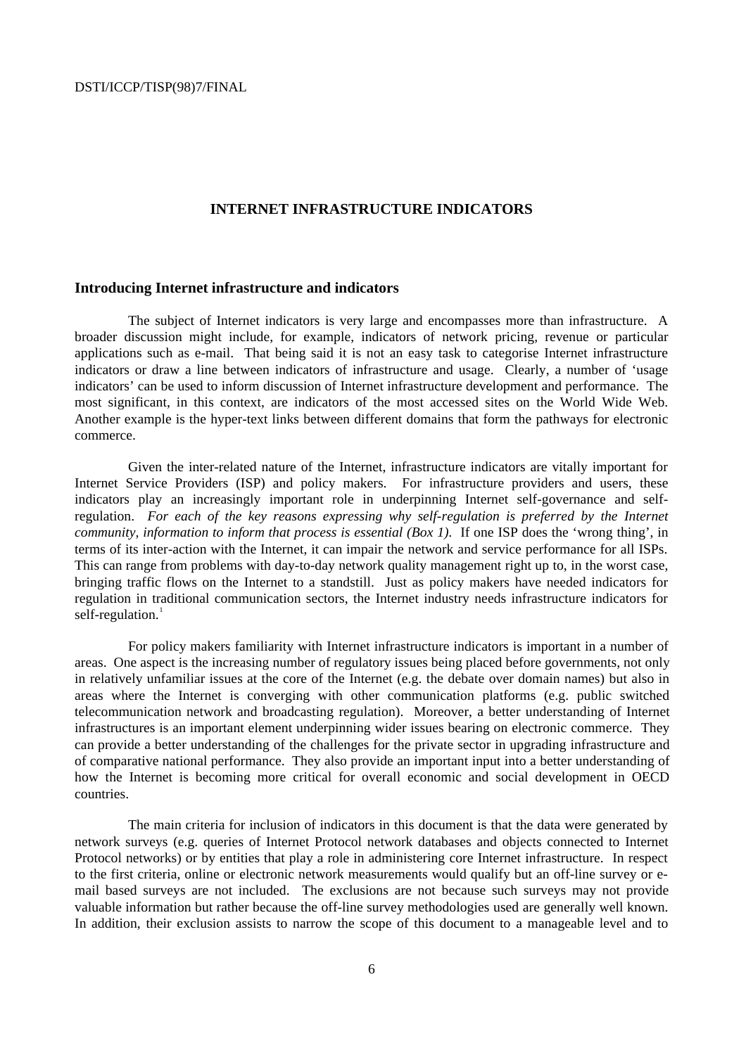# INTERNET INFRASTRUCTURE INDICATORS

## Introducing Internet infrastructure and indicators

The subject of Internet indicators is very large and encompasses more than infrastructure. A broader discussion might include, for example, indicators of network pricing, revenue or particular applications such as e-mail. That being said it is not an easy task to categorise Internet infrastructure indicators or draw a line between indicators of infrastructure and usage. Clearly, a number of 'usage indicators' can be used to inform discussion of Internet infrastructure development and performance. The most significant, in this context, are indicators of the most accessed sites on the World Wide Web. Another example is the hyper-text links between different domains that form the pathways for electronic commerce.

Given the inter-related nature of the Internet, infrastructure indicators are vitally important for Internet Service Providers (ISP) and policy makers. For infrastructure providers and users, these indicators play an increasingly important role in underpinning Internet self-governance and self-regulation. *For each of the key reasons expressing why self-regulation is preferred by the Internet community, information to inform that process is essential (Box 1).* If one ISP does the 'wrong thing', in terms of its inter-action with the Internet, it can impair the network and service performance for all ISPs. This can range from problems with day-to-day network quality management right up to, in the worst case, bringing traffic flows on the Internet to a standstill. Just as policy makers have needed indicators for regulation in traditional communication sectors, the Internet industry needs infrastructure indicators for self-regulation.[1]

For policy makers familiarity with Internet infrastructure indicators is important in a number of areas. One aspect is the increasing number of regulatory issues being placed before governments, not only in relatively unfamiliar issues at the core of the Internet (e.g. the debate over domain names) but also in areas where the Internet is converging with other communication platforms (e.g. public switched telecommunication network and broadcasting regulation). Moreover, a better understanding of Internet infrastructures is an important element underpinning wider issues bearing on electronic commerce. They can provide a better understanding of the challenges for the private sector in upgrading infrastructure and of comparative national performance. They also provide an important input into a better understanding of how the Internet is becoming more critical for overall economic and social development in OECD countries.

The main criteria for inclusion of indicators in this document is that the data were generated by network surveys (e.g. queries of Internet Protocol network databases and objects connected to Internet Protocol networks) or by entities that play a role in administering core Internet infrastructure. In respect to the first criteria, online or electronic network measurements would qualify but an off-line survey or e-mail based surveys are not included. The exclusions are not because such surveys may not provide valuable information but rather because the off-line survey methodologies used are generally well known. In addition, their exclusion assists to narrow the scope of this document to a manageable level and to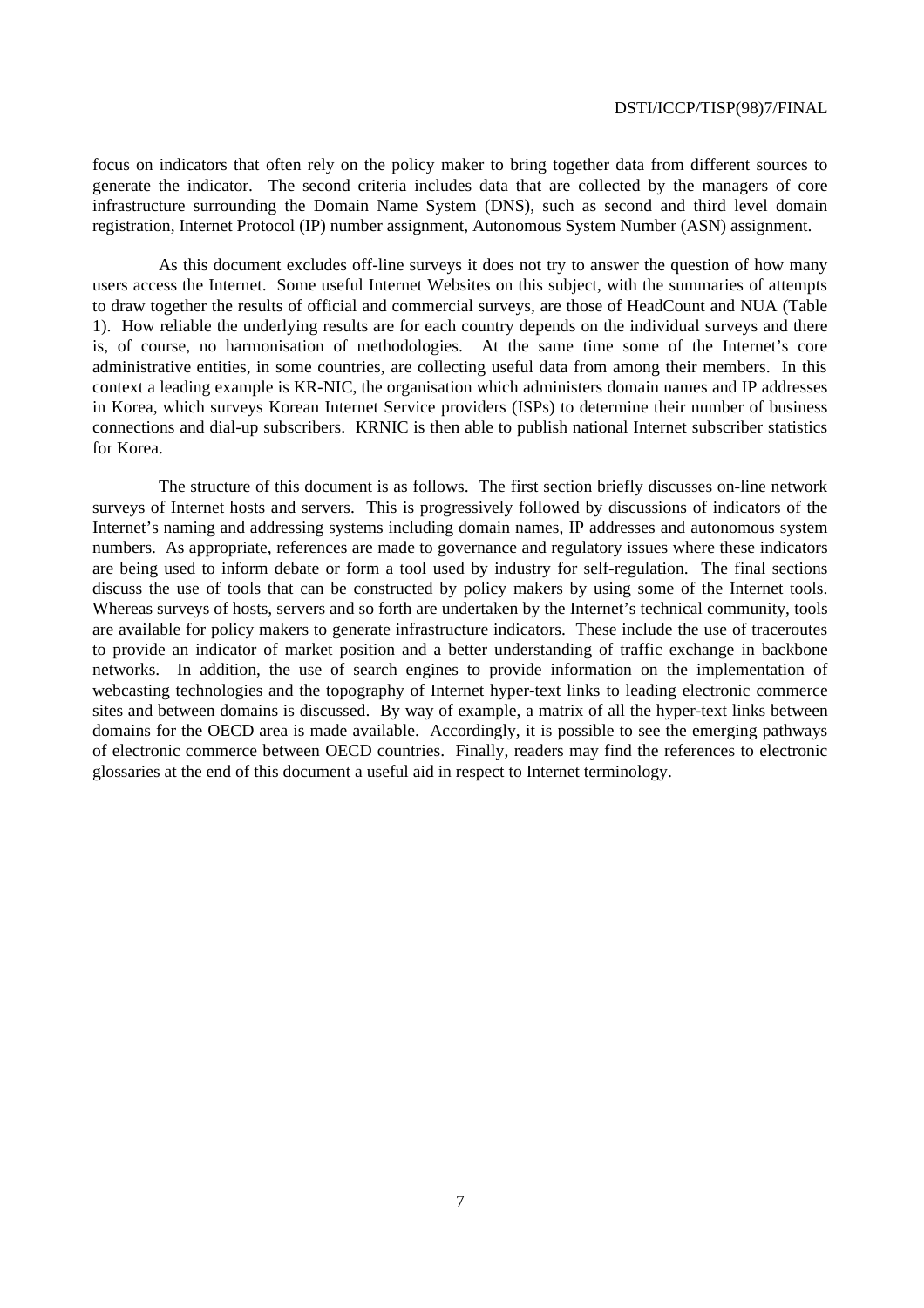focus on indicators that often rely on the policy maker to bring together data from different sources to generate the indicator. The second criteria includes data that are collected by the managers of core infrastructure surrounding the Domain Name System (DNS), such as second and third level domain registration, Internet Protocol (IP) number assignment, Autonomous System Number (ASN) assignment.

As this document excludes off-line surveys it does not try to answer the question of how many users access the Internet. Some useful Internet Websites on this subject, with the summaries of attempts to draw together the results of official and commercial surveys, are those of HeadCount and NUA (Table 1). How reliable the underlying results are for each country depends on the individual surveys and there is, of course, no harmonisation of methodologies. At the same time some of the Internet's core administrative entities, in some countries, are collecting useful data from among their members. In this context a leading example is KR-NIC, the organisation which administers domain names and IP addresses in Korea, which surveys Korean Internet Service providers (ISPs) to determine their number of business connections and dial-up subscribers. KRNIC is then able to publish national Internet subscriber statistics for Korea.

The structure of this document is as follows. The first section briefly discusses on-line network surveys of Internet hosts and servers. This is progressively followed by discussions of indicators of the Internet's naming and addressing systems including domain names, IP addresses and autonomous system numbers. As appropriate, references are made to governance and regulatory issues where these indicators are being used to inform debate or form a tool used by industry for self-regulation. The final sections discuss the use of tools that can be constructed by policy makers by using some of the Internet tools. Whereas surveys of hosts, servers and so forth are undertaken by the Internet's technical community, tools are available for policy makers to generate infrastructure indicators. These include the use of traceroutes to provide an indicator of market position and a better understanding of traffic exchange in backbone networks. In addition, the use of search engines to provide information on the implementation of webcasting technologies and the topography of Internet hyper-text links to leading electronic commerce sites and between domains is discussed. By way of example, a matrix of all the hyper-text links between domains for the OECD area is made available. Accordingly, it is possible to see the emerging pathways of electronic commerce between OECD countries. Finally, readers may find the references to electronic glossaries at the end of this document a useful aid in respect to Internet terminology.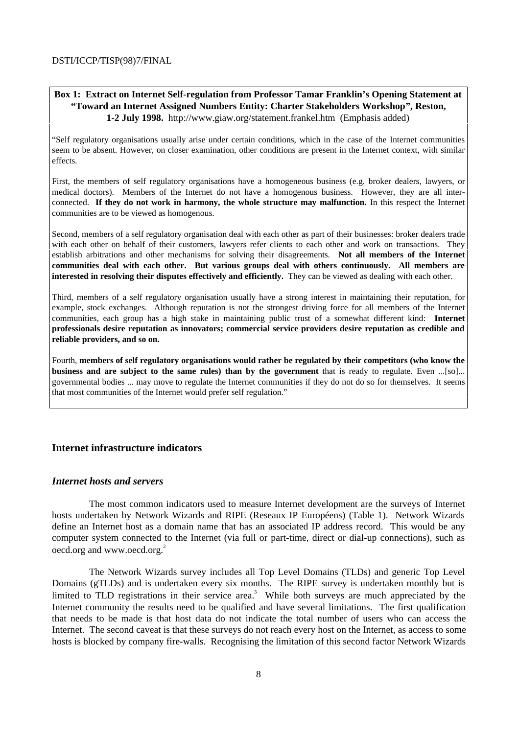**Box 1: Extract on Internet Self-regulation from Professor Tamar Franklin's Opening Statement at "Toward an Internet Assigned Numbers Entity: Charter Stakeholders Workshop", Reston, 1-2 July 1998.** http://www.giaw.org/statement.frankel.htm (Emphasis added)

"Self regulatory organisations usually arise under certain conditions, which in the case of the Internet communities seem to be absent. However, on closer examination, other conditions are present in the Internet context, with similar effects.

First, the members of self regulatory organisations have a homogeneous business (e.g. broker dealers, lawyers, or medical doctors). Members of the Internet do not have a homogenous business. However, they are all inter-connected. **If they do not work in harmony, the whole structure may malfunction.** In this respect the Internet communities are to be viewed as homogenous.

Second, members of a self regulatory organisation deal with each other as part of their businesses: broker dealers trade with each other on behalf of their customers, lawyers refer clients to each other and work on transactions. They establish arbitrations and other mechanisms for solving their disagreements. **Not all members of the Internet communities deal with each other. But various groups deal with others continuously. All members are interested in resolving their disputes effectively and efficiently.** They can be viewed as dealing with each other.

Third, members of a self regulatory organisation usually have a strong interest in maintaining their reputation, for example, stock exchanges. Although reputation is not the strongest driving force for all members of the Internet communities, each group has a high stake in maintaining public trust of a somewhat different kind: **Internet professionals desire reputation as innovators; commercial service providers desire reputation as credible and reliable providers, and so on.**

Fourth, **members of self regulatory organisations would rather be regulated by their competitors (who know the business and are subject to the same rules) than by the government** that is ready to regulate. Even ...[so]... governmental bodies ... may move to regulate the Internet communities if they do not do so for themselves. It seems that most communities of the Internet would prefer self regulation."

## Internet infrastructure indicators

### *Internet hosts and servers*

The most common indicators used to measure Internet development are the surveys of Internet hosts undertaken by Network Wizards and RIPE (Reseaux IP Européens) (Table 1). Network Wizards define an Internet host as a domain name that has an associated IP address record. This would be any computer system connected to the Internet (via full or part-time, direct or dial-up connections), such as oecd.org and www.oecd.org.[2]

The Network Wizards survey includes all Top Level Domains (TLDs) and generic Top Level Domains (gTLDs) and is undertaken every six months. The RIPE survey is undertaken monthly but is limited to TLD registrations in their service area.[3] While both surveys are much appreciated by the Internet community the results need to be qualified and have several limitations. The first qualification that needs to be made is that host data do not indicate the total number of users who can access the Internet. The second caveat is that these surveys do not reach every host on the Internet, as access to some hosts is blocked by company fire-walls. Recognising the limitation of this second factor Network Wizards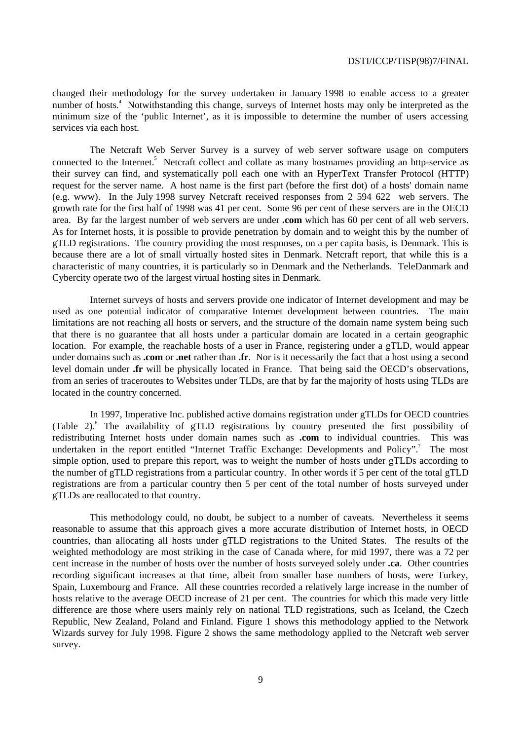changed their methodology for the survey undertaken in January 1998 to enable access to a greater number of hosts.[4] Notwithstanding this change, surveys of Internet hosts may only be interpreted as the minimum size of the 'public Internet', as it is impossible to determine the number of users accessing services via each host.

The Netcraft Web Server Survey is a survey of web server software usage on computers connected to the Internet.[5] Netcraft collect and collate as many hostnames providing an http-service as their survey can find, and systematically poll each one with an HyperText Transfer Protocol (HTTP) request for the server name. A host name is the first part (before the first dot) of a hosts' domain name (e.g. www). In the July 1998 survey Netcraft received responses from 2 594 622 web servers. The growth rate for the first half of 1998 was 41 per cent. Some 96 per cent of these servers are in the OECD area. By far the largest number of web servers are under **.com** which has 60 per cent of all web servers. As for Internet hosts, it is possible to provide penetration by domain and to weight this by the number of gTLD registrations. The country providing the most responses, on a per capita basis, is Denmark. This is because there are a lot of small virtually hosted sites in Denmark. Netcraft report, that while this is a characteristic of many countries, it is particularly so in Denmark and the Netherlands. TeleDanmark and Cybercity operate two of the largest virtual hosting sites in Denmark.

Internet surveys of hosts and servers provide one indicator of Internet development and may be used as one potential indicator of comparative Internet development between countries. The main limitations are not reaching all hosts or servers, and the structure of the domain name system being such that there is no guarantee that all hosts under a particular domain are located in a certain geographic location. For example, the reachable hosts of a user in France, registering under a gTLD, would appear under domains such as **.com** or **.net** rather than **.fr**. Nor is it necessarily the fact that a host using a second level domain under **.fr** will be physically located in France. That being said the OECD's observations, from an series of traceroutes to Websites under TLDs, are that by far the majority of hosts using TLDs are located in the country concerned.

In 1997, Imperative Inc. published active domains registration under gTLDs for OECD countries (Table 2).[6] The availability of gTLD registrations by country presented the first possibility of redistributing Internet hosts under domain names such as **.com** to individual countries. This was undertaken in the report entitled "Internet Traffic Exchange: Developments and Policy".[7] The most simple option, used to prepare this report, was to weight the number of hosts under gTLDs according to the number of gTLD registrations from a particular country. In other words if 5 per cent of the total gTLD registrations are from a particular country then 5 per cent of the total number of hosts surveyed under gTLDs are reallocated to that country.

This methodology could, no doubt, be subject to a number of caveats. Nevertheless it seems reasonable to assume that this approach gives a more accurate distribution of Internet hosts, in OECD countries, than allocating all hosts under gTLD registrations to the United States. The results of the weighted methodology are most striking in the case of Canada where, for mid 1997, there was a 72 per cent increase in the number of hosts over the number of hosts surveyed solely under **.ca**. Other countries recording significant increases at that time, albeit from smaller base numbers of hosts, were Turkey, Spain, Luxembourg and France. All these countries recorded a relatively large increase in the number of hosts relative to the average OECD increase of 21 per cent. The countries for which this made very little difference are those where users mainly rely on national TLD registrations, such as Iceland, the Czech Republic, New Zealand, Poland and Finland. Figure 1 shows this methodology applied to the Network Wizards survey for July 1998. Figure 2 shows the same methodology applied to the Netcraft web server survey.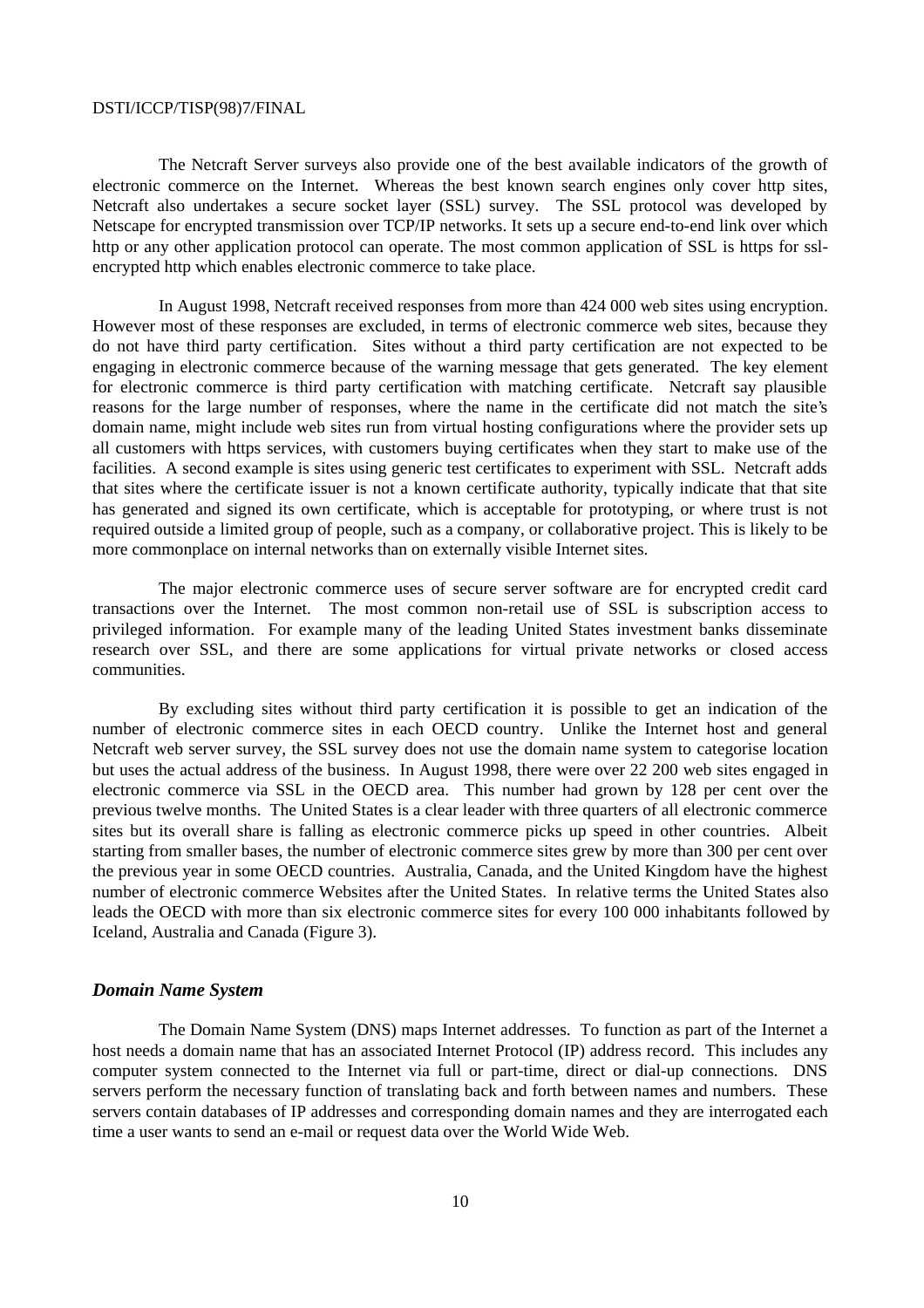The Netcraft Server surveys also provide one of the best available indicators of the growth of electronic commerce on the Internet. Whereas the best known search engines only cover http sites, Netcraft also undertakes a secure socket layer (SSL) survey. The SSL protocol was developed by Netscape for encrypted transmission over TCP/IP networks. It sets up a secure end-to-end link over which http or any other application protocol can operate. The most common application of SSL is https for ssl-encrypted http which enables electronic commerce to take place.

In August 1998, Netcraft received responses from more than 424 000 web sites using encryption. However most of these responses are excluded, in terms of electronic commerce web sites, because they do not have third party certification. Sites without a third party certification are not expected to be engaging in electronic commerce because of the warning message that gets generated. The key element for electronic commerce is third party certification with matching certificate. Netcraft say plausible reasons for the large number of responses, where the name in the certificate did not match the site's domain name, might include web sites run from virtual hosting configurations where the provider sets up all customers with https services, with customers buying certificates when they start to make use of the facilities. A second example is sites using generic test certificates to experiment with SSL. Netcraft adds that sites where the certificate issuer is not a known certificate authority, typically indicate that that site has generated and signed its own certificate, which is acceptable for prototyping, or where trust is not required outside a limited group of people, such as a company, or collaborative project. This is likely to be more commonplace on internal networks than on externally visible Internet sites.

The major electronic commerce uses of secure server software are for encrypted credit card transactions over the Internet. The most common non-retail use of SSL is subscription access to privileged information. For example many of the leading United States investment banks disseminate research over SSL, and there are some applications for virtual private networks or closed access communities.

By excluding sites without third party certification it is possible to get an indication of the number of electronic commerce sites in each OECD country. Unlike the Internet host and general Netcraft web server survey, the SSL survey does not use the domain name system to categorise location but uses the actual address of the business. In August 1998, there were over 22 200 web sites engaged in electronic commerce via SSL in the OECD area. This number had grown by 128 per cent over the previous twelve months. The United States is a clear leader with three quarters of all electronic commerce sites but its overall share is falling as electronic commerce picks up speed in other countries. Albeit starting from smaller bases, the number of electronic commerce sites grew by more than 300 per cent over the previous year in some OECD countries. Australia, Canada, and the United Kingdom have the highest number of electronic commerce Websites after the United States. In relative terms the United States also leads the OECD with more than six electronic commerce sites for every 100 000 inhabitants followed by Iceland, Australia and Canada (Figure 3).

### *Domain Name System*

The Domain Name System (DNS) maps Internet addresses. To function as part of the Internet a host needs a domain name that has an associated Internet Protocol (IP) address record. This includes any computer system connected to the Internet via full or part-time, direct or dial-up connections. DNS servers perform the necessary function of translating back and forth between names and numbers. These servers contain databases of IP addresses and corresponding domain names and they are interrogated each time a user wants to send an e-mail or request data over the World Wide Web.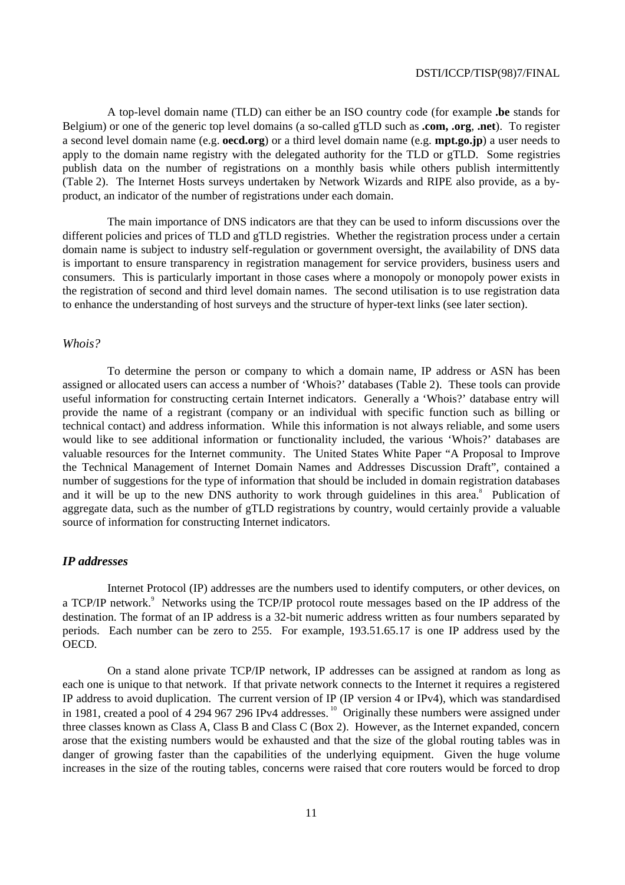A top-level domain name (TLD) can either be an ISO country code (for example **.be** stands for Belgium) or one of the generic top level domains (a so-called gTLD such as **.com, .org**, **.net**). To register a second level domain name (e.g. **oecd.org**) or a third level domain name (e.g. **mpt.go.jp**) a user needs to apply to the domain name registry with the delegated authority for the TLD or gTLD. Some registries publish data on the number of registrations on a monthly basis while others publish intermittently (Table 2). The Internet Hosts surveys undertaken by Network Wizards and RIPE also provide, as a by-product, an indicator of the number of registrations under each domain.

The main importance of DNS indicators are that they can be used to inform discussions over the different policies and prices of TLD and gTLD registries. Whether the registration process under a certain domain name is subject to industry self-regulation or government oversight, the availability of DNS data is important to ensure transparency in registration management for service providers, business users and consumers. This is particularly important in those cases where a monopoly or monopoly power exists in the registration of second and third level domain names. The second utilisation is to use registration data to enhance the understanding of host surveys and the structure of hyper-text links (see later section).

### *Whois?*

To determine the person or company to which a domain name, IP address or ASN has been assigned or allocated users can access a number of 'Whois?' databases (Table 2). These tools can provide useful information for constructing certain Internet indicators. Generally a 'Whois?' database entry will provide the name of a registrant (company or an individual with specific function such as billing or technical contact) and address information. While this information is not always reliable, and some users would like to see additional information or functionality included, the various 'Whois?' databases are valuable resources for the Internet community. The United States White Paper "A Proposal to Improve the Technical Management of Internet Domain Names and Addresses Discussion Draft", contained a number of suggestions for the type of information that should be included in domain registration databases and it will be up to the new DNS authority to work through guidelines in this area.[8] Publication of aggregate data, such as the number of gTLD registrations by country, would certainly provide a valuable source of information for constructing Internet indicators.

### ***IP addresses***

Internet Protocol (IP) addresses are the numbers used to identify computers, or other devices, on a TCP/IP network.[9] Networks using the TCP/IP protocol route messages based on the IP address of the destination. The format of an IP address is a 32-bit numeric address written as four numbers separated by periods. Each number can be zero to 255. For example, 193.51.65.17 is one IP address used by the OECD.

On a stand alone private TCP/IP network, IP addresses can be assigned at random as long as each one is unique to that network. If that private network connects to the Internet it requires a registered IP address to avoid duplication. The current version of IP (IP version 4 or IPv4), which was standardised in 1981, created a pool of 4 294 967 296 IPv4 addresses.[10] Originally these numbers were assigned under three classes known as Class A, Class B and Class C (Box 2). However, as the Internet expanded, concern arose that the existing numbers would be exhausted and that the size of the global routing tables was in danger of growing faster than the capabilities of the underlying equipment. Given the huge volume increases in the size of the routing tables, concerns were raised that core routers would be forced to drop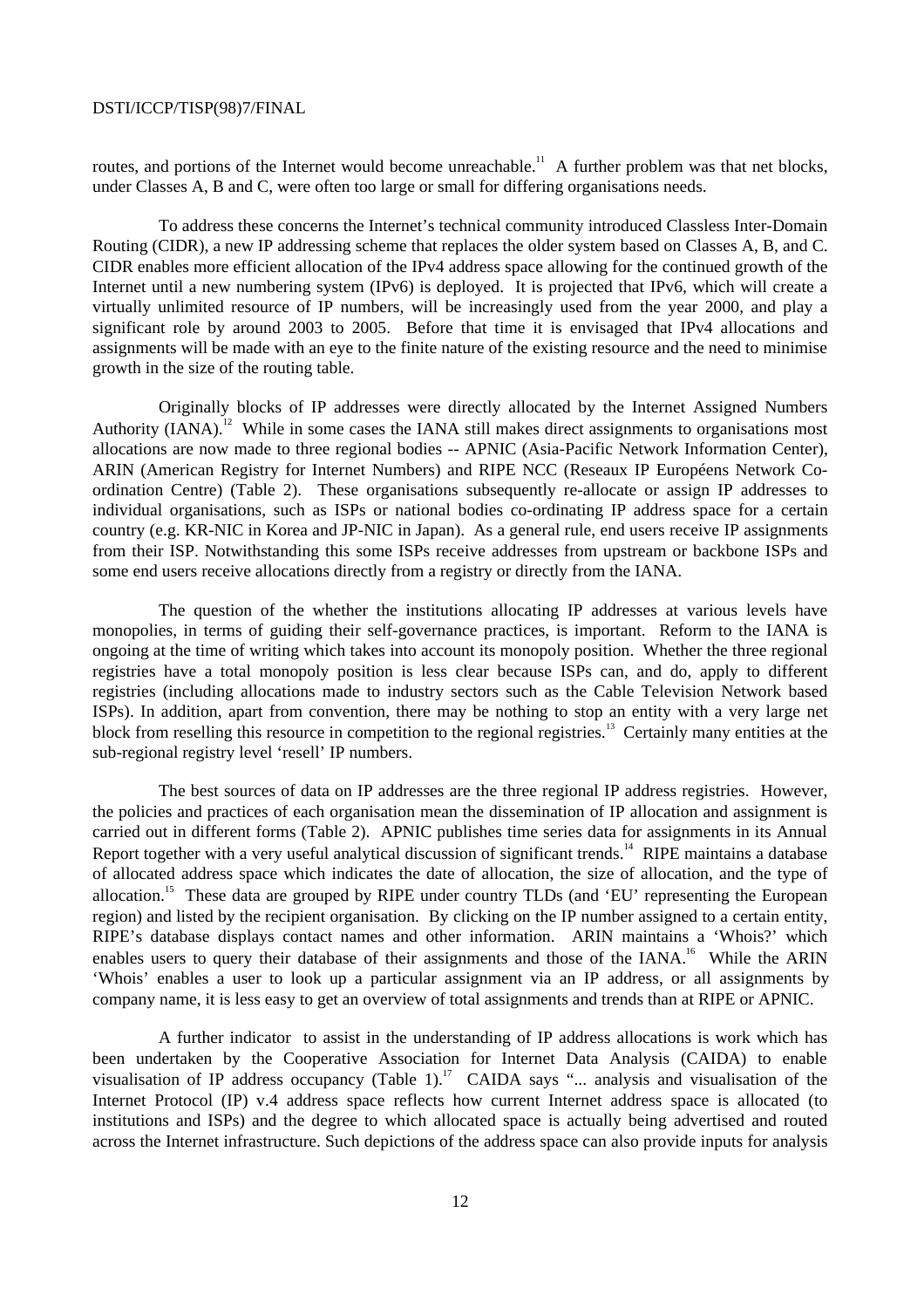routes, and portions of the Internet would become unreachable.[11] A further problem was that net blocks, under Classes A, B and C, were often too large or small for differing organisations needs.

To address these concerns the Internet's technical community introduced Classless Inter-Domain Routing (CIDR), a new IP addressing scheme that replaces the older system based on Classes A, B, and C. CIDR enables more efficient allocation of the IPv4 address space allowing for the continued growth of the Internet until a new numbering system (IPv6) is deployed. It is projected that IPv6, which will create a virtually unlimited resource of IP numbers, will be increasingly used from the year 2000, and play a significant role by around 2003 to 2005. Before that time it is envisaged that IPv4 allocations and assignments will be made with an eye to the finite nature of the existing resource and the need to minimise growth in the size of the routing table.

Originally blocks of IP addresses were directly allocated by the Internet Assigned Numbers Authority (IANA).[12] While in some cases the IANA still makes direct assignments to organisations most allocations are now made to three regional bodies -- APNIC (Asia-Pacific Network Information Center), ARIN (American Registry for Internet Numbers) and RIPE NCC (Reseaux IP Européens Network Co-ordination Centre) (Table 2). These organisations subsequently re-allocate or assign IP addresses to individual organisations, such as ISPs or national bodies co-ordinating IP address space for a certain country (e.g. KR-NIC in Korea and JP-NIC in Japan). As a general rule, end users receive IP assignments from their ISP. Notwithstanding this some ISPs receive addresses from upstream or backbone ISPs and some end users receive allocations directly from a registry or directly from the IANA.

The question of the whether the institutions allocating IP addresses at various levels have monopolies, in terms of guiding their self-governance practices, is important. Reform to the IANA is ongoing at the time of writing which takes into account its monopoly position. Whether the three regional registries have a total monopoly position is less clear because ISPs can, and do, apply to different registries (including allocations made to industry sectors such as the Cable Television Network based ISPs). In addition, apart from convention, there may be nothing to stop an entity with a very large net block from reselling this resource in competition to the regional registries.[13] Certainly many entities at the sub-regional registry level 'resell' IP numbers.

The best sources of data on IP addresses are the three regional IP address registries. However, the policies and practices of each organisation mean the dissemination of IP allocation and assignment is carried out in different forms (Table 2). APNIC publishes time series data for assignments in its Annual Report together with a very useful analytical discussion of significant trends.[14] RIPE maintains a database of allocated address space which indicates the date of allocation, the size of allocation, and the type of allocation.[15] These data are grouped by RIPE under country TLDs (and 'EU' representing the European region) and listed by the recipient organisation. By clicking on the IP number assigned to a certain entity, RIPE's database displays contact names and other information. ARIN maintains a 'Whois?' which enables users to query their database of their assignments and those of the IANA.[16] While the ARIN 'Whois' enables a user to look up a particular assignment via an IP address, or all assignments by company name, it is less easy to get an overview of total assignments and trends than at RIPE or APNIC.

A further indicator to assist in the understanding of IP address allocations is work which has been undertaken by the Cooperative Association for Internet Data Analysis (CAIDA) to enable visualisation of IP address occupancy (Table 1).[17] CAIDA says "... analysis and visualisation of the Internet Protocol (IP) v.4 address space reflects how current Internet address space is allocated (to institutions and ISPs) and the degree to which allocated space is actually being advertised and routed across the Internet infrastructure. Such depictions of the address space can also provide inputs for analysis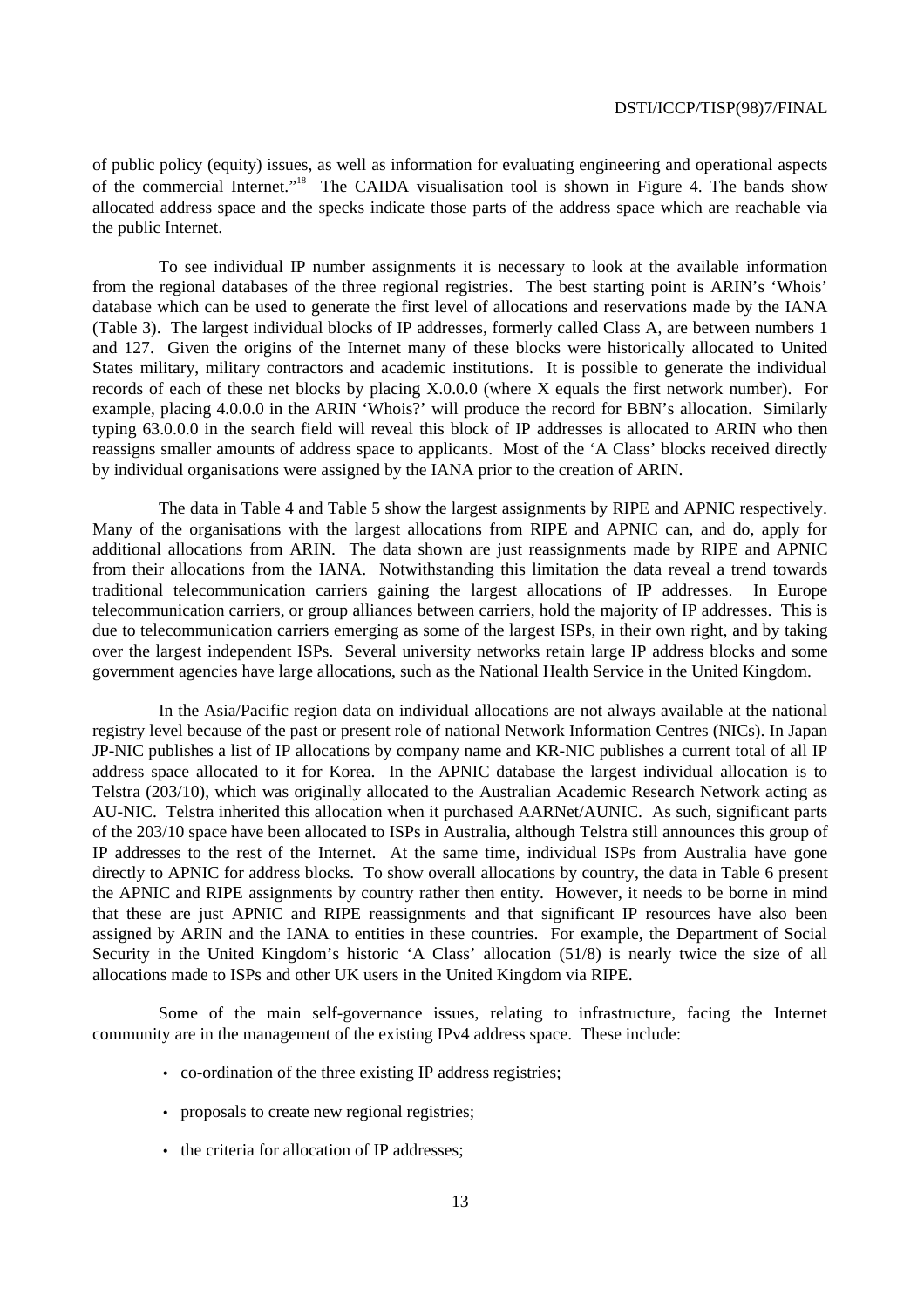of public policy (equity) issues, as well as information for evaluating engineering and operational aspects of the commercial Internet."[18] The CAIDA visualisation tool is shown in Figure 4. The bands show allocated address space and the specks indicate those parts of the address space which are reachable via the public Internet.

To see individual IP number assignments it is necessary to look at the available information from the regional databases of the three regional registries. The best starting point is ARIN's 'Whois' database which can be used to generate the first level of allocations and reservations made by the IANA (Table 3). The largest individual blocks of IP addresses, formerly called Class A, are between numbers 1 and 127. Given the origins of the Internet many of these blocks were historically allocated to United States military, military contractors and academic institutions. It is possible to generate the individual records of each of these net blocks by placing X.0.0.0 (where X equals the first network number). For example, placing 4.0.0.0 in the ARIN 'Whois?' will produce the record for BBN's allocation. Similarly typing 63.0.0.0 in the search field will reveal this block of IP addresses is allocated to ARIN who then reassigns smaller amounts of address space to applicants. Most of the 'A Class' blocks received directly by individual organisations were assigned by the IANA prior to the creation of ARIN.

The data in Table 4 and Table 5 show the largest assignments by RIPE and APNIC respectively. Many of the organisations with the largest allocations from RIPE and APNIC can, and do, apply for additional allocations from ARIN. The data shown are just reassignments made by RIPE and APNIC from their allocations from the IANA. Notwithstanding this limitation the data reveal a trend towards traditional telecommunication carriers gaining the largest allocations of IP addresses. In Europe telecommunication carriers, or group alliances between carriers, hold the majority of IP addresses. This is due to telecommunication carriers emerging as some of the largest ISPs, in their own right, and by taking over the largest independent ISPs. Several university networks retain large IP address blocks and some government agencies have large allocations, such as the National Health Service in the United Kingdom.

In the Asia/Pacific region data on individual allocations are not always available at the national registry level because of the past or present role of national Network Information Centres (NICs). In Japan JP-NIC publishes a list of IP allocations by company name and KR-NIC publishes a current total of all IP address space allocated to it for Korea. In the APNIC database the largest individual allocation is to Telstra (203/10), which was originally allocated to the Australian Academic Research Network acting as AU-NIC. Telstra inherited this allocation when it purchased AARNet/AUNIC. As such, significant parts of the 203/10 space have been allocated to ISPs in Australia, although Telstra still announces this group of IP addresses to the rest of the Internet. At the same time, individual ISPs from Australia have gone directly to APNIC for address blocks. To show overall allocations by country, the data in Table 6 present the APNIC and RIPE assignments by country rather then entity. However, it needs to be borne in mind that these are just APNIC and RIPE reassignments and that significant IP resources have also been assigned by ARIN and the IANA to entities in these countries. For example, the Department of Social Security in the United Kingdom's historic 'A Class' allocation (51/8) is nearly twice the size of all allocations made to ISPs and other UK users in the United Kingdom via RIPE.

Some of the main self-governance issues, relating to infrastructure, facing the Internet community are in the management of the existing IPv4 address space. These include:

- co-ordination of the three existing IP address registries;
- proposals to create new regional registries;
- the criteria for allocation of IP addresses;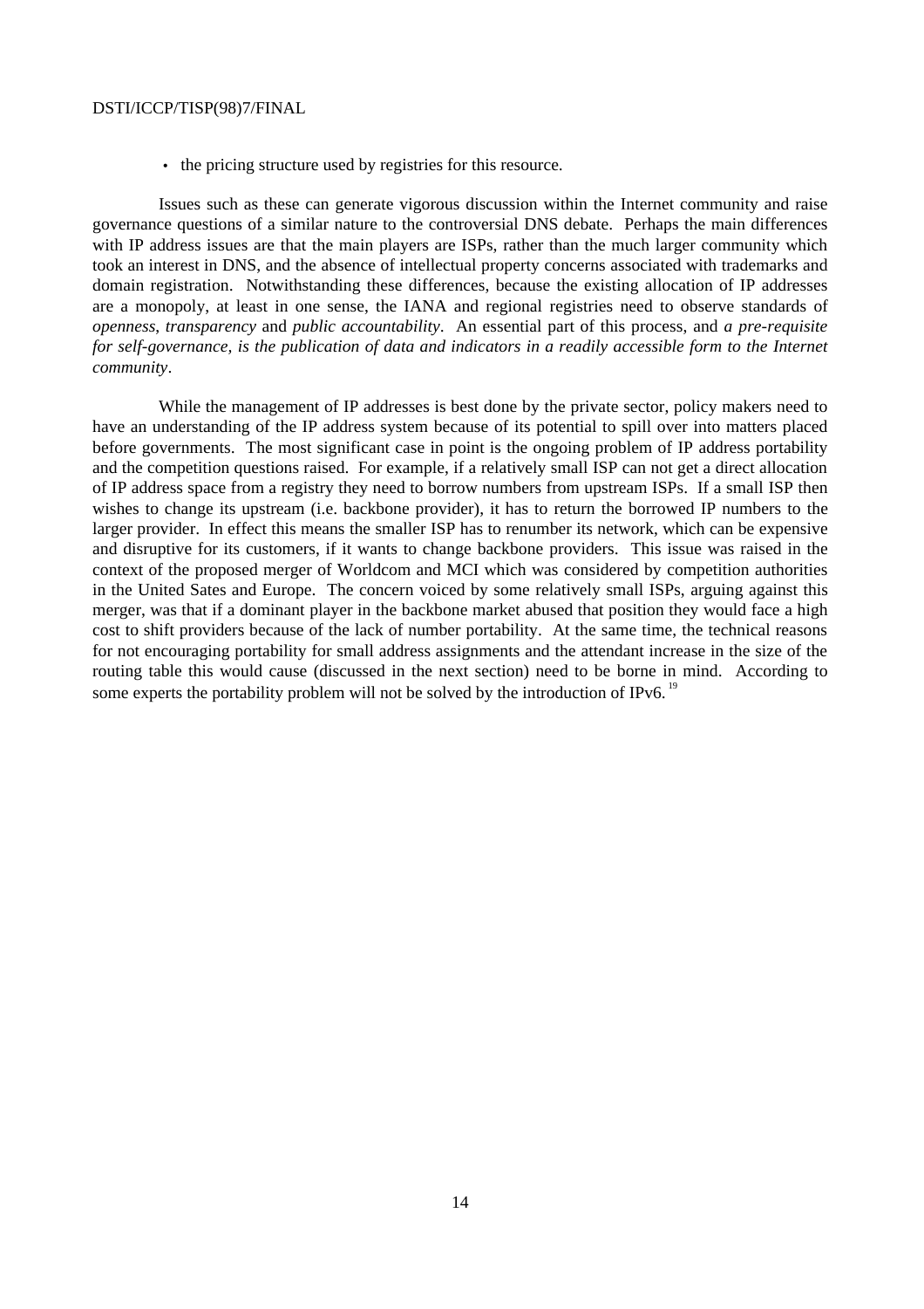- the pricing structure used by registries for this resource.

Issues such as these can generate vigorous discussion within the Internet community and raise governance questions of a similar nature to the controversial DNS debate. Perhaps the main differences with IP address issues are that the main players are ISPs, rather than the much larger community which took an interest in DNS, and the absence of intellectual property concerns associated with trademarks and domain registration. Notwithstanding these differences, because the existing allocation of IP addresses are a monopoly, at least in one sense, the IANA and regional registries need to observe standards of *openness*, *transparency* and *public accountability*. An essential part of this process, and *a pre-requisite for self-governance, is the publication of data and indicators in a readily accessible form to the Internet community*.

While the management of IP addresses is best done by the private sector, policy makers need to have an understanding of the IP address system because of its potential to spill over into matters placed before governments. The most significant case in point is the ongoing problem of IP address portability and the competition questions raised. For example, if a relatively small ISP can not get a direct allocation of IP address space from a registry they need to borrow numbers from upstream ISPs. If a small ISP then wishes to change its upstream (i.e. backbone provider), it has to return the borrowed IP numbers to the larger provider. In effect this means the smaller ISP has to renumber its network, which can be expensive and disruptive for its customers, if it wants to change backbone providers. This issue was raised in the context of the proposed merger of Worldcom and MCI which was considered by competition authorities in the United Sates and Europe. The concern voiced by some relatively small ISPs, arguing against this merger, was that if a dominant player in the backbone market abused that position they would face a high cost to shift providers because of the lack of number portability. At the same time, the technical reasons for not encouraging portability for small address assignments and the attendant increase in the size of the routing table this would cause (discussed in the next section) need to be borne in mind. According to some experts the portability problem will not be solved by the introduction of IPv6.[19]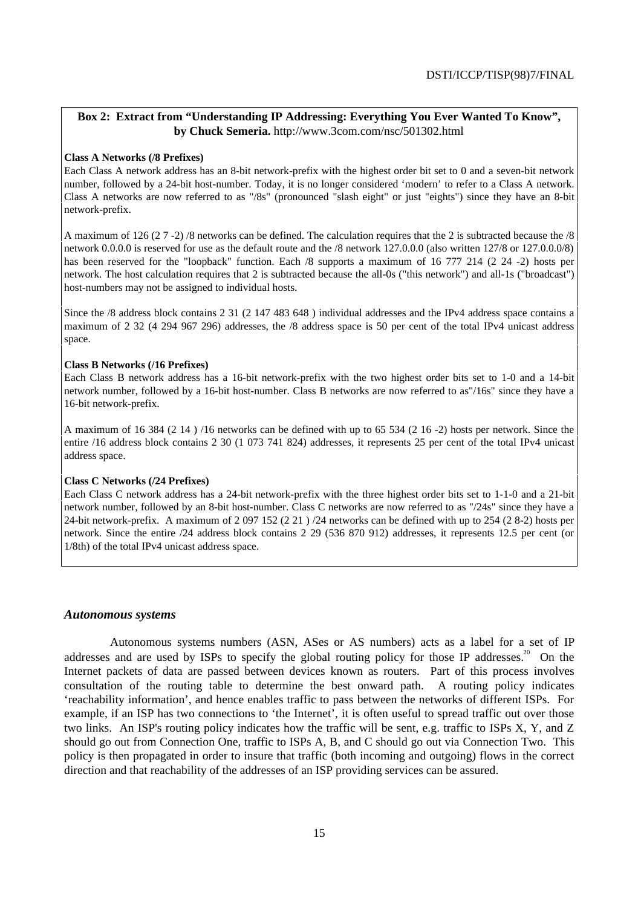**Box 2: Extract from "Understanding IP Addressing: Everything You Ever Wanted To Know", by Chuck Semeria.** http://www.3com.com/nsc/501302.html

**Class A Networks (/8 Prefixes)**

Each Class A network address has an 8-bit network-prefix with the highest order bit set to 0 and a seven-bit network number, followed by a 24-bit host-number. Today, it is no longer considered 'modern' to refer to a Class A network. Class A networks are now referred to as "/8s" (pronounced "slash eight" or just "eights") since they have an 8-bit network-prefix.

A maximum of 126 ($2^7$ -2) /8 networks can be defined. The calculation requires that the 2 is subtracted because the /8 network 0.0.0.0 is reserved for use as the default route and the /8 network 127.0.0.0 (also written 127/8 or 127.0.0.0/8) has been reserved for the "loopback" function. Each /8 supports a maximum of 16 777 214 ($2^{24}$ -2) hosts per network. The host calculation requires that 2 is subtracted because the all-0s ("this network") and all-1s ("broadcast") host-numbers may not be assigned to individual hosts.

Since the /8 address block contains $2^{31}$ (2 147 483 648 ) individual addresses and the IPv4 address space contains a maximum of $2^{32}$ (4 294 967 296) addresses, the /8 address space is 50 per cent of the total IPv4 unicast address space.

**Class B Networks (/16 Prefixes)**

Each Class B network address has a 16-bit network-prefix with the two highest order bits set to 1-0 and a 14-bit network number, followed by a 16-bit host-number. Class B networks are now referred to as"/16s" since they have a 16-bit network-prefix.

A maximum of 16 384 ($2^{14}$ ) /16 networks can be defined with up to 65 534 ($2^{16}$ -2) hosts per network. Since the entire /16 address block contains $2^{30}$ (1 073 741 824) addresses, it represents 25 per cent of the total IPv4 unicast address space.

**Class C Networks (/24 Prefixes)**

Each Class C network address has a 24-bit network-prefix with the three highest order bits set to 1-1-0 and a 21-bit network number, followed by an 8-bit host-number. Class C networks are now referred to as "/24s" since they have a 24-bit network-prefix. A maximum of 2 097 152 ($2^{21}$ ) /24 networks can be defined with up to 254 ($2^8$-2) hosts per network. Since the entire /24 address block contains $2^{29}$ (536 870 912) addresses, it represents 12.5 per cent (or 1/8th) of the total IPv4 unicast address space.

### *Autonomous systems*

Autonomous systems numbers (ASN, ASes or AS numbers) acts as a label for a set of IP addresses and are used by ISPs to specify the global routing policy for those IP addresses.[20] On the Internet packets of data are passed between devices known as routers. Part of this process involves consultation of the routing table to determine the best onward path. A routing policy indicates 'reachability information', and hence enables traffic to pass between the networks of different ISPs. For example, if an ISP has two connections to 'the Internet', it is often useful to spread traffic out over those two links. An ISP's routing policy indicates how the traffic will be sent, e.g. traffic to ISPs X, Y, and Z should go out from Connection One, traffic to ISPs A, B, and C should go out via Connection Two. This policy is then propagated in order to insure that traffic (both incoming and outgoing) flows in the correct direction and that reachability of the addresses of an ISP providing services can be assured.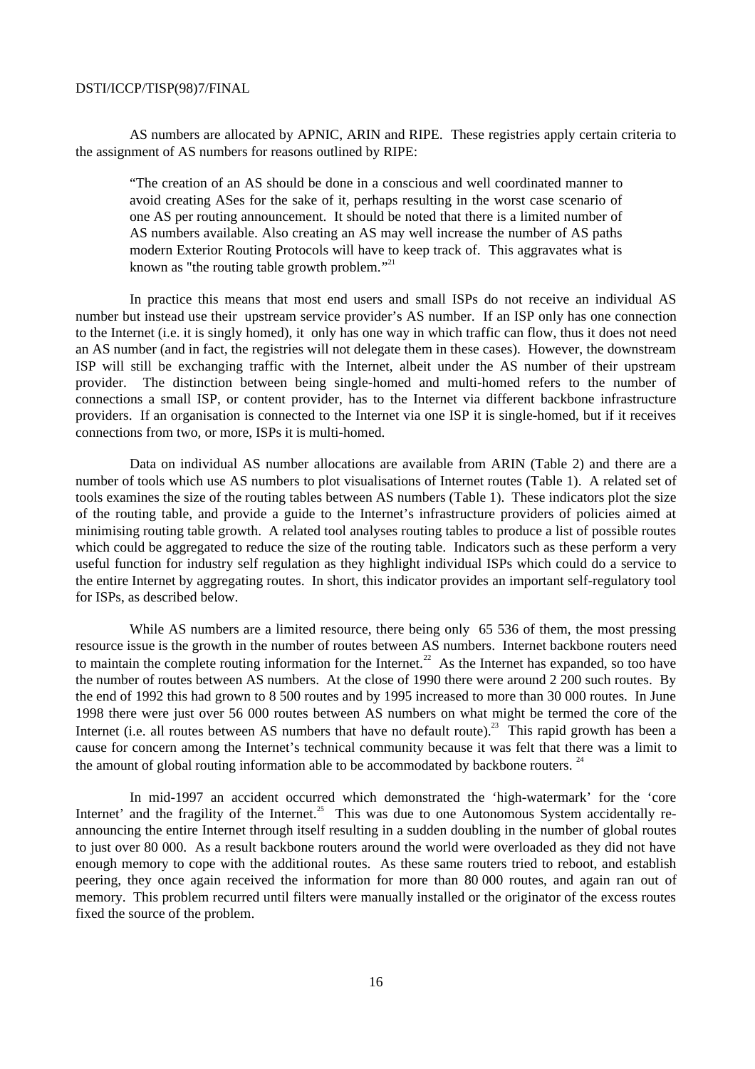AS numbers are allocated by APNIC, ARIN and RIPE. These registries apply certain criteria to the assignment of AS numbers for reasons outlined by RIPE:

> "The creation of an AS should be done in a conscious and well coordinated manner to avoid creating ASes for the sake of it, perhaps resulting in the worst case scenario of one AS per routing announcement. It should be noted that there is a limited number of AS numbers available. Also creating an AS may well increase the number of AS paths modern Exterior Routing Protocols will have to keep track of. This aggravates what is known as "the routing table growth problem."[21]

In practice this means that most end users and small ISPs do not receive an individual AS number but instead use their upstream service provider's AS number. If an ISP only has one connection to the Internet (i.e. it is singly homed), it only has one way in which traffic can flow, thus it does not need an AS number (and in fact, the registries will not delegate them in these cases). However, the downstream ISP will still be exchanging traffic with the Internet, albeit under the AS number of their upstream provider. The distinction between being single-homed and multi-homed refers to the number of connections a small ISP, or content provider, has to the Internet via different backbone infrastructure providers. If an organisation is connected to the Internet via one ISP it is single-homed, but if it receives connections from two, or more, ISPs it is multi-homed.

Data on individual AS number allocations are available from ARIN (Table 2) and there are a number of tools which use AS numbers to plot visualisations of Internet routes (Table 1). A related set of tools examines the size of the routing tables between AS numbers (Table 1). These indicators plot the size of the routing table, and provide a guide to the Internet's infrastructure providers of policies aimed at minimising routing table growth. A related tool analyses routing tables to produce a list of possible routes which could be aggregated to reduce the size of the routing table. Indicators such as these perform a very useful function for industry self regulation as they highlight individual ISPs which could do a service to the entire Internet by aggregating routes. In short, this indicator provides an important self-regulatory tool for ISPs, as described below.

While AS numbers are a limited resource, there being only 65 536 of them, the most pressing resource issue is the growth in the number of routes between AS numbers. Internet backbone routers need to maintain the complete routing information for the Internet.[22] As the Internet has expanded, so too have the number of routes between AS numbers. At the close of 1990 there were around 2 200 such routes. By the end of 1992 this had grown to 8 500 routes and by 1995 increased to more than 30 000 routes. In June 1998 there were just over 56 000 routes between AS numbers on what might be termed the core of the Internet (i.e. all routes between AS numbers that have no default route).[23] This rapid growth has been a cause for concern among the Internet's technical community because it was felt that there was a limit to the amount of global routing information able to be accommodated by backbone routers.[24]

In mid-1997 an accident occurred which demonstrated the 'high-watermark' for the 'core Internet' and the fragility of the Internet.[25] This was due to one Autonomous System accidentally re-announcing the entire Internet through itself resulting in a sudden doubling in the number of global routes to just over 80 000. As a result backbone routers around the world were overloaded as they did not have enough memory to cope with the additional routes. As these same routers tried to reboot, and establish peering, they once again received the information for more than 80 000 routes, and again ran out of memory. This problem recurred until filters were manually installed or the originator of the excess routes fixed the source of the problem.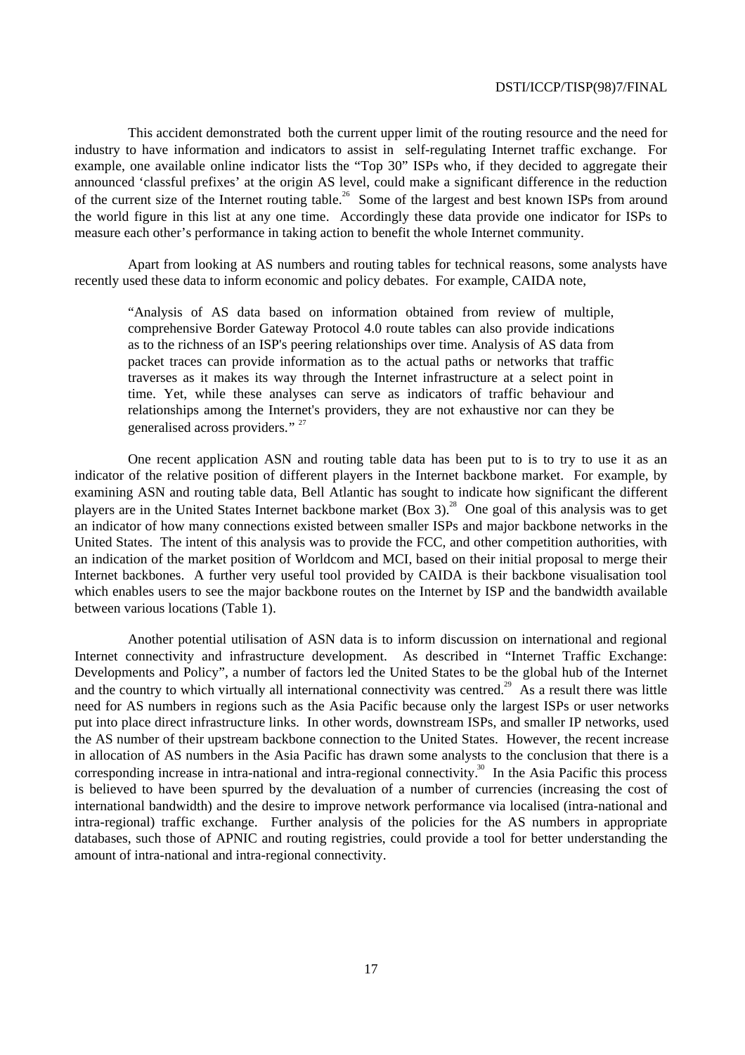This accident demonstrated both the current upper limit of the routing resource and the need for industry to have information and indicators to assist in self-regulating Internet traffic exchange. For example, one available online indicator lists the "Top 30" ISPs who, if they decided to aggregate their announced 'classful prefixes' at the origin AS level, could make a significant difference in the reduction of the current size of the Internet routing table.[26] Some of the largest and best known ISPs from around the world figure in this list at any one time. Accordingly these data provide one indicator for ISPs to measure each other's performance in taking action to benefit the whole Internet community.

Apart from looking at AS numbers and routing tables for technical reasons, some analysts have recently used these data to inform economic and policy debates. For example, CAIDA note,

> "Analysis of AS data based on information obtained from review of multiple, comprehensive Border Gateway Protocol 4.0 route tables can also provide indications as to the richness of an ISP's peering relationships over time. Analysis of AS data from packet traces can provide information as to the actual paths or networks that traffic traverses as it makes its way through the Internet infrastructure at a select point in time. Yet, while these analyses can serve as indicators of traffic behaviour and relationships among the Internet's providers, they are not exhaustive nor can they be generalised across providers." [27]

One recent application ASN and routing table data has been put to is to try to use it as an indicator of the relative position of different players in the Internet backbone market. For example, by examining ASN and routing table data, Bell Atlantic has sought to indicate how significant the different players are in the United States Internet backbone market (Box 3).[28] One goal of this analysis was to get an indicator of how many connections existed between smaller ISPs and major backbone networks in the United States. The intent of this analysis was to provide the FCC, and other competition authorities, with an indication of the market position of Worldcom and MCI, based on their initial proposal to merge their Internet backbones. A further very useful tool provided by CAIDA is their backbone visualisation tool which enables users to see the major backbone routes on the Internet by ISP and the bandwidth available between various locations (Table 1).

Another potential utilisation of ASN data is to inform discussion on international and regional Internet connectivity and infrastructure development. As described in "Internet Traffic Exchange: Developments and Policy", a number of factors led the United States to be the global hub of the Internet and the country to which virtually all international connectivity was centred.[29] As a result there was little need for AS numbers in regions such as the Asia Pacific because only the largest ISPs or user networks put into place direct infrastructure links. In other words, downstream ISPs, and smaller IP networks, used the AS number of their upstream backbone connection to the United States. However, the recent increase in allocation of AS numbers in the Asia Pacific has drawn some analysts to the conclusion that there is a corresponding increase in intra-national and intra-regional connectivity.[30] In the Asia Pacific this process is believed to have been spurred by the devaluation of a number of currencies (increasing the cost of international bandwidth) and the desire to improve network performance via localised (intra-national and intra-regional) traffic exchange. Further analysis of the policies for the AS numbers in appropriate databases, such those of APNIC and routing registries, could provide a tool for better understanding the amount of intra-national and intra-regional connectivity.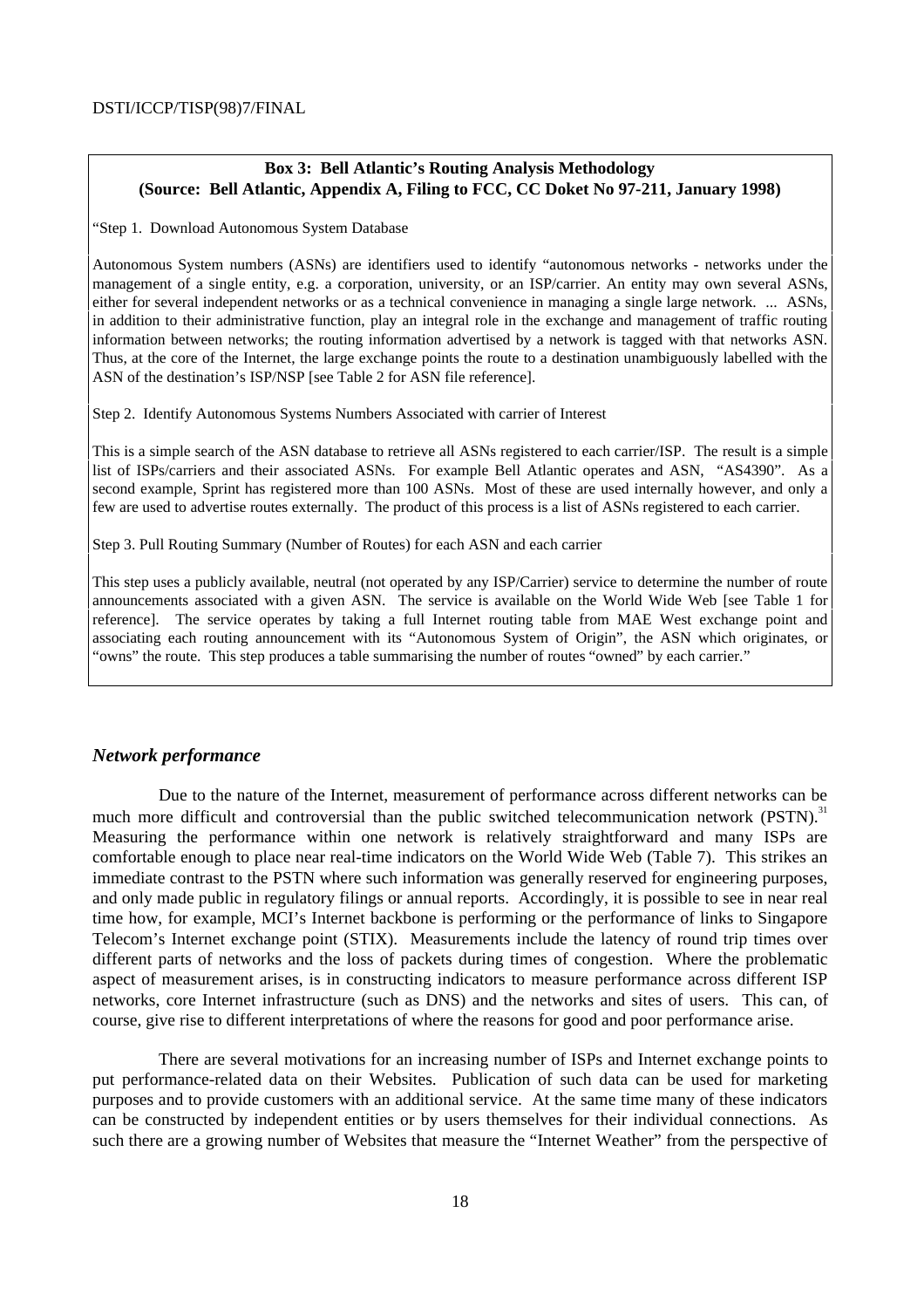**Box 3: Bell Atlantic's Routing Analysis Methodology**
**(Source: Bell Atlantic, Appendix A, Filing to FCC, CC Doket No 97-211, January 1998)**

"Step 1. Download Autonomous System Database

Autonomous System numbers (ASNs) are identifiers used to identify "autonomous networks - networks under the management of a single entity, e.g. a corporation, university, or an ISP/carrier. An entity may own several ASNs, either for several independent networks or as a technical convenience in managing a single large network. ... ASNs, in addition to their administrative function, play an integral role in the exchange and management of traffic routing information between networks; the routing information advertised by a network is tagged with that networks ASN. Thus, at the core of the Internet, the large exchange points the route to a destination unambiguously labelled with the ASN of the destination's ISP/NSP [see Table 2 for ASN file reference].

Step 2. Identify Autonomous Systems Numbers Associated with carrier of Interest

This is a simple search of the ASN database to retrieve all ASNs registered to each carrier/ISP. The result is a simple list of ISPs/carriers and their associated ASNs. For example Bell Atlantic operates and ASN, "AS4390". As a second example, Sprint has registered more than 100 ASNs. Most of these are used internally however, and only a few are used to advertise routes externally. The product of this process is a list of ASNs registered to each carrier.

Step 3. Pull Routing Summary (Number of Routes) for each ASN and each carrier

This step uses a publicly available, neutral (not operated by any ISP/Carrier) service to determine the number of route announcements associated with a given ASN. The service is available on the World Wide Web [see Table 1 for reference]. The service operates by taking a full Internet routing table from MAE West exchange point and associating each routing announcement with its "Autonomous System of Origin", the ASN which originates, or "owns" the route. This step produces a table summarising the number of routes "owned" by each carrier."

### *Network performance*

Due to the nature of the Internet, measurement of performance across different networks can be much more difficult and controversial than the public switched telecommunication network (PSTN).[31] Measuring the performance within one network is relatively straightforward and many ISPs are comfortable enough to place near real-time indicators on the World Wide Web (Table 7). This strikes an immediate contrast to the PSTN where such information was generally reserved for engineering purposes, and only made public in regulatory filings or annual reports. Accordingly, it is possible to see in near real time how, for example, MCI's Internet backbone is performing or the performance of links to Singapore Telecom's Internet exchange point (STIX). Measurements include the latency of round trip times over different parts of networks and the loss of packets during times of congestion. Where the problematic aspect of measurement arises, is in constructing indicators to measure performance across different ISP networks, core Internet infrastructure (such as DNS) and the networks and sites of users. This can, of course, give rise to different interpretations of where the reasons for good and poor performance arise.

There are several motivations for an increasing number of ISPs and Internet exchange points to put performance-related data on their Websites. Publication of such data can be used for marketing purposes and to provide customers with an additional service. At the same time many of these indicators can be constructed by independent entities or by users themselves for their individual connections. As such there are a growing number of Websites that measure the "Internet Weather" from the perspective of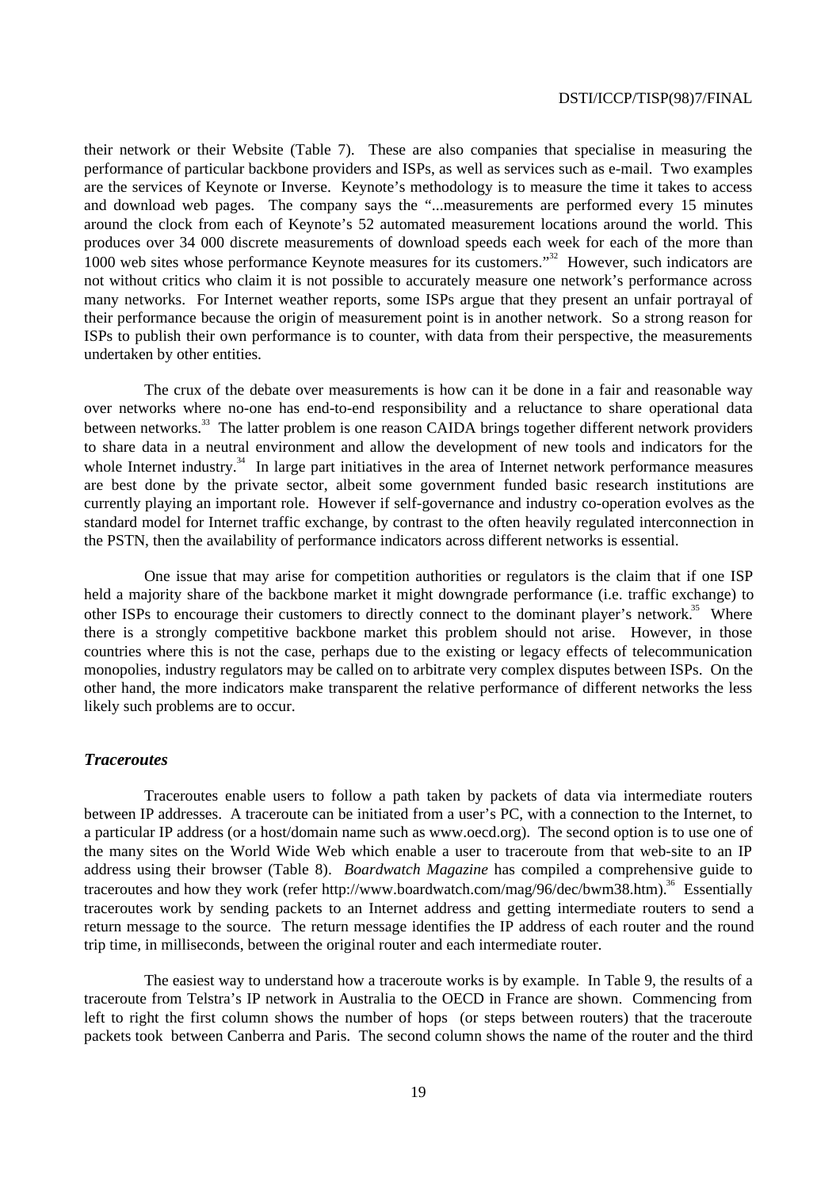their network or their Website (Table 7). These are also companies that specialise in measuring the performance of particular backbone providers and ISPs, as well as services such as e-mail. Two examples are the services of Keynote or Inverse. Keynote's methodology is to measure the time it takes to access and download web pages. The company says the "...measurements are performed every 15 minutes around the clock from each of Keynote's 52 automated measurement locations around the world. This produces over 34 000 discrete measurements of download speeds each week for each of the more than 1000 web sites whose performance Keynote measures for its customers."[32] However, such indicators are not without critics who claim it is not possible to accurately measure one network's performance across many networks. For Internet weather reports, some ISPs argue that they present an unfair portrayal of their performance because the origin of measurement point is in another network. So a strong reason for ISPs to publish their own performance is to counter, with data from their perspective, the measurements undertaken by other entities.

The crux of the debate over measurements is how can it be done in a fair and reasonable way over networks where no-one has end-to-end responsibility and a reluctance to share operational data between networks.[33] The latter problem is one reason CAIDA brings together different network providers to share data in a neutral environment and allow the development of new tools and indicators for the whole Internet industry.[34] In large part initiatives in the area of Internet network performance measures are best done by the private sector, albeit some government funded basic research institutions are currently playing an important role. However if self-governance and industry co-operation evolves as the standard model for Internet traffic exchange, by contrast to the often heavily regulated interconnection in the PSTN, then the availability of performance indicators across different networks is essential.

One issue that may arise for competition authorities or regulators is the claim that if one ISP held a majority share of the backbone market it might downgrade performance (i.e. traffic exchange) to other ISPs to encourage their customers to directly connect to the dominant player's network.[35] Where there is a strongly competitive backbone market this problem should not arise. However, in those countries where this is not the case, perhaps due to the existing or legacy effects of telecommunication monopolies, industry regulators may be called on to arbitrate very complex disputes between ISPs. On the other hand, the more indicators make transparent the relative performance of different networks the less likely such problems are to occur.

### *Traceroutes*

Traceroutes enable users to follow a path taken by packets of data via intermediate routers between IP addresses. A traceroute can be initiated from a user's PC, with a connection to the Internet, to a particular IP address (or a host/domain name such as www.oecd.org). The second option is to use one of the many sites on the World Wide Web which enable a user to traceroute from that web-site to an IP address using their browser (Table 8). *Boardwatch Magazine* has compiled a comprehensive guide to traceroutes and how they work (refer http://www.boardwatch.com/mag/96/dec/bwm38.htm).[36] Essentially traceroutes work by sending packets to an Internet address and getting intermediate routers to send a return message to the source. The return message identifies the IP address of each router and the round trip time, in milliseconds, between the original router and each intermediate router.

The easiest way to understand how a traceroute works is by example. In Table 9, the results of a traceroute from Telstra's IP network in Australia to the OECD in France are shown. Commencing from left to right the first column shows the number of hops (or steps between routers) that the traceroute packets took between Canberra and Paris. The second column shows the name of the router and the third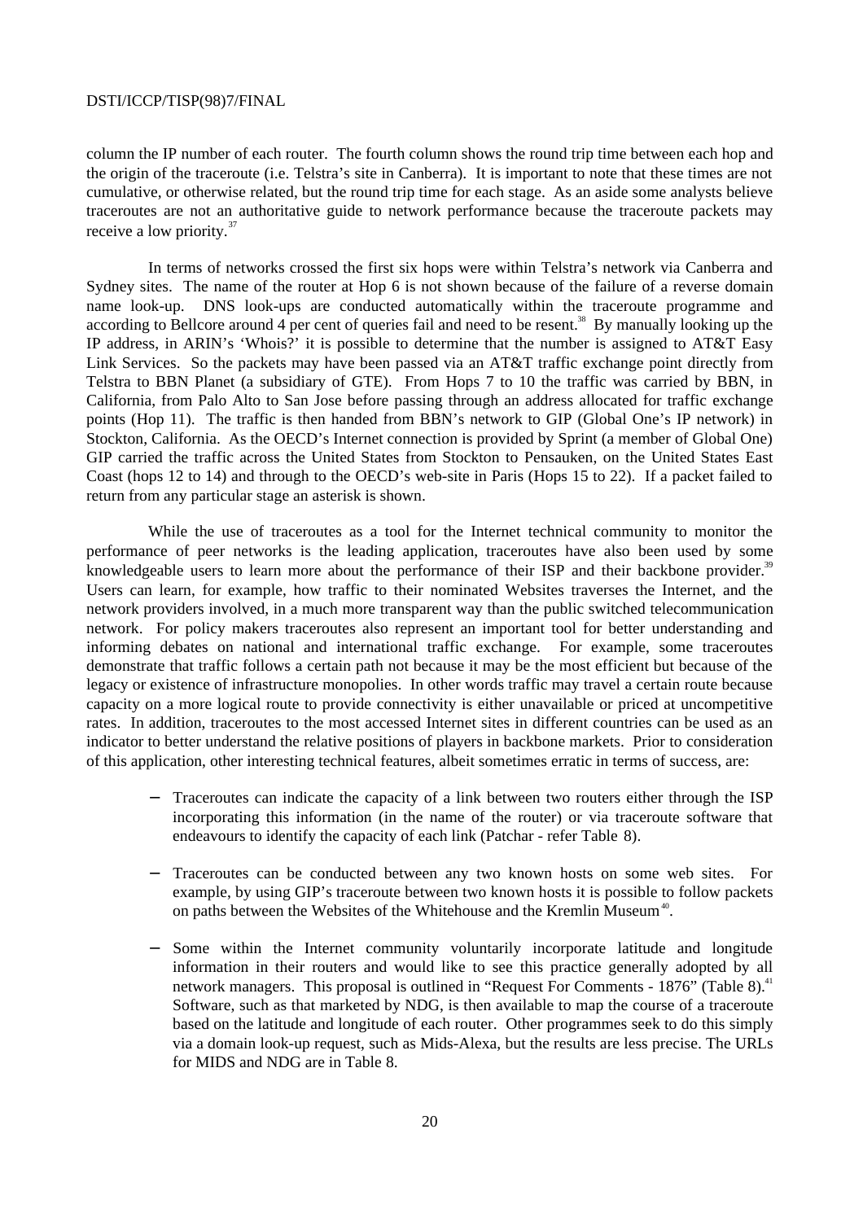column the IP number of each router. The fourth column shows the round trip time between each hop and the origin of the traceroute (i.e. Telstra's site in Canberra). It is important to note that these times are not cumulative, or otherwise related, but the round trip time for each stage. As an aside some analysts believe traceroutes are not an authoritative guide to network performance because the traceroute packets may receive a low priority.[37]

In terms of networks crossed the first six hops were within Telstra's network via Canberra and Sydney sites. The name of the router at Hop 6 is not shown because of the failure of a reverse domain name look-up. DNS look-ups are conducted automatically within the traceroute programme and according to Bellcore around 4 per cent of queries fail and need to be resent.[38] By manually looking up the IP address, in ARIN's 'Whois?' it is possible to determine that the number is assigned to AT&T Easy Link Services. So the packets may have been passed via an AT&T traffic exchange point directly from Telstra to BBN Planet (a subsidiary of GTE). From Hops 7 to 10 the traffic was carried by BBN, in California, from Palo Alto to San Jose before passing through an address allocated for traffic exchange points (Hop 11). The traffic is then handed from BBN's network to GIP (Global One's IP network) in Stockton, California. As the OECD's Internet connection is provided by Sprint (a member of Global One) GIP carried the traffic across the United States from Stockton to Pensauken, on the United States East Coast (hops 12 to 14) and through to the OECD's web-site in Paris (Hops 15 to 22). If a packet failed to return from any particular stage an asterisk is shown.

While the use of traceroutes as a tool for the Internet technical community to monitor the performance of peer networks is the leading application, traceroutes have also been used by some knowledgeable users to learn more about the performance of their ISP and their backbone provider.[39] Users can learn, for example, how traffic to their nominated Websites traverses the Internet, and the network providers involved, in a much more transparent way than the public switched telecommunication network. For policy makers traceroutes also represent an important tool for better understanding and informing debates on national and international traffic exchange. For example, some traceroutes demonstrate that traffic follows a certain path not because it may be the most efficient but because of the legacy or existence of infrastructure monopolies. In other words traffic may travel a certain route because capacity on a more logical route to provide connectivity is either unavailable or priced at uncompetitive rates. In addition, traceroutes to the most accessed Internet sites in different countries can be used as an indicator to better understand the relative positions of players in backbone markets. Prior to consideration of this application, other interesting technical features, albeit sometimes erratic in terms of success, are:

- Traceroutes can indicate the capacity of a link between two routers either through the ISP incorporating this information (in the name of the router) or via traceroute software that endeavours to identify the capacity of each link (Patchar - refer Table 8).

- Traceroutes can be conducted between any two known hosts on some web sites. For example, by using GIP's traceroute between two known hosts it is possible to follow packets on paths between the Websites of the Whitehouse and the Kremlin Museum[40].

- Some within the Internet community voluntarily incorporate latitude and longitude information in their routers and would like to see this practice generally adopted by all network managers. This proposal is outlined in "Request For Comments - 1876" (Table 8).[41] Software, such as that marketed by NDG, is then available to map the course of a traceroute based on the latitude and longitude of each router. Other programmes seek to do this simply via a domain look-up request, such as Mids-Alexa, but the results are less precise. The URLs for MIDS and NDG are in Table 8.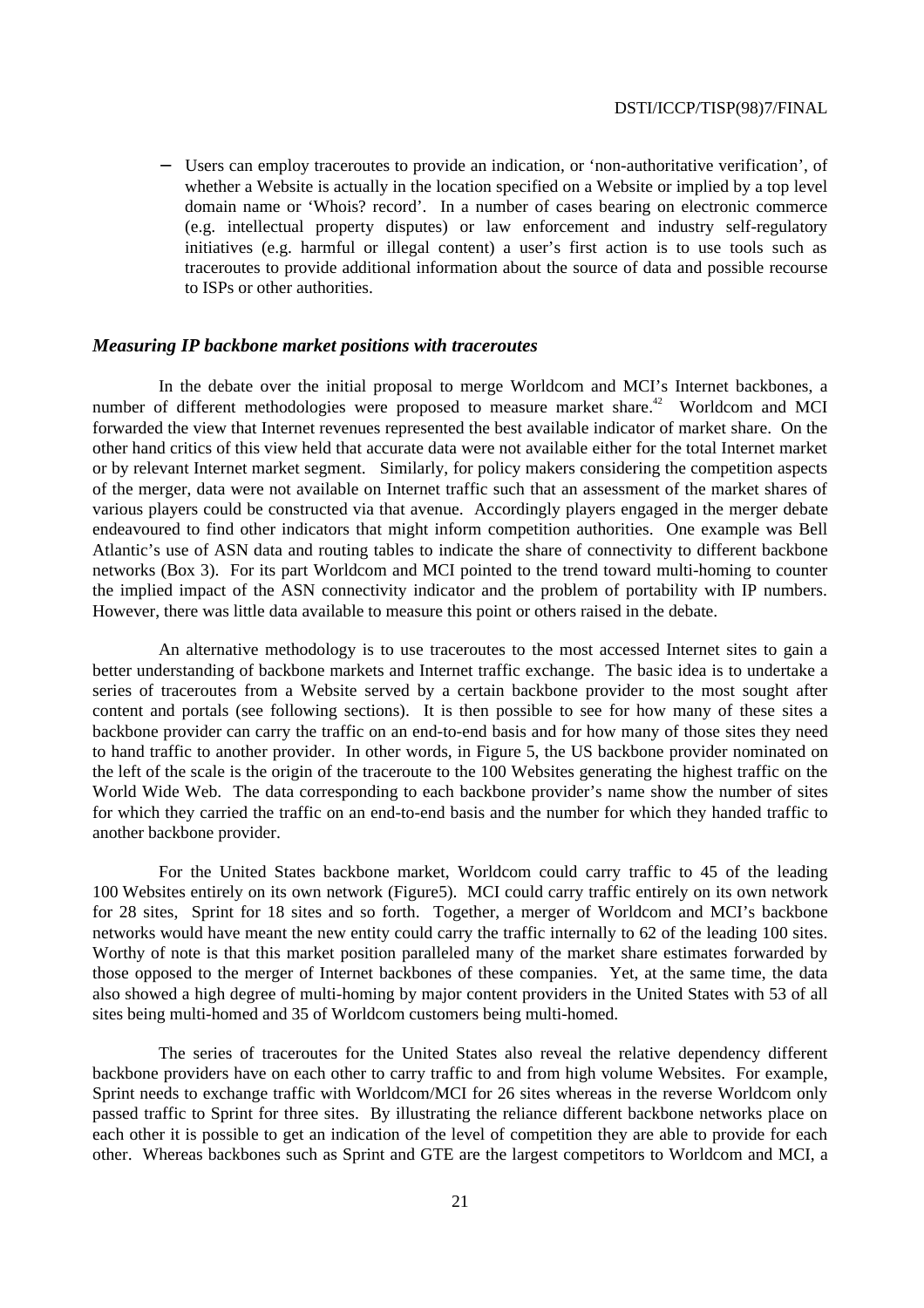- Users can employ traceroutes to provide an indication, or 'non-authoritative verification', of whether a Website is actually in the location specified on a Website or implied by a top level domain name or 'Whois? record'. In a number of cases bearing on electronic commerce (e.g. intellectual property disputes) or law enforcement and industry self-regulatory initiatives (e.g. harmful or illegal content) a user's first action is to use tools such as traceroutes to provide additional information about the source of data and possible recourse to ISPs or other authorities.

### *Measuring IP backbone market positions with traceroutes*

In the debate over the initial proposal to merge Worldcom and MCI's Internet backbones, a number of different methodologies were proposed to measure market share.[42] Worldcom and MCI forwarded the view that Internet revenues represented the best available indicator of market share. On the other hand critics of this view held that accurate data were not available either for the total Internet market or by relevant Internet market segment. Similarly, for policy makers considering the competition aspects of the merger, data were not available on Internet traffic such that an assessment of the market shares of various players could be constructed via that avenue. Accordingly players engaged in the merger debate endeavoured to find other indicators that might inform competition authorities. One example was Bell Atlantic's use of ASN data and routing tables to indicate the share of connectivity to different backbone networks (Box 3). For its part Worldcom and MCI pointed to the trend toward multi-homing to counter the implied impact of the ASN connectivity indicator and the problem of portability with IP numbers. However, there was little data available to measure this point or others raised in the debate.

An alternative methodology is to use traceroutes to the most accessed Internet sites to gain a better understanding of backbone markets and Internet traffic exchange. The basic idea is to undertake a series of traceroutes from a Website served by a certain backbone provider to the most sought after content and portals (see following sections). It is then possible to see for how many of these sites a backbone provider can carry the traffic on an end-to-end basis and for how many of those sites they need to hand traffic to another provider. In other words, in Figure 5, the US backbone provider nominated on the left of the scale is the origin of the traceroute to the 100 Websites generating the highest traffic on the World Wide Web. The data corresponding to each backbone provider's name show the number of sites for which they carried the traffic on an end-to-end basis and the number for which they handed traffic to another backbone provider.

For the United States backbone market, Worldcom could carry traffic to 45 of the leading 100 Websites entirely on its own network (Figure5). MCI could carry traffic entirely on its own network for 28 sites, Sprint for 18 sites and so forth. Together, a merger of Worldcom and MCI's backbone networks would have meant the new entity could carry the traffic internally to 62 of the leading 100 sites. Worthy of note is that this market position paralleled many of the market share estimates forwarded by those opposed to the merger of Internet backbones of these companies. Yet, at the same time, the data also showed a high degree of multi-homing by major content providers in the United States with 53 of all sites being multi-homed and 35 of Worldcom customers being multi-homed.

The series of traceroutes for the United States also reveal the relative dependency different backbone providers have on each other to carry traffic to and from high volume Websites. For example, Sprint needs to exchange traffic with Worldcom/MCI for 26 sites whereas in the reverse Worldcom only passed traffic to Sprint for three sites. By illustrating the reliance different backbone networks place on each other it is possible to get an indication of the level of competition they are able to provide for each other. Whereas backbones such as Sprint and GTE are the largest competitors to Worldcom and MCI, a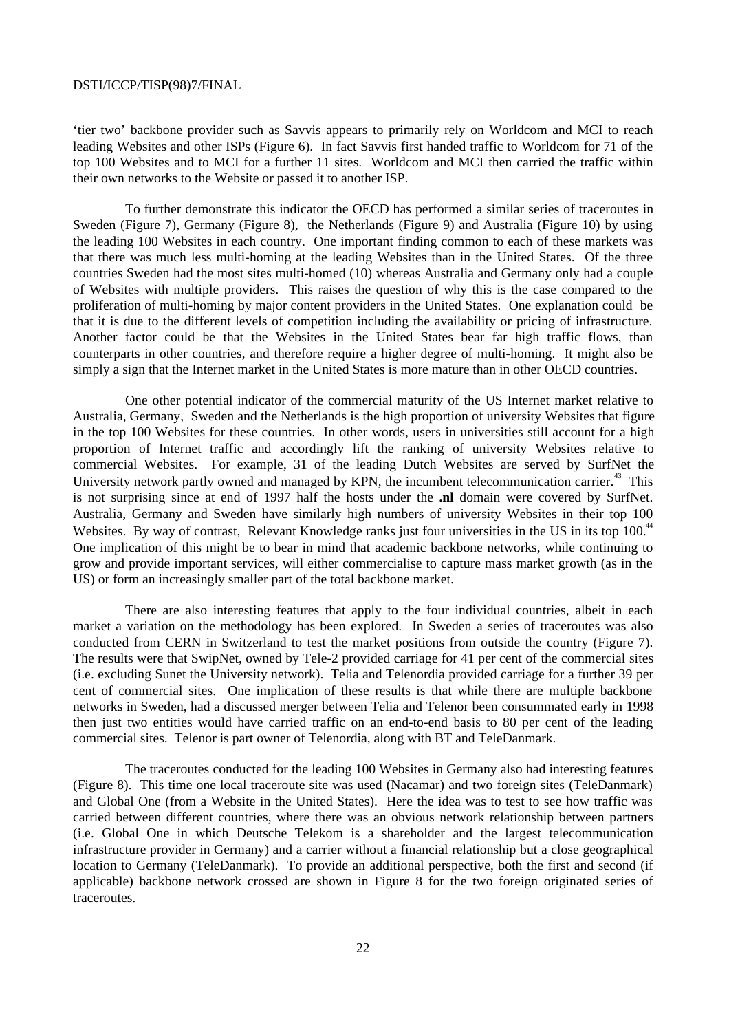'tier two' backbone provider such as Savvis appears to primarily rely on Worldcom and MCI to reach leading Websites and other ISPs (Figure 6). In fact Savvis first handed traffic to Worldcom for 71 of the top 100 Websites and to MCI for a further 11 sites. Worldcom and MCI then carried the traffic within their own networks to the Website or passed it to another ISP.

To further demonstrate this indicator the OECD has performed a similar series of traceroutes in Sweden (Figure 7), Germany (Figure 8), the Netherlands (Figure 9) and Australia (Figure 10) by using the leading 100 Websites in each country. One important finding common to each of these markets was that there was much less multi-homing at the leading Websites than in the United States. Of the three countries Sweden had the most sites multi-homed (10) whereas Australia and Germany only had a couple of Websites with multiple providers. This raises the question of why this is the case compared to the proliferation of multi-homing by major content providers in the United States. One explanation could be that it is due to the different levels of competition including the availability or pricing of infrastructure. Another factor could be that the Websites in the United States bear far high traffic flows, than counterparts in other countries, and therefore require a higher degree of multi-homing. It might also be simply a sign that the Internet market in the United States is more mature than in other OECD countries.

One other potential indicator of the commercial maturity of the US Internet market relative to Australia, Germany, Sweden and the Netherlands is the high proportion of university Websites that figure in the top 100 Websites for these countries. In other words, users in universities still account for a high proportion of Internet traffic and accordingly lift the ranking of university Websites relative to commercial Websites. For example, 31 of the leading Dutch Websites are served by SurfNet the University network partly owned and managed by KPN, the incumbent telecommunication carrier.[43] This is not surprising since at end of 1997 half the hosts under the **.nl** domain were covered by SurfNet. Australia, Germany and Sweden have similarly high numbers of university Websites in their top 100 Websites. By way of contrast, Relevant Knowledge ranks just four universities in the US in its top 100.[44] One implication of this might be to bear in mind that academic backbone networks, while continuing to grow and provide important services, will either commercialise to capture mass market growth (as in the US) or form an increasingly smaller part of the total backbone market.

There are also interesting features that apply to the four individual countries, albeit in each market a variation on the methodology has been explored. In Sweden a series of traceroutes was also conducted from CERN in Switzerland to test the market positions from outside the country (Figure 7). The results were that SwipNet, owned by Tele-2 provided carriage for 41 per cent of the commercial sites (i.e. excluding Sunet the University network). Telia and Telenordia provided carriage for a further 39 per cent of commercial sites. One implication of these results is that while there are multiple backbone networks in Sweden, had a discussed merger between Telia and Telenor been consummated early in 1998 then just two entities would have carried traffic on an end-to-end basis to 80 per cent of the leading commercial sites. Telenor is part owner of Telenordia, along with BT and TeleDanmark.

The traceroutes conducted for the leading 100 Websites in Germany also had interesting features (Figure 8). This time one local traceroute site was used (Nacamar) and two foreign sites (TeleDanmark) and Global One (from a Website in the United States). Here the idea was to test to see how traffic was carried between different countries, where there was an obvious network relationship between partners (i.e. Global One in which Deutsche Telekom is a shareholder and the largest telecommunication infrastructure provider in Germany) and a carrier without a financial relationship but a close geographical location to Germany (TeleDanmark). To provide an additional perspective, both the first and second (if applicable) backbone network crossed are shown in Figure 8 for the two foreign originated series of traceroutes.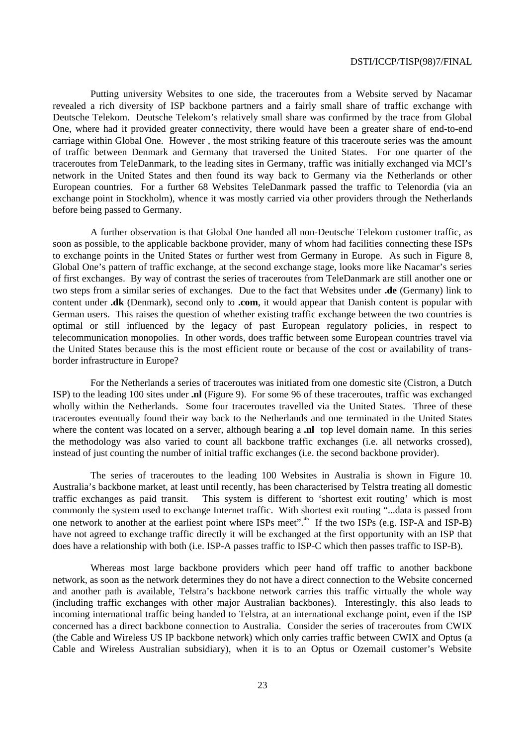Putting university Websites to one side, the traceroutes from a Website served by Nacamar revealed a rich diversity of ISP backbone partners and a fairly small share of traffic exchange with Deutsche Telekom. Deutsche Telekom's relatively small share was confirmed by the trace from Global One, where had it provided greater connectivity, there would have been a greater share of end-to-end carriage within Global One. However , the most striking feature of this traceroute series was the amount of traffic between Denmark and Germany that traversed the United States. For one quarter of the traceroutes from TeleDanmark, to the leading sites in Germany, traffic was initially exchanged via MCI's network in the United States and then found its way back to Germany via the Netherlands or other European countries. For a further 68 Websites TeleDanmark passed the traffic to Telenordia (via an exchange point in Stockholm), whence it was mostly carried via other providers through the Netherlands before being passed to Germany.

A further observation is that Global One handed all non-Deutsche Telekom customer traffic, as soon as possible, to the applicable backbone provider, many of whom had facilities connecting these ISPs to exchange points in the United States or further west from Germany in Europe. As such in Figure 8, Global One's pattern of traffic exchange, at the second exchange stage, looks more like Nacamar's series of first exchanges. By way of contrast the series of traceroutes from TeleDanmark are still another one or two steps from a similar series of exchanges. Due to the fact that Websites under **.de** (Germany) link to content under **.dk** (Denmark), second only to **.com**, it would appear that Danish content is popular with German users. This raises the question of whether existing traffic exchange between the two countries is optimal or still influenced by the legacy of past European regulatory policies, in respect to telecommunication monopolies. In other words, does traffic between some European countries travel via the United States because this is the most efficient route or because of the cost or availability of trans-border infrastructure in Europe?

For the Netherlands a series of traceroutes was initiated from one domestic site (Cistron, a Dutch ISP) to the leading 100 sites under **.nl** (Figure 9). For some 96 of these traceroutes, traffic was exchanged wholly within the Netherlands. Some four traceroutes travelled via the United States. Three of these traceroutes eventually found their way back to the Netherlands and one terminated in the United States where the content was located on a server, although bearing a **.nl** top level domain name. In this series the methodology was also varied to count all backbone traffic exchanges (i.e. all networks crossed), instead of just counting the number of initial traffic exchanges (i.e. the second backbone provider).

The series of traceroutes to the leading 100 Websites in Australia is shown in Figure 10. Australia's backbone market, at least until recently, has been characterised by Telstra treating all domestic traffic exchanges as paid transit. This system is different to 'shortest exit routing' which is most commonly the system used to exchange Internet traffic. With shortest exit routing "...data is passed from one network to another at the earliest point where ISPs meet".[45] If the two ISPs (e.g. ISP-A and ISP-B) have not agreed to exchange traffic directly it will be exchanged at the first opportunity with an ISP that does have a relationship with both (i.e. ISP-A passes traffic to ISP-C which then passes traffic to ISP-B).

Whereas most large backbone providers which peer hand off traffic to another backbone network, as soon as the network determines they do not have a direct connection to the Website concerned and another path is available, Telstra's backbone network carries this traffic virtually the whole way (including traffic exchanges with other major Australian backbones). Interestingly, this also leads to incoming international traffic being handed to Telstra, at an international exchange point, even if the ISP concerned has a direct backbone connection to Australia. Consider the series of traceroutes from CWIX (the Cable and Wireless US IP backbone network) which only carries traffic between CWIX and Optus (a Cable and Wireless Australian subsidiary), when it is to an Optus or Ozemail customer's Website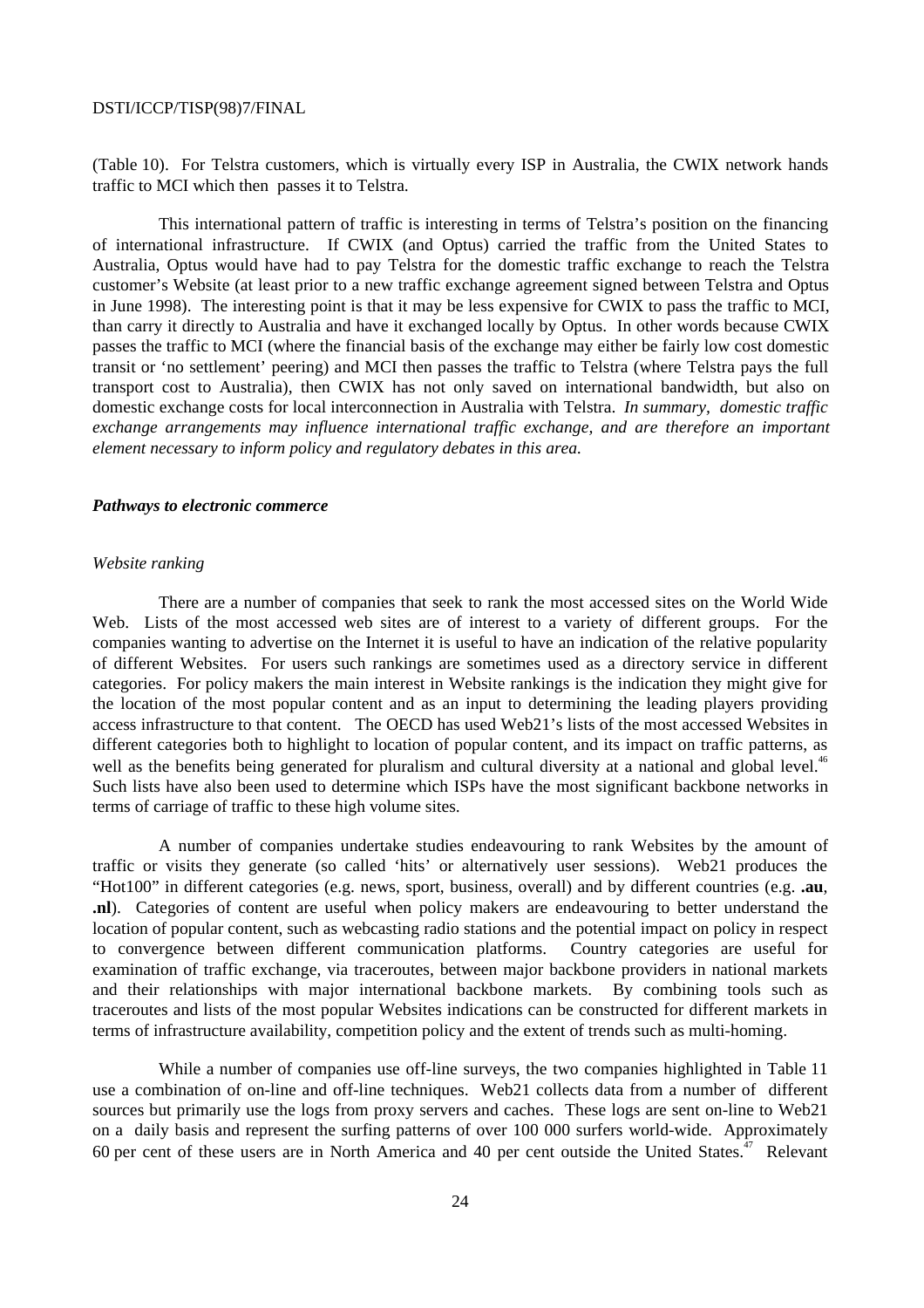(Table 10). For Telstra customers, which is virtually every ISP in Australia, the CWIX network hands traffic to MCI which then passes it to Telstra.

This international pattern of traffic is interesting in terms of Telstra's position on the financing of international infrastructure. If CWIX (and Optus) carried the traffic from the United States to Australia, Optus would have had to pay Telstra for the domestic traffic exchange to reach the Telstra customer's Website (at least prior to a new traffic exchange agreement signed between Telstra and Optus in June 1998). The interesting point is that it may be less expensive for CWIX to pass the traffic to MCI, than carry it directly to Australia and have it exchanged locally by Optus. In other words because CWIX passes the traffic to MCI (where the financial basis of the exchange may either be fairly low cost domestic transit or 'no settlement' peering) and MCI then passes the traffic to Telstra (where Telstra pays the full transport cost to Australia), then CWIX has not only saved on international bandwidth, but also on domestic exchange costs for local interconnection in Australia with Telstra. *In summary, domestic traffic exchange arrangements may influence international traffic exchange, and are therefore an important element necessary to inform policy and regulatory debates in this area.*

### *Pathways to electronic commerce*

#### *Website ranking*

There are a number of companies that seek to rank the most accessed sites on the World Wide Web. Lists of the most accessed web sites are of interest to a variety of different groups. For the companies wanting to advertise on the Internet it is useful to have an indication of the relative popularity of different Websites. For users such rankings are sometimes used as a directory service in different categories. For policy makers the main interest in Website rankings is the indication they might give for the location of the most popular content and as an input to determining the leading players providing access infrastructure to that content. The OECD has used Web21's lists of the most accessed Websites in different categories both to highlight to location of popular content, and its impact on traffic patterns, as well as the benefits being generated for pluralism and cultural diversity at a national and global level.[46] Such lists have also been used to determine which ISPs have the most significant backbone networks in terms of carriage of traffic to these high volume sites.

A number of companies undertake studies endeavouring to rank Websites by the amount of traffic or visits they generate (so called 'hits' or alternatively user sessions). Web21 produces the "Hot100" in different categories (e.g. news, sport, business, overall) and by different countries (e.g. **.au**, **.nl**). Categories of content are useful when policy makers are endeavouring to better understand the location of popular content, such as webcasting radio stations and the potential impact on policy in respect to convergence between different communication platforms. Country categories are useful for examination of traffic exchange, via traceroutes, between major backbone providers in national markets and their relationships with major international backbone markets. By combining tools such as traceroutes and lists of the most popular Websites indications can be constructed for different markets in terms of infrastructure availability, competition policy and the extent of trends such as multi-homing.

While a number of companies use off-line surveys, the two companies highlighted in Table 11 use a combination of on-line and off-line techniques. Web21 collects data from a number of different sources but primarily use the logs from proxy servers and caches. These logs are sent on-line to Web21 on a daily basis and represent the surfing patterns of over 100 000 surfers world-wide. Approximately 60 per cent of these users are in North America and 40 per cent outside the United States.[47] Relevant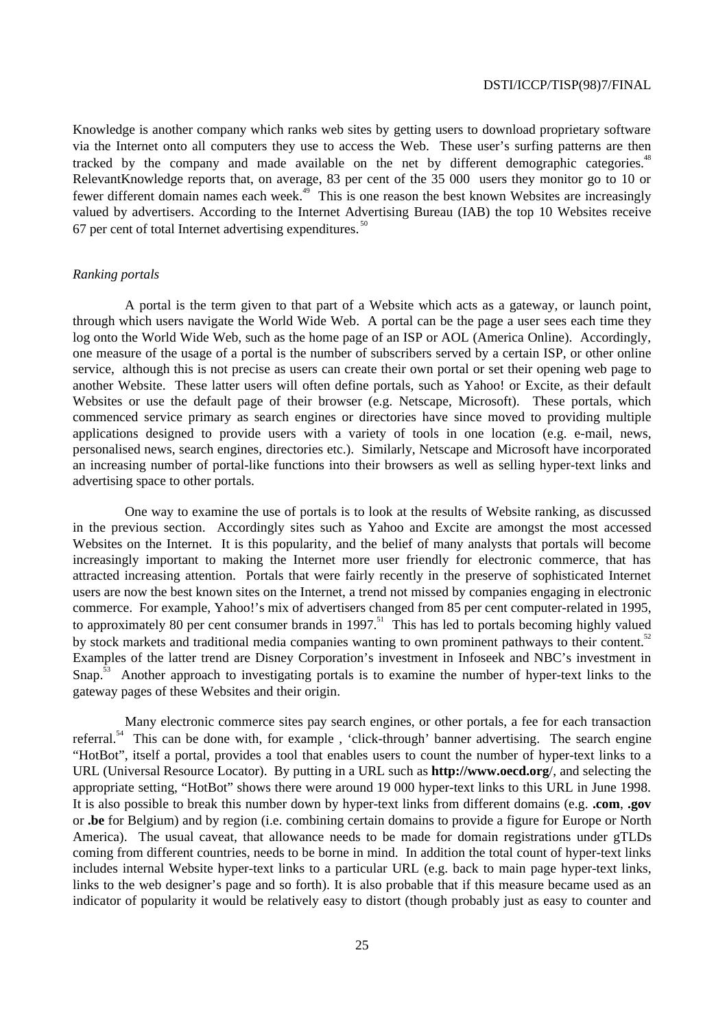Knowledge is another company which ranks web sites by getting users to download proprietary software via the Internet onto all computers they use to access the Web. These user's surfing patterns are then tracked by the company and made available on the net by different demographic categories.[48] RelevantKnowledge reports that, on average, 83 per cent of the 35 000 users they monitor go to 10 or fewer different domain names each week.[49] This is one reason the best known Websites are increasingly valued by advertisers. According to the Internet Advertising Bureau (IAB) the top 10 Websites receive 67 per cent of total Internet advertising expenditures.[50]

*Ranking portals*

A portal is the term given to that part of a Website which acts as a gateway, or launch point, through which users navigate the World Wide Web. A portal can be the page a user sees each time they log onto the World Wide Web, such as the home page of an ISP or AOL (America Online). Accordingly, one measure of the usage of a portal is the number of subscribers served by a certain ISP, or other online service, although this is not precise as users can create their own portal or set their opening web page to another Website. These latter users will often define portals, such as Yahoo! or Excite, as their default Websites or use the default page of their browser (e.g. Netscape, Microsoft). These portals, which commenced service primary as search engines or directories have since moved to providing multiple applications designed to provide users with a variety of tools in one location (e.g. e-mail, news, personalised news, search engines, directories etc.). Similarly, Netscape and Microsoft have incorporated an increasing number of portal-like functions into their browsers as well as selling hyper-text links and advertising space to other portals.

One way to examine the use of portals is to look at the results of Website ranking, as discussed in the previous section. Accordingly sites such as Yahoo and Excite are amongst the most accessed Websites on the Internet. It is this popularity, and the belief of many analysts that portals will become increasingly important to making the Internet more user friendly for electronic commerce, that has attracted increasing attention. Portals that were fairly recently in the preserve of sophisticated Internet users are now the best known sites on the Internet, a trend not missed by companies engaging in electronic commerce. For example, Yahoo!'s mix of advertisers changed from 85 per cent computer-related in 1995, to approximately 80 per cent consumer brands in 1997.[51] This has led to portals becoming highly valued by stock markets and traditional media companies wanting to own prominent pathways to their content.[52] Examples of the latter trend are Disney Corporation's investment in Infoseek and NBC's investment in Snap.[53] Another approach to investigating portals is to examine the number of hyper-text links to the gateway pages of these Websites and their origin.

Many electronic commerce sites pay search engines, or other portals, a fee for each transaction referral.[54] This can be done with, for example , 'click-through' banner advertising. The search engine "HotBot", itself a portal, provides a tool that enables users to count the number of hyper-text links to a URL (Universal Resource Locator). By putting in a URL such as **http://www.oecd.org**/, and selecting the appropriate setting, "HotBot" shows there were around 19 000 hyper-text links to this URL in June 1998. It is also possible to break this number down by hyper-text links from different domains (e.g. **.com**, **.gov** or **.be** for Belgium) and by region (i.e. combining certain domains to provide a figure for Europe or North America). The usual caveat, that allowance needs to be made for domain registrations under gTLDs coming from different countries, needs to be borne in mind. In addition the total count of hyper-text links includes internal Website hyper-text links to a particular URL (e.g. back to main page hyper-text links, links to the web designer's page and so forth). It is also probable that if this measure became used as an indicator of popularity it would be relatively easy to distort (though probably just as easy to counter and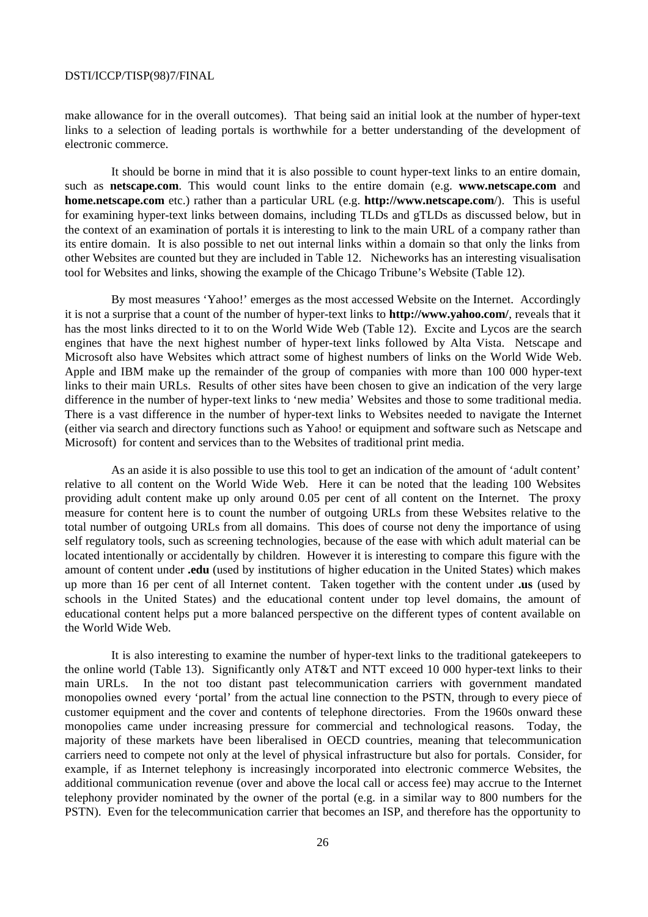make allowance for in the overall outcomes). That being said an initial look at the number of hyper-text links to a selection of leading portals is worthwhile for a better understanding of the development of electronic commerce.

It should be borne in mind that it is also possible to count hyper-text links to an entire domain, such as **netscape.com**. This would count links to the entire domain (e.g. **www.netscape.com** and **home.netscape.com** etc.) rather than a particular URL (e.g. **http://www.netscape.com**/). This is useful for examining hyper-text links between domains, including TLDs and gTLDs as discussed below, but in the context of an examination of portals it is interesting to link to the main URL of a company rather than its entire domain. It is also possible to net out internal links within a domain so that only the links from other Websites are counted but they are included in Table 12. Nicheworks has an interesting visualisation tool for Websites and links, showing the example of the Chicago Tribune's Website (Table 12).

By most measures 'Yahoo!' emerges as the most accessed Website on the Internet. Accordingly it is not a surprise that a count of the number of hyper-text links to **http://www.yahoo.com/**, reveals that it has the most links directed to it to on the World Wide Web (Table 12). Excite and Lycos are the search engines that have the next highest number of hyper-text links followed by Alta Vista. Netscape and Microsoft also have Websites which attract some of highest numbers of links on the World Wide Web. Apple and IBM make up the remainder of the group of companies with more than 100 000 hyper-text links to their main URLs. Results of other sites have been chosen to give an indication of the very large difference in the number of hyper-text links to 'new media' Websites and those to some traditional media. There is a vast difference in the number of hyper-text links to Websites needed to navigate the Internet (either via search and directory functions such as Yahoo! or equipment and software such as Netscape and Microsoft) for content and services than to the Websites of traditional print media.

As an aside it is also possible to use this tool to get an indication of the amount of 'adult content' relative to all content on the World Wide Web. Here it can be noted that the leading 100 Websites providing adult content make up only around 0.05 per cent of all content on the Internet. The proxy measure for content here is to count the number of outgoing URLs from these Websites relative to the total number of outgoing URLs from all domains. This does of course not deny the importance of using self regulatory tools, such as screening technologies, because of the ease with which adult material can be located intentionally or accidentally by children. However it is interesting to compare this figure with the amount of content under **.edu** (used by institutions of higher education in the United States) which makes up more than 16 per cent of all Internet content. Taken together with the content under **.us** (used by schools in the United States) and the educational content under top level domains, the amount of educational content helps put a more balanced perspective on the different types of content available on the World Wide Web.

It is also interesting to examine the number of hyper-text links to the traditional gatekeepers to the online world (Table 13). Significantly only AT&T and NTT exceed 10 000 hyper-text links to their main URLs. In the not too distant past telecommunication carriers with government mandated monopolies owned every 'portal' from the actual line connection to the PSTN, through to every piece of customer equipment and the cover and contents of telephone directories. From the 1960s onward these monopolies came under increasing pressure for commercial and technological reasons. Today, the majority of these markets have been liberalised in OECD countries, meaning that telecommunication carriers need to compete not only at the level of physical infrastructure but also for portals. Consider, for example, if as Internet telephony is increasingly incorporated into electronic commerce Websites, the additional communication revenue (over and above the local call or access fee) may accrue to the Internet telephony provider nominated by the owner of the portal (e.g. in a similar way to 800 numbers for the PSTN). Even for the telecommunication carrier that becomes an ISP, and therefore has the opportunity to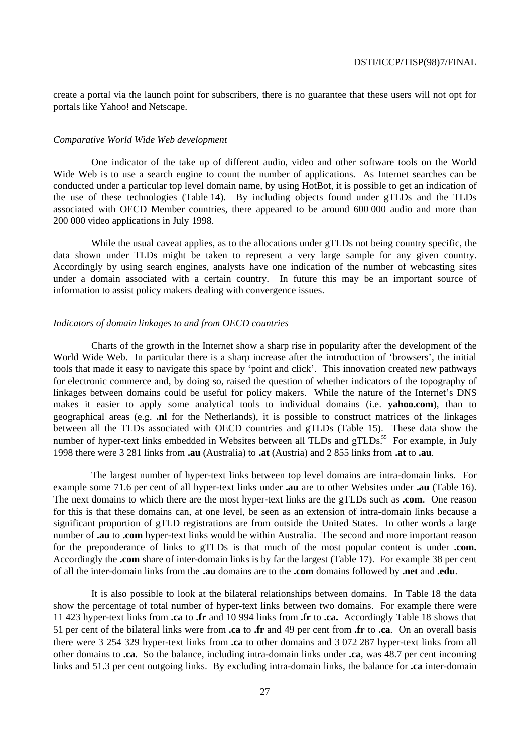create a portal via the launch point for subscribers, there is no guarantee that these users will not opt for portals like Yahoo! and Netscape.

*Comparative World Wide Web development*

One indicator of the take up of different audio, video and other software tools on the World Wide Web is to use a search engine to count the number of applications. As Internet searches can be conducted under a particular top level domain name, by using HotBot, it is possible to get an indication of the use of these technologies (Table 14). By including objects found under gTLDs and the TLDs associated with OECD Member countries, there appeared to be around 600 000 audio and more than 200 000 video applications in July 1998.

While the usual caveat applies, as to the allocations under gTLDs not being country specific, the data shown under TLDs might be taken to represent a very large sample for any given country. Accordingly by using search engines, analysts have one indication of the number of webcasting sites under a domain associated with a certain country. In future this may be an important source of information to assist policy makers dealing with convergence issues.

*Indicators of domain linkages to and from OECD countries*

Charts of the growth in the Internet show a sharp rise in popularity after the development of the World Wide Web. In particular there is a sharp increase after the introduction of 'browsers', the initial tools that made it easy to navigate this space by 'point and click'. This innovation created new pathways for electronic commerce and, by doing so, raised the question of whether indicators of the topography of linkages between domains could be useful for policy makers. While the nature of the Internet's DNS makes it easier to apply some analytical tools to individual domains (i.e. **yahoo.com**), than to geographical areas (e.g. **.nl** for the Netherlands), it is possible to construct matrices of the linkages between all the TLDs associated with OECD countries and gTLDs (Table 15). These data show the number of hyper-text links embedded in Websites between all TLDs and gTLDs.[55] For example, in July 1998 there were 3 281 links from **.au** (Australia) to **.at** (Austria) and 2 855 links from **.at** to **.au**.

The largest number of hyper-text links between top level domains are intra-domain links. For example some 71.6 per cent of all hyper-text links under **.au** are to other Websites under **.au** (Table 16). The next domains to which there are the most hyper-text links are the gTLDs such as **.com**. One reason for this is that these domains can, at one level, be seen as an extension of intra-domain links because a significant proportion of gTLD registrations are from outside the United States. In other words a large number of **.au** to **.com** hyper-text links would be within Australia. The second and more important reason for the preponderance of links to gTLDs is that much of the most popular content is under **.com.** Accordingly the **.com** share of inter-domain links is by far the largest (Table 17). For example 38 per cent of all the inter-domain links from the **.au** domains are to the **.com** domains followed by **.net** and **.edu**.

It is also possible to look at the bilateral relationships between domains. In Table 18 the data show the percentage of total number of hyper-text links between two domains. For example there were 11 423 hyper-text links from **.ca** to **.fr** and 10 994 links from **.fr** to **.ca.** Accordingly Table 18 shows that 51 per cent of the bilateral links were from **.ca** to **.fr** and 49 per cent from **.fr** to **.ca**. On an overall basis there were 3 254 329 hyper-text links from **.ca** to other domains and 3 072 287 hyper-text links from all other domains to **.ca**. So the balance, including intra-domain links under **.ca**, was 48.7 per cent incoming links and 51.3 per cent outgoing links. By excluding intra-domain links, the balance for **.ca** inter-domain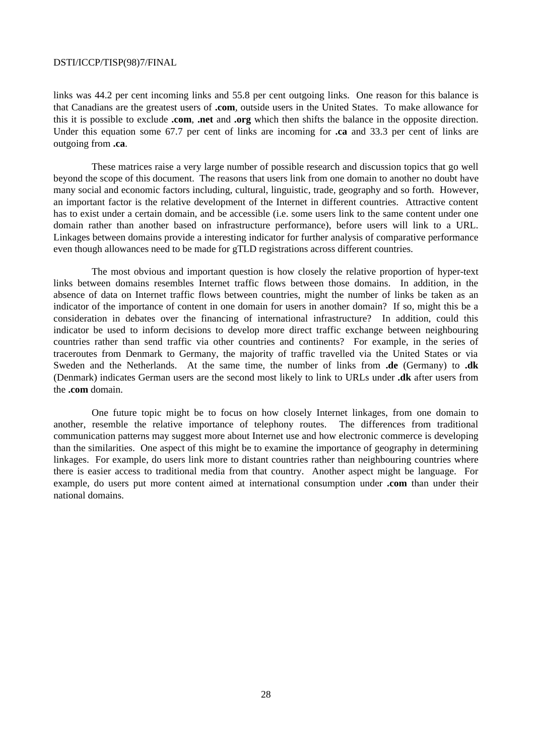links was 44.2 per cent incoming links and 55.8 per cent outgoing links. One reason for this balance is that Canadians are the greatest users of **.com**, outside users in the United States. To make allowance for this it is possible to exclude **.com**, **.net** and **.org** which then shifts the balance in the opposite direction. Under this equation some 67.7 per cent of links are incoming for **.ca** and 33.3 per cent of links are outgoing from **.ca**.

These matrices raise a very large number of possible research and discussion topics that go well beyond the scope of this document. The reasons that users link from one domain to another no doubt have many social and economic factors including, cultural, linguistic, trade, geography and so forth. However, an important factor is the relative development of the Internet in different countries. Attractive content has to exist under a certain domain, and be accessible (i.e. some users link to the same content under one domain rather than another based on infrastructure performance), before users will link to a URL. Linkages between domains provide a interesting indicator for further analysis of comparative performance even though allowances need to be made for gTLD registrations across different countries.

The most obvious and important question is how closely the relative proportion of hyper-text links between domains resembles Internet traffic flows between those domains. In addition, in the absence of data on Internet traffic flows between countries, might the number of links be taken as an indicator of the importance of content in one domain for users in another domain? If so, might this be a consideration in debates over the financing of international infrastructure? In addition, could this indicator be used to inform decisions to develop more direct traffic exchange between neighbouring countries rather than send traffic via other countries and continents? For example, in the series of traceroutes from Denmark to Germany, the majority of traffic travelled via the United States or via Sweden and the Netherlands. At the same time, the number of links from **.de** (Germany) to **.dk** (Denmark) indicates German users are the second most likely to link to URLs under **.dk** after users from the **.com** domain.

One future topic might be to focus on how closely Internet linkages, from one domain to another, resemble the relative importance of telephony routes. The differences from traditional communication patterns may suggest more about Internet use and how electronic commerce is developing than the similarities. One aspect of this might be to examine the importance of geography in determining linkages. For example, do users link more to distant countries rather than neighbouring countries where there is easier access to traditional media from that country. Another aspect might be language. For example, do users put more content aimed at international consumption under **.com** than under their national domains.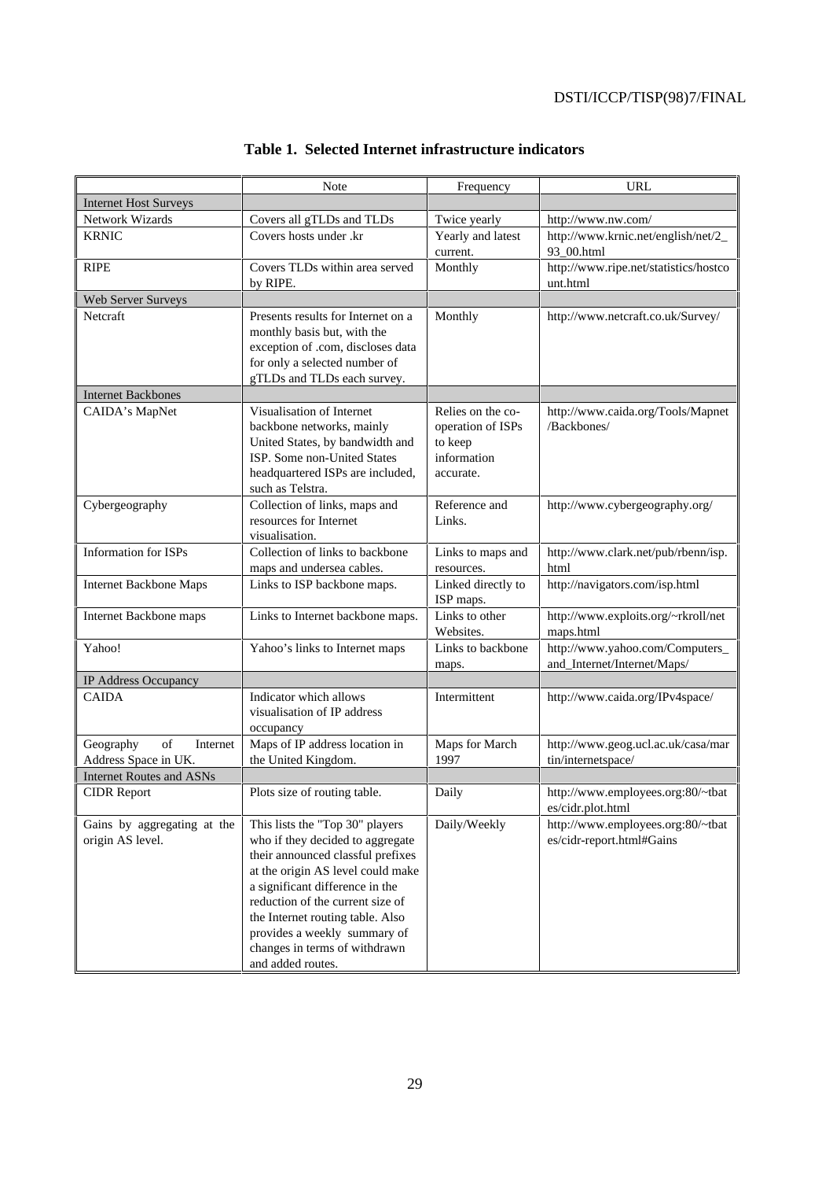**Table 1. Selected Internet infrastructure indicators**

| | Note | Frequency | URL |
|---|---|---|---|
| Internet Host Surveys | | | |
| Network Wizards | Covers all gTLDs and TLDs | Twice yearly | http://www.nw.com/ |
| KRNIC | Covers hosts under .kr | Yearly and latest current. | http://www.krnic.net/english/net/2_93_00.html |
| RIPE | Covers TLDs within area served by RIPE. | Monthly | http://www.ripe.net/statistics/hostcount.html |
| Web Server Surveys | | | |
| Netcraft | Presents results for Internet on a monthly basis but, with the exception of .com, discloses data for only a selected number of gTLDs and TLDs each survey. | Monthly | http://www.netcraft.co.uk/Survey/ |
| Internet Backbones | | | |
| CAIDA's MapNet | Visualisation of Internet backbone networks, mainly United States, by bandwidth and ISP. Some non-United States headquartered ISPs are included, such as Telstra. | Relies on the co-operation of ISPs to keep information accurate. | http://www.caida.org/Tools/Mapnet/Backbones/ |
| Cybergeography | Collection of links, maps and resources for Internet visualisation. | Reference and Links. | http://www.cybergeography.org/ |
| Information for ISPs | Collection of links to backbone maps and undersea cables. | Links to maps and resources. | http://www.clark.net/pub/rbenn/isp.html |
| Internet Backbone Maps | Links to ISP backbone maps. | Linked directly to ISP maps. | http://navigators.com/isp.html |
| Internet Backbone maps | Links to Internet backbone maps. | Links to other Websites. | http://www.exploits.org/~rkroll/netmaps.html |
| Yahoo! | Yahoo's links to Internet maps | Links to backbone maps. | http://www.yahoo.com/Computers_and_Internet/Internet/Maps/ |
| IP Address Occupancy | | | |
| CAIDA | Indicator which allows visualisation of IP address occupancy | Intermittent | http://www.caida.org/IPv4space/ |
| Geography of Internet Address Space in UK. | Maps of IP address location in the United Kingdom. | Maps for March 1997 | http://www.geog.ucl.ac.uk/casa/martin/internetspace/ |
| Internet Routes and ASNs | | | |
| CIDR Report | Plots size of routing table. | Daily | http://www.employees.org:80/~tbates/cidr.plot.html |
| Gains by aggregating at the origin AS level. | This lists the "Top 30" players who if they decided to aggregate their announced classful prefixes at the origin AS level could make a significant difference in the reduction of the current size of the Internet routing table. Also provides a weekly summary of changes in terms of withdrawn and added routes. | Daily/Weekly | http://www.employees.org:80/~tbates/cidr-report.html#Gains |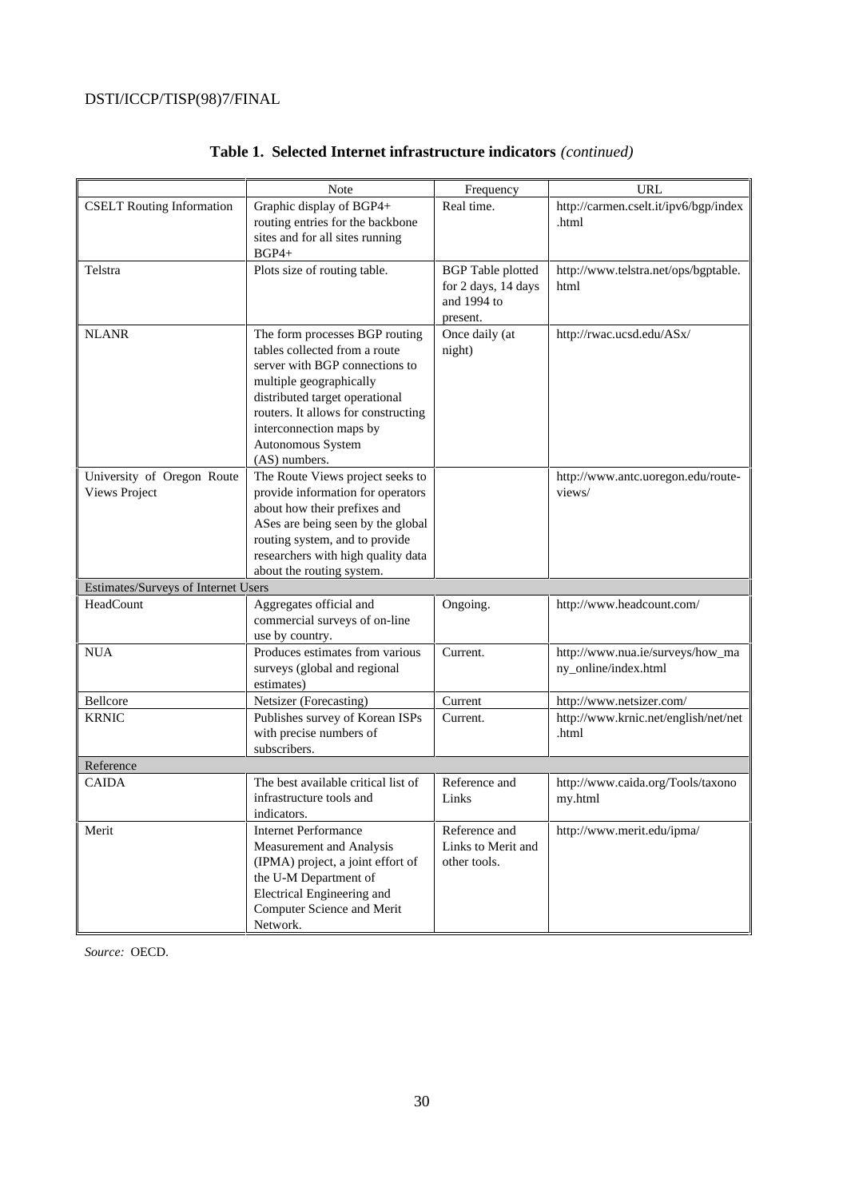**Table 1. Selected Internet infrastructure indicators** *(continued)*

| | Note | Frequency | URL |
|---|---|---|---|
| CSELT Routing Information | Graphic display of BGP4+ routing entries for the backbone sites and for all sites running BGP4+ | Real time. | http://carmen.cselt.it/ipv6/bgp/index.html |
| Telstra | Plots size of routing table. | BGP Table plotted for 2 days, 14 days and 1994 to present. | http://www.telstra.net/ops/bgptable.html |
| NLANR | The form processes BGP routing tables collected from a route server with BGP connections to multiple geographically distributed target operational routers. It allows for constructing interconnection maps by Autonomous System (AS) numbers. | Once daily (at night) | http://rwac.ucsd.edu/ASx/ |
| University of Oregon Route Views Project | The Route Views project seeks to provide information for operators about how their prefixes and ASes are being seen by the global routing system, and to provide researchers with high quality data about the routing system. | | http://www.antc.uoregon.edu/route-views/ |
| Estimates/Surveys of Internet Users | | | |
| HeadCount | Aggregates official and commercial surveys of on-line use by country. | Ongoing. | http://www.headcount.com/ |
| NUA | Produces estimates from various surveys (global and regional estimates) | Current. | http://www.nua.ie/surveys/how_many_online/index.html |
| Bellcore | Netsizer (Forecasting) | Current | http://www.netsizer.com/ |
| KRNIC | Publishes survey of Korean ISPs with precise numbers of subscribers. | Current. | http://www.krnic.net/english/net/net.html |
| Reference | | | |
| CAIDA | The best available critical list of infrastructure tools and indicators. | Reference and Links | http://www.caida.org/Tools/taxonomy.html |
| Merit | Internet Performance Measurement and Analysis (IPMA) project, a joint effort of the U-M Department of Electrical Engineering and Computer Science and Merit Network. | Reference and Links to Merit and other tools. | http://www.merit.edu/ipma/ |

*Source:* OECD.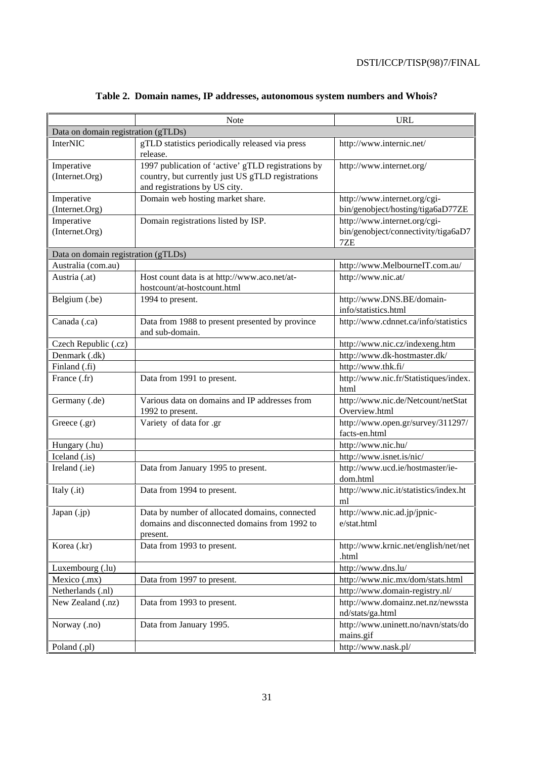**Table 2. Domain names, IP addresses, autonomous system numbers and Whois?**

| | Note | URL |
|---|---|---|
| Data on domain registration (gTLDs) | | |
| InterNIC | gTLD statistics periodically released via press release. | http://www.internic.net/ |
| Imperative (Internet.Org) | 1997 publication of 'active' gTLD registrations by country, but currently just US gTLD registrations and registrations by US city. | http://www.internet.org/ |
| Imperative (Internet.Org) | Domain web hosting market share. | http://www.internet.org/cgi-bin/genobject/hosting/tiga6aD77ZE |
| Imperative (Internet.Org) | Domain registrations listed by ISP. | http://www.internet.org/cgi-bin/genobject/connectivity/tiga6aD77ZE |
| Data on domain registration (gTLDs) | | |
| Australia (com.au) | | http://www.MelbourneIT.com.au/ |
| Austria (.at) | Host count data is at http://www.aco.net/at-hostcount/at-hostcount.html | http://www.nic.at/ |
| Belgium (.be) | 1994 to present. | http://www.DNS.BE/domain-info/statistics.html |
| Canada (.ca) | Data from 1988 to present presented by province and sub-domain. | http://www.cdnnet.ca/info/statistics |
| Czech Republic (.cz) | | http://www.nic.cz/indexeng.htm |
| Denmark (.dk) | | http://www.dk-hostmaster.dk/ |
| Finland (.fi) | | http://www.thk.fi/ |
| France (.fr) | Data from 1991 to present. | http://www.nic.fr/Statistiques/index.html |
| Germany (.de) | Various data on domains and IP addresses from 1992 to present. | http://www.nic.de/Netcount/netStatOverview.html |
| Greece (.gr) | Variety of data for .gr | http://www.open.gr/survey/311297/facts-en.html |
| Hungary (.hu) | | http://www.nic.hu/ |
| Iceland (.is) | | http://www.isnet.is/nic/ |
| Ireland (.ie) | Data from January 1995 to present. | http://www.ucd.ie/hostmaster/ie-dom.html |
| Italy (.it) | Data from 1994 to present. | http://www.nic.it/statistics/index.html |
| Japan (.jp) | Data by number of allocated domains, connected domains and disconnected domains from 1992 to present. | http://www.nic.ad.jp/jpnic-e/stat.html |
| Korea (.kr) | Data from 1993 to present. | http://www.krnic.net/english/net/net.html |
| Luxembourg (.lu) | | http://www.dns.lu/ |
| Mexico (.mx) | Data from 1997 to present. | http://www.nic.mx/dom/stats.html |
| Netherlands (.nl) | | http://www.domain-registry.nl/ |
| New Zealand (.nz) | Data from 1993 to present. | http://www.domainz.net.nz/newsstand/stats/ga.html |
| Norway (.no) | Data from January 1995. | http://www.uninett.no/navn/stats/domains.gif |
| Poland (.pl) | | http://www.nask.pl/ |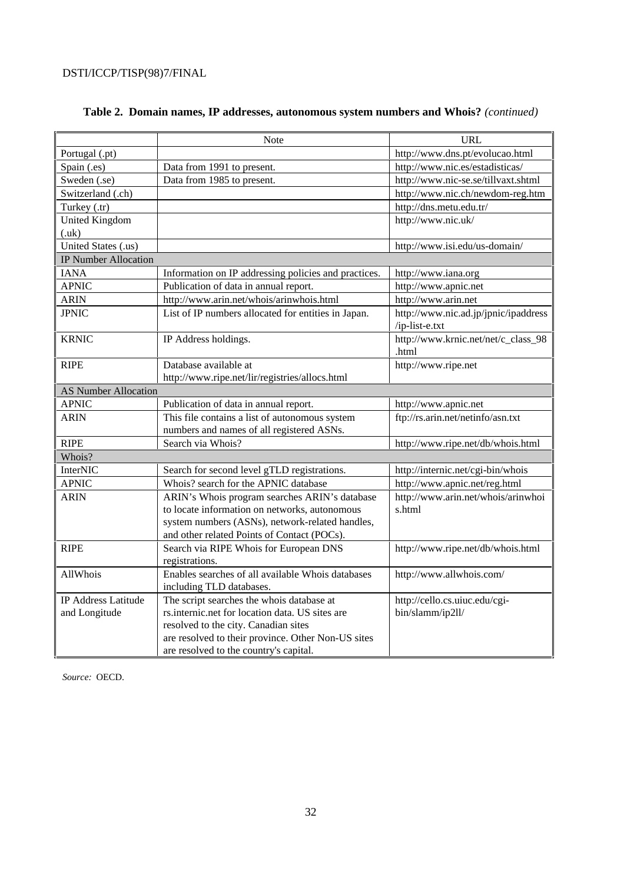**Table 2. Domain names, IP addresses, autonomous system numbers and Whois?** *(continued)*

| | Note | URL |
|---|---|---|
| Portugal (.pt) | | http://www.dns.pt/evolucao.html |
| Spain (.es) | Data from 1991 to present. | http://www.nic.es/estadisticas/ |
| Sweden (.se) | Data from 1985 to present. | http://www.nic-se.se/tillvaxt.shtml |
| Switzerland (.ch) | | http://www.nic.ch/newdom-reg.htm |
| Turkey (.tr) | | http://dns.metu.edu.tr/ |
| United Kingdom (.uk) | | http://www.nic.uk/ |
| United States (.us) | | http://www.isi.edu/us-domain/ |
| IP Number Allocation | | |
| IANA | Information on IP addressing policies and practices. | http://www.iana.org |
| APNIC | Publication of data in annual report. | http://www.apnic.net |
| ARIN | http://www.arin.net/whois/arinwhois.html | http://www.arin.net |
| JPNIC | List of IP numbers allocated for entities in Japan. | http://www.nic.ad.jp/jpnic/ipaddress/ip-list-e.txt |
| KRNIC | IP Address holdings. | http://www.krnic.net/net/c_class_98.html |
| RIPE | Database available at http://www.ripe.net/lir/registries/allocs.html | http://www.ripe.net |
| AS Number Allocation | | |
| APNIC | Publication of data in annual report. | http://www.apnic.net |
| ARIN | This file contains a list of autonomous system numbers and names of all registered ASNs. | ftp://rs.arin.net/netinfo/asn.txt |
| RIPE | Search via Whois? | http://www.ripe.net/db/whois.html |
| Whois? | | |
| InterNIC | Search for second level gTLD registrations. | http://internic.net/cgi-bin/whois |
| APNIC | Whois? search for the APNIC database | http://www.apnic.net/reg.html |
| ARIN | ARIN's Whois program searches ARIN's database to locate information on networks, autonomous system numbers (ASNs), network-related handles, and other related Points of Contact (POCs). | http://www.arin.net/whois/arinwhois.html |
| RIPE | Search via RIPE Whois for European DNS registrations. | http://www.ripe.net/db/whois.html |
| AllWhois | Enables searches of all available Whois databases including TLD databases. | http://www.allwhois.com/ |
| IP Address Latitude and Longitude | The script searches the whois database at rs.internic.net for location data. US sites are resolved to the city. Canadian sites are resolved to their province. Other Non-US sites are resolved to the country's capital. | http://cello.cs.uiuc.edu/cgi-bin/slamm/ip2ll/ |

*Source:* OECD.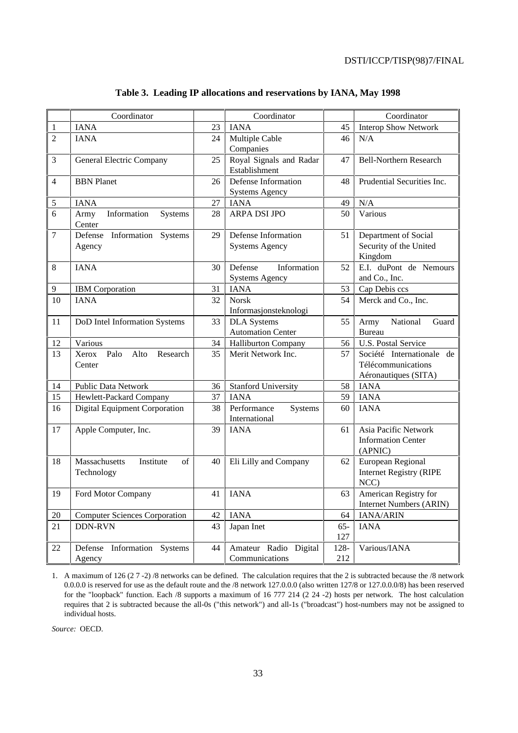**Table 3. Leading IP allocations and reservations by IANA, May 1998**

| | Coordinator | | Coordinator | | Coordinator |
|---|---|---|---|---|---|
| 1 | IANA | 23 | IANA | 45 | Interop Show Network |
| 2 | IANA | 24 | Multiple Cable Companies | 46 | N/A |
| 3 | General Electric Company | 25 | Royal Signals and Radar Establishment | 47 | Bell-Northern Research |
| 4 | BBN Planet | 26 | Defense Information Systems Agency | 48 | Prudential Securities Inc. |
| 5 | IANA | 27 | IANA | 49 | N/A |
| 6 | Army Information Systems Center | 28 | ARPA DSI JPO | 50 | Various |
| 7 | Defense Information Systems Agency | 29 | Defense Information Systems Agency | 51 | Department of Social Security of the United Kingdom |
| 8 | IANA | 30 | Defense Information Systems Agency | 52 | E.I. duPont de Nemours and Co., Inc. |
| 9 | IBM Corporation | 31 | IANA | 53 | Cap Debis ccs |
| 10 | IANA | 32 | Norsk Informasjonsteknologi | 54 | Merck and Co., Inc. |
| 11 | DoD Intel Information Systems | 33 | DLA Systems Automation Center | 55 | Army National Guard Bureau |
| 12 | Various | 34 | Halliburton Company | 56 | U.S. Postal Service |
| 13 | Xerox Palo Alto Research Center | 35 | Merit Network Inc. | 57 | Société Internationale de Télécommunications Aéronautiques (SITA) |
| 14 | Public Data Network | 36 | Stanford University | 58 | IANA |
| 15 | Hewlett-Packard Company | 37 | IANA | 59 | IANA |
| 16 | Digital Equipment Corporation | 38 | Performance Systems International | 60 | IANA |
| 17 | Apple Computer, Inc. | 39 | IANA | 61 | Asia Pacific Network Information Center (APNIC) |
| 18 | Massachusetts Institute of Technology | 40 | Eli Lilly and Company | 62 | European Regional Internet Registry (RIPE NCC) |
| 19 | Ford Motor Company | 41 | IANA | 63 | American Registry for Internet Numbers (ARIN) |
| 20 | Computer Sciences Corporation | 42 | IANA | 64 | IANA/ARIN |
| 21 | DDN-RVN | 43 | Japan Inet | 65-127 | IANA |
| 22 | Defense Information Systems Agency | 44 | Amateur Radio Digital Communications | 128-212 | Various/IANA |

1. A maximum of 126 ($2^7$ -2) /8 networks can be defined. The calculation requires that the 2 is subtracted because the /8 network 0.0.0.0 is reserved for use as the default route and the /8 network 127.0.0.0 (also written 127/8 or 127.0.0.0/8) has been reserved for the "loopback" function. Each /8 supports a maximum of 16 777 214 ($2^{24}$ -2) hosts per network. The host calculation requires that 2 is subtracted because the all-0s ("this network") and all-1s ("broadcast") host-numbers may not be assigned to individual hosts.

*Source:* OECD.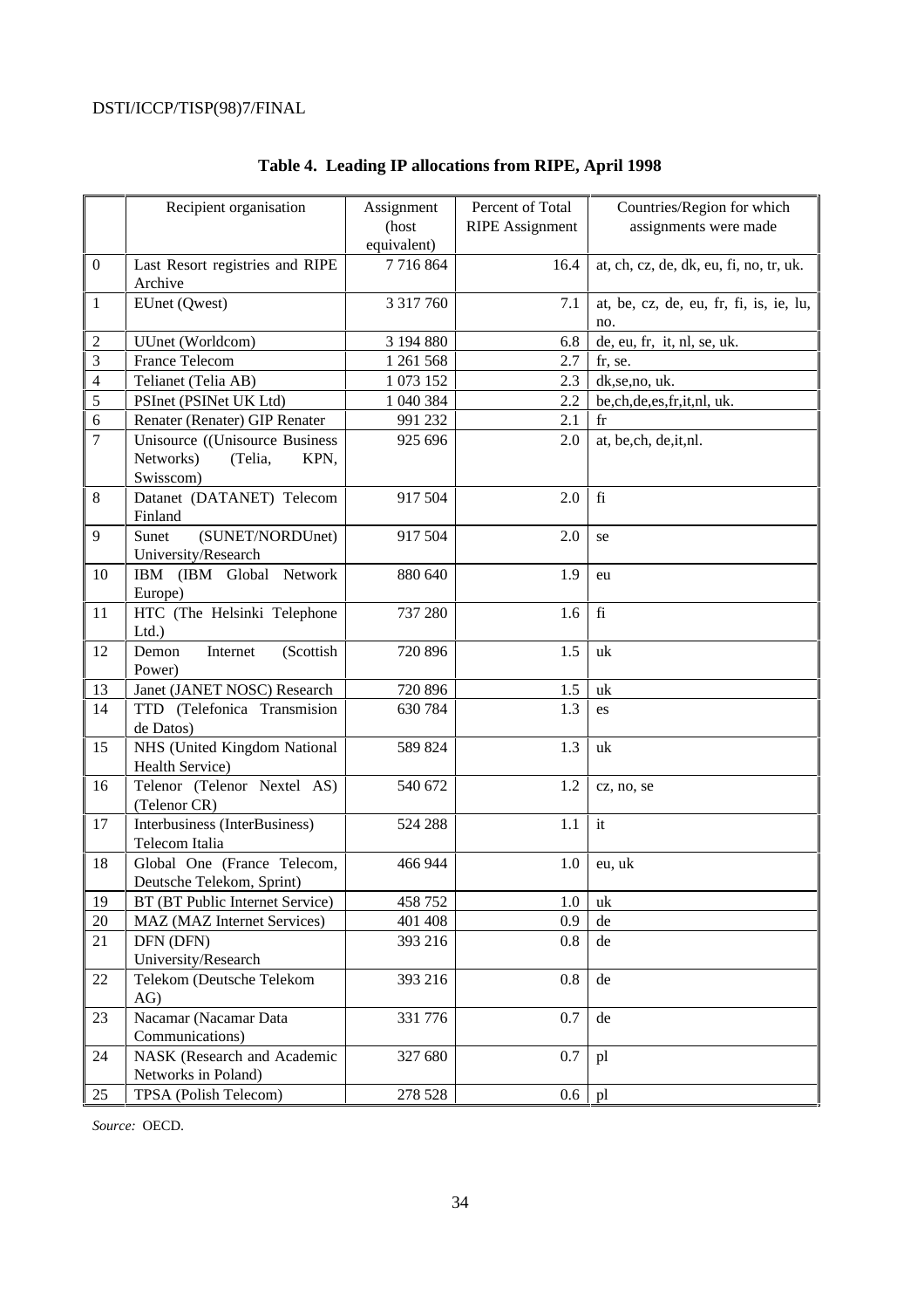**Table 4. Leading IP allocations from RIPE, April 1998**

| | Recipient organisation | Assignment (host equivalent) | Percent of Total RIPE Assignment | Countries/Region for which assignments were made |
|---|---|---|---|---|
| 0 | Last Resort registries and RIPE Archive | 7 716 864 | 16.4 | at, ch, cz, de, dk, eu, fi, no, tr, uk. |
| 1 | EUnet (Qwest) | 3 317 760 | 7.1 | at, be, cz, de, eu, fr, fi, is, ie, lu, no. |
| 2 | UUnet (Worldcom) | 3 194 880 | 6.8 | de, eu, fr, it, nl, se, uk. |
| 3 | France Telecom | 1 261 568 | 2.7 | fr, se. |
| 4 | Telianet (Telia AB) | 1 073 152 | 2.3 | dk,se,no, uk. |
| 5 | PSInet (PSINet UK Ltd) | 1 040 384 | 2.2 | be,ch,de,es,fr,it,nl, uk. |
| 6 | Renater (Renater) GIP Renater | 991 232 | 2.1 | fr |
| 7 | Unisource ((Unisource Business Networks) (Telia, KPN, Swisscom) | 925 696 | 2.0 | at, be,ch, de,it,nl. |
| 8 | Datanet (DATANET) Telecom Finland | 917 504 | 2.0 | fi |
| 9 | Sunet (SUNET/NORDUnet) University/Research | 917 504 | 2.0 | se |
| 10 | IBM (IBM Global Network Europe) | 880 640 | 1.9 | eu |
| 11 | HTC (The Helsinki Telephone Ltd.) | 737 280 | 1.6 | fi |
| 12 | Demon Internet (Scottish Power) | 720 896 | 1.5 | uk |
| 13 | Janet (JANET NOSC) Research | 720 896 | 1.5 | uk |
| 14 | TTD (Telefonica Transmision de Datos) | 630 784 | 1.3 | es |
| 15 | NHS (United Kingdom National Health Service) | 589 824 | 1.3 | uk |
| 16 | Telenor (Telenor Nextel AS) (Telenor CR) | 540 672 | 1.2 | cz, no, se |
| 17 | Interbusiness (InterBusiness) Telecom Italia | 524 288 | 1.1 | it |
| 18 | Global One (France Telecom, Deutsche Telekom, Sprint) | 466 944 | 1.0 | eu, uk |
| 19 | BT (BT Public Internet Service) | 458 752 | 1.0 | uk |
| 20 | MAZ (MAZ Internet Services) | 401 408 | 0.9 | de |
| 21 | DFN (DFN) University/Research | 393 216 | 0.8 | de |
| 22 | Telekom (Deutsche Telekom AG) | 393 216 | 0.8 | de |
| 23 | Nacamar (Nacamar Data Communications) | 331 776 | 0.7 | de |
| 24 | NASK (Research and Academic Networks in Poland) | 327 680 | 0.7 | pl |
| 25 | TPSA (Polish Telecom) | 278 528 | 0.6 | pl |

*Source:* OECD.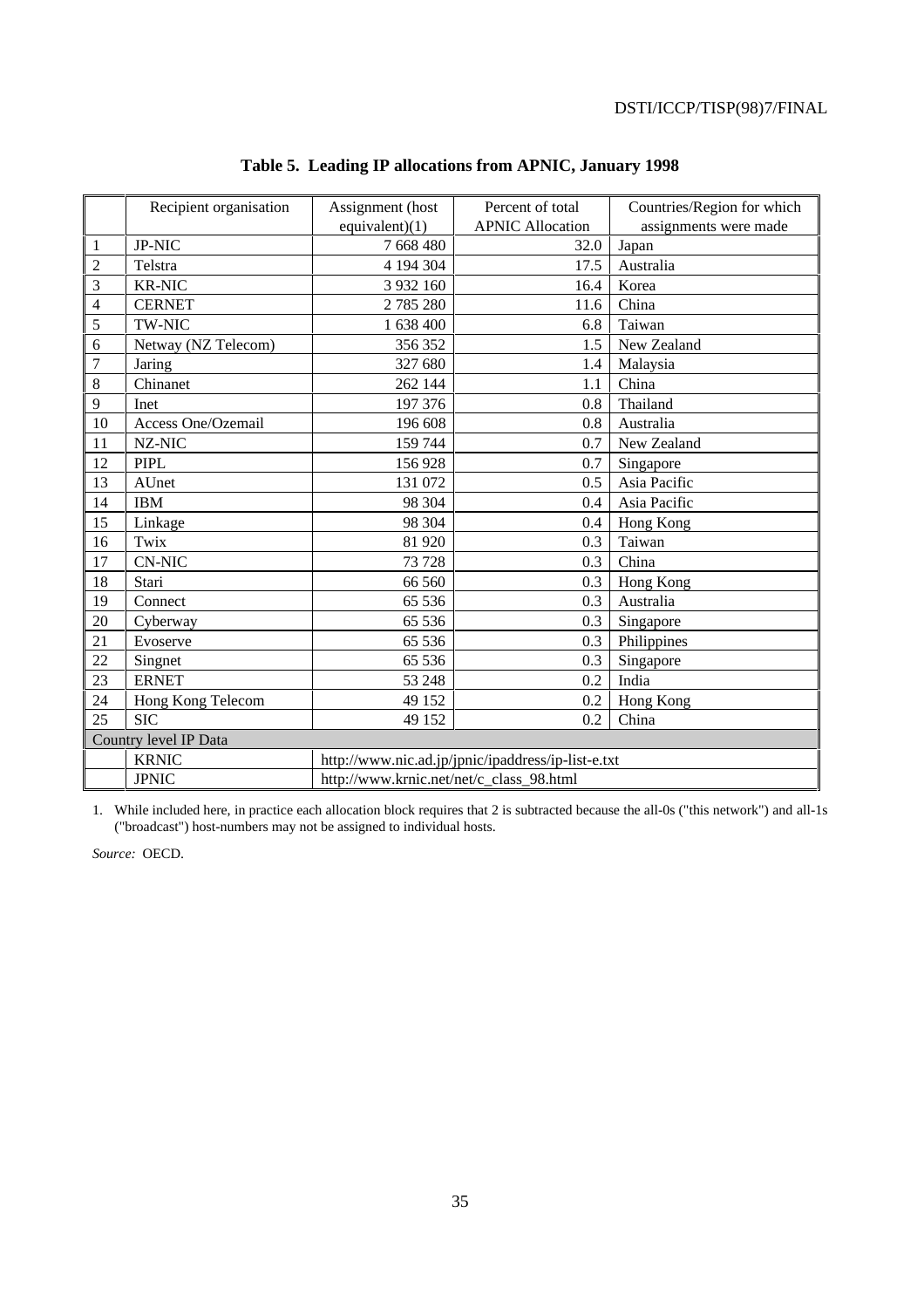**Table 5. Leading IP allocations from APNIC, January 1998**

| | Recipient organisation | Assignment (host equivalent)(1) | Percent of total APNIC Allocation | Countries/Region for which assignments were made |
|---|---|---|---|---|
| 1 | JP-NIC | 7 668 480 | 32.0 | Japan |
| 2 | Telstra | 4 194 304 | 17.5 | Australia |
| 3 | KR-NIC | 3 932 160 | 16.4 | Korea |
| 4 | CERNET | 2 785 280 | 11.6 | China |
| 5 | TW-NIC | 1 638 400 | 6.8 | Taiwan |
| 6 | Netway (NZ Telecom) | 356 352 | 1.5 | New Zealand |
| 7 | Jaring | 327 680 | 1.4 | Malaysia |
| 8 | Chinanet | 262 144 | 1.1 | China |
| 9 | Inet | 197 376 | 0.8 | Thailand |
| 10 | Access One/Ozemail | 196 608 | 0.8 | Australia |
| 11 | NZ-NIC | 159 744 | 0.7 | New Zealand |
| 12 | PIPL | 156 928 | 0.7 | Singapore |
| 13 | AUnet | 131 072 | 0.5 | Asia Pacific |
| 14 | IBM | 98 304 | 0.4 | Asia Pacific |
| 15 | Linkage | 98 304 | 0.4 | Hong Kong |
| 16 | Twix | 81 920 | 0.3 | Taiwan |
| 17 | CN-NIC | 73 728 | 0.3 | China |
| 18 | Stari | 66 560 | 0.3 | Hong Kong |
| 19 | Connect | 65 536 | 0.3 | Australia |
| 20 | Cyberway | 65 536 | 0.3 | Singapore |
| 21 | Evoserve | 65 536 | 0.3 | Philippines |
| 22 | Singnet | 65 536 | 0.3 | Singapore |
| 23 | ERNET | 53 248 | 0.2 | India |
| 24 | Hong Kong Telecom | 49 152 | 0.2 | Hong Kong |
| 25 | SIC | 49 152 | 0.2 | China |
| Country level IP Data | | | | |
| | KRNIC | http://www.nic.ad.jp/jpnic/ipaddress/ip-list-e.txt | | |
| | JPNIC | http://www.krnic.net/net/c_class_98.html | | |

1. While included here, in practice each allocation block requires that 2 is subtracted because the all-0s ("this network") and all-1s ("broadcast") host-numbers may not be assigned to individual hosts.

*Source:* OECD.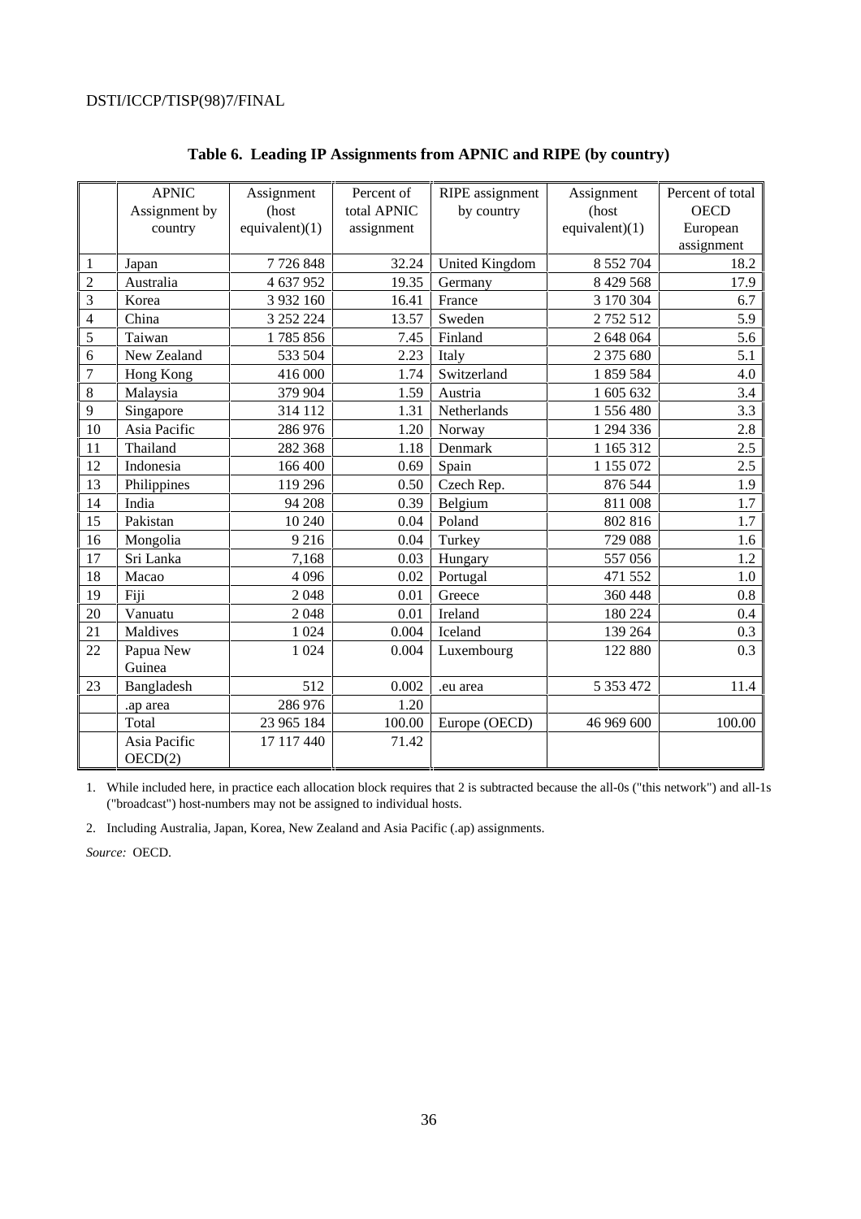**Table 6. Leading IP Assignments from APNIC and RIPE (by country)**

| | APNIC Assignment by country | Assignment (host equivalent)(1) | Percent of total APNIC assignment | RIPE assignment by country | Assignment (host equivalent)(1) | Percent of total OECD European assignment |
|---|---|---|---|---|---|---|
| 1 | Japan | 7 726 848 | 32.24 | United Kingdom | 8 552 704 | 18.2 |
| 2 | Australia | 4 637 952 | 19.35 | Germany | 8 429 568 | 17.9 |
| 3 | Korea | 3 932 160 | 16.41 | France | 3 170 304 | 6.7 |
| 4 | China | 3 252 224 | 13.57 | Sweden | 2 752 512 | 5.9 |
| 5 | Taiwan | 1 785 856 | 7.45 | Finland | 2 648 064 | 5.6 |
| 6 | New Zealand | 533 504 | 2.23 | Italy | 2 375 680 | 5.1 |
| 7 | Hong Kong | 416 000 | 1.74 | Switzerland | 1 859 584 | 4.0 |
| 8 | Malaysia | 379 904 | 1.59 | Austria | 1 605 632 | 3.4 |
| 9 | Singapore | 314 112 | 1.31 | Netherlands | 1 556 480 | 3.3 |
| 10 | Asia Pacific | 286 976 | 1.20 | Norway | 1 294 336 | 2.8 |
| 11 | Thailand | 282 368 | 1.18 | Denmark | 1 165 312 | 2.5 |
| 12 | Indonesia | 166 400 | 0.69 | Spain | 1 155 072 | 2.5 |
| 13 | Philippines | 119 296 | 0.50 | Czech Rep. | 876 544 | 1.9 |
| 14 | India | 94 208 | 0.39 | Belgium | 811 008 | 1.7 |
| 15 | Pakistan | 10 240 | 0.04 | Poland | 802 816 | 1.7 |
| 16 | Mongolia | 9 216 | 0.04 | Turkey | 729 088 | 1.6 |
| 17 | Sri Lanka | 7,168 | 0.03 | Hungary | 557 056 | 1.2 |
| 18 | Macao | 4 096 | 0.02 | Portugal | 471 552 | 1.0 |
| 19 | Fiji | 2 048 | 0.01 | Greece | 360 448 | 0.8 |
| 20 | Vanuatu | 2 048 | 0.01 | Ireland | 180 224 | 0.4 |
| 21 | Maldives | 1 024 | 0.004 | Iceland | 139 264 | 0.3 |
| 22 | Papua New Guinea | 1 024 | 0.004 | Luxembourg | 122 880 | 0.3 |
| 23 | Bangladesh | 512 | 0.002 | .eu area | 5 353 472 | 11.4 |
| | .ap area | 286 976 | 1.20 | | | |
| | Total | 23 965 184 | 100.00 | Europe (OECD) | 46 969 600 | 100.00 |
| | Asia Pacific OECD(2) | 17 117 440 | 71.42 | | | |

1. While included here, in practice each allocation block requires that 2 is subtracted because the all-0s ("this network") and all-1s ("broadcast") host-numbers may not be assigned to individual hosts.

2. Including Australia, Japan, Korea, New Zealand and Asia Pacific (.ap) assignments.

*Source:* OECD.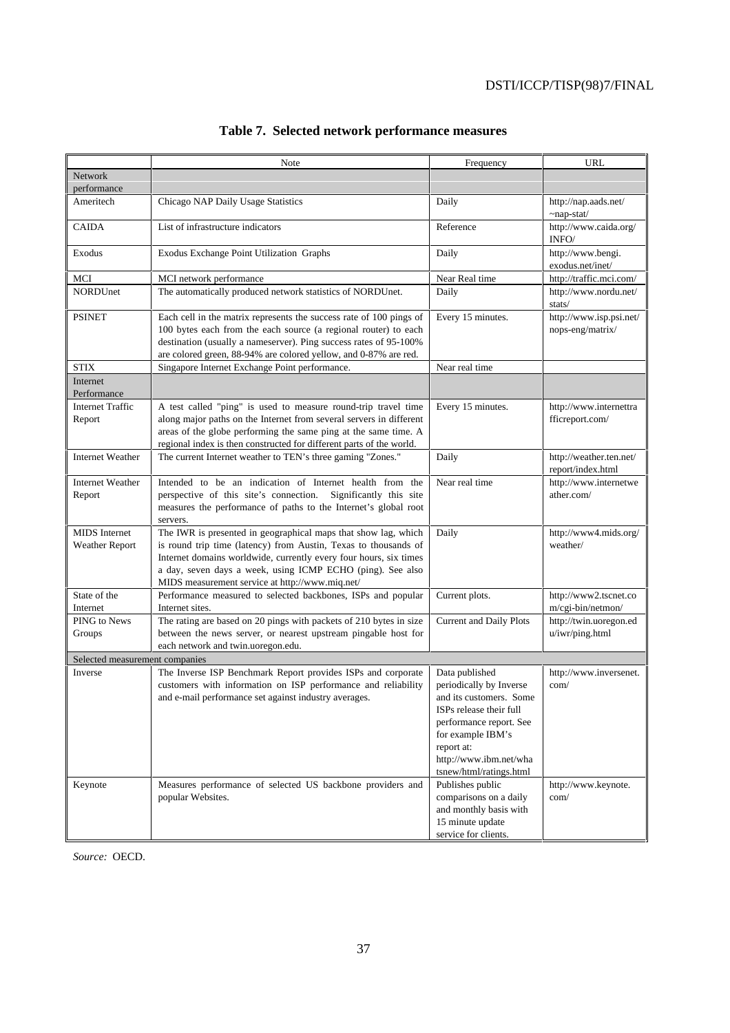# Table 7. Selected network performance measures

| | Note | Frequency | URL |
|---|---|---|---|
| Network performance | | | |
| Ameritech | Chicago NAP Daily Usage Statistics | Daily | http://nap.aads.net/~nap-stat/ |
| CAIDA | List of infrastructure indicators | Reference | http://www.caida.org/INFO/ |
| Exodus | Exodus Exchange Point Utilization Graphs | Daily | http://www.bengi.exodus.net/inet/ |
| MCI | MCI network performance | Near Real time | http://traffic.mci.com/ |
| NORDUnet | The automatically produced network statistics of NORDUnet. | Daily | http://www.nordu.net/stats/ |
| PSINET | Each cell in the matrix represents the success rate of 100 pings of 100 bytes each from the each source (a regional router) to each destination (usually a nameserver). Ping success rates of 95-100% are colored green, 88-94% are colored yellow, and 0-87% are red. | Every 15 minutes. | http://www.isp.psi.net/nops-eng/matrix/ |
| STIX | Singapore Internet Exchange Point performance. | Near real time | |
| Internet Performance | | | |
| Internet Traffic Report | A test called "ping" is used to measure round-trip travel time along major paths on the Internet from several servers in different areas of the globe performing the same ping at the same time. A regional index is then constructed for different parts of the world. | Every 15 minutes. | http://www.internettrafficreport.com/ |
| Internet Weather | The current Internet weather to TEN's three gaming "Zones." | Daily | http://weather.ten.net/report/index.html |
| Internet Weather Report | Intended to be an indication of Internet health from the perspective of this site's connection. Significantly this site measures the performance of paths to the Internet's global root servers. | Near real time | http://www.internetweather.com/ |
| MIDS Internet Weather Report | The IWR is presented in geographical maps that show lag, which is round trip time (latency) from Austin, Texas to thousands of Internet domains worldwide, currently every four hours, six times a day, seven days a week, using ICMP ECHO (ping). See also MIDS measurement service at http://www.miq.net/ | Daily | http://www4.mids.org/weather/ |
| State of the Internet | Performance measured to selected backbones, ISPs and popular Internet sites. | Current plots. | http://www2.tscnet.com/cgi-bin/netmon/ |
| PING to News Groups | The rating are based on 20 pings with packets of 210 bytes in size between the news server, or nearest upstream pingable host for each network and twin.uoregon.edu. | Current and Daily Plots | http://twin.uoregon.edu/iwr/ping.html |
| Selected measurement companies | | | |
| Inverse | The Inverse ISP Benchmark Report provides ISPs and corporate customers with information on ISP performance and reliability and e-mail performance set against industry averages. | Data published periodically by Inverse and its customers. Some ISPs release their full performance report. See for example IBM's report at: http://www.ibm.net/whatsnew/html/ratings.html | http://www.inversenet.com/ |
| Keynote | Measures performance of selected US backbone providers and popular Websites. | Publishes public comparisons on a daily and monthly basis with 15 minute update service for clients. | http://www.keynote.com/ |

*Source:* OECD.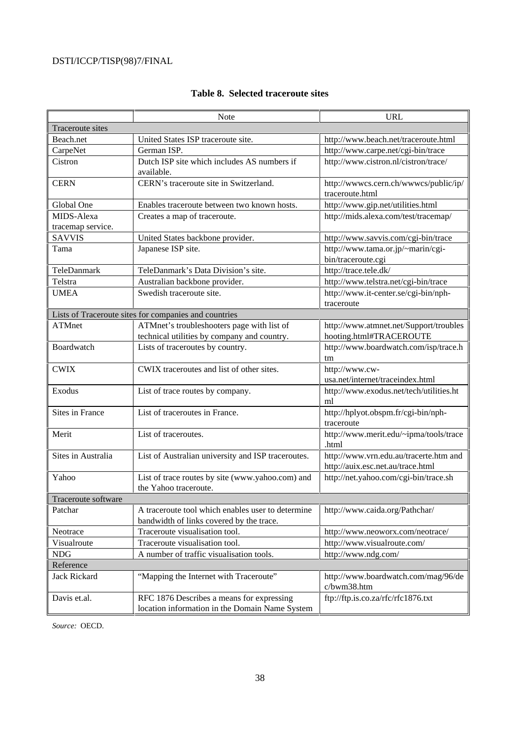**Table 8. Selected traceroute sites**

| | Note | URL |
|---|---|---|
| Traceroute sites | | |
| Beach.net | United States ISP traceroute site. | http://www.beach.net/traceroute.html |
| CarpeNet | German ISP. | http://www.carpe.net/cgi-bin/trace |
| Cistron | Dutch ISP site which includes AS numbers if available. | http://www.cistron.nl/cistron/trace/ |
| CERN | CERN's traceroute site in Switzerland. | http://wwwcs.cern.ch/wwwcs/public/ip/traceroute.html |
| Global One | Enables traceroute between two known hosts. | http://www.gip.net/utilities.html |
| MIDS-Alexa tracemap service. | Creates a map of traceroute. | http://mids.alexa.com/test/tracemap/ |
| SAVVIS | United States backbone provider. | http://www.savvis.com/cgi-bin/trace |
| Tama | Japanese ISP site. | http://www.tama.or.jp/~marin/cgi-bin/traceroute.cgi |
| TeleDanmark | TeleDanmark's Data Division's site. | http://trace.tele.dk/ |
| Telstra | Australian backbone provider. | http://www.telstra.net/cgi-bin/trace |
| UMEA | Swedish traceroute site. | http://www.it-center.se/cgi-bin/nph-traceroute |
| Lists of Traceroute sites for companies and countries | | |
| ATMnet | ATMnet's troubleshooters page with list of technical utilities by company and country. | http://www.atmnet.net/Support/troubleshooting.html#TRACEROUTE |
| Boardwatch | Lists of traceroutes by country. | http://www.boardwatch.com/isp/trace.htm |
| CWIX | CWIX traceroutes and list of other sites. | http://www.cw-usa.net/internet/traceindex.html |
| Exodus | List of trace routes by company. | http://www.exodus.net/tech/utilities.html |
| Sites in France | List of traceroutes in France. | http://hplyot.obspm.fr/cgi-bin/nph-traceroute |
| Merit | List of traceroutes. | http://www.merit.edu/~ipma/tools/trace.html |
| Sites in Australia | List of Australian university and ISP traceroutes. | http://www.vrn.edu.au/tracerte.htm and http://auix.esc.net.au/trace.html |
| Yahoo | List of trace routes by site (www.yahoo.com) and the Yahoo traceroute. | http://net.yahoo.com/cgi-bin/trace.sh |
| Traceroute software | | |
| Patchar | A traceroute tool which enables user to determine bandwidth of links covered by the trace. | http://www.caida.org/Pathchar/ |
| Neotrace | Traceroute visualisation tool. | http://www.neoworx.com/neotrace/ |
| Visualroute | Traceroute visualisation tool. | http://www.visualroute.com/ |
| NDG | A number of traffic visualisation tools. | http://www.ndg.com/ |
| Reference | | |
| Jack Rickard | "Mapping the Internet with Traceroute" | http://www.boardwatch.com/mag/96/dec/bwm38.htm |
| Davis et.al. | RFC 1876 Describes a means for expressing location information in the Domain Name System | ftp://ftp.is.co.za/rfc/rfc1876.txt |

*Source:* OECD.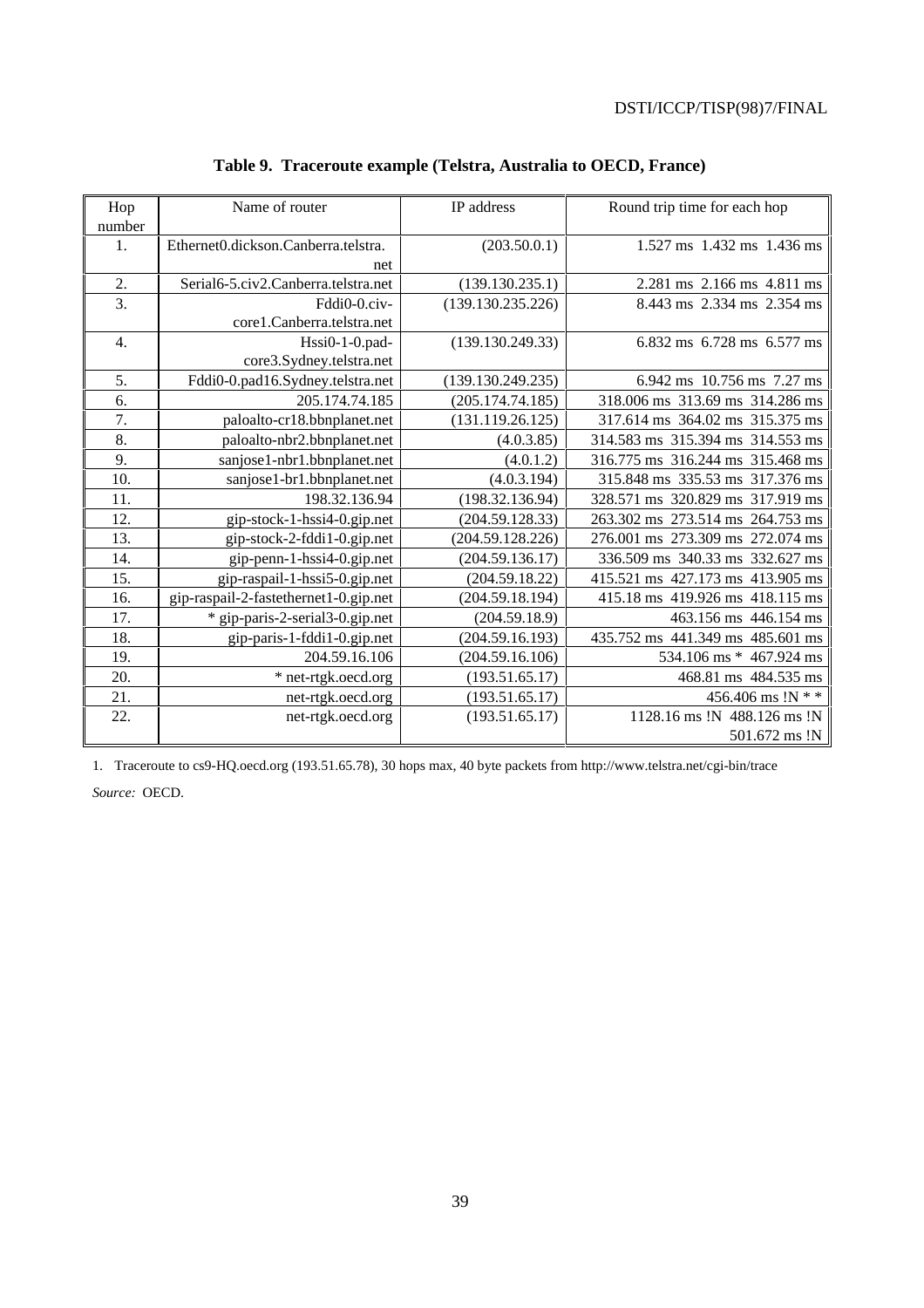**Table 9. Traceroute example (Telstra, Australia to OECD, France)**

| Hop number | Name of router | IP address | Round trip time for each hop |
|---|---|---|---|
| 1. | Ethernet0.dickson.Canberra.telstra.net | (203.50.0.1) | 1.527 ms 1.432 ms 1.436 ms |
| 2. | Serial6-5.civ2.Canberra.telstra.net | (139.130.235.1) | 2.281 ms 2.166 ms 4.811 ms |
| 3. | Fddi0-0.civ-core1.Canberra.telstra.net | (139.130.235.226) | 8.443 ms 2.334 ms 2.354 ms |
| 4. | Hssi0-1-0.pad-core3.Sydney.telstra.net | (139.130.249.33) | 6.832 ms 6.728 ms 6.577 ms |
| 5. | Fddi0-0.pad16.Sydney.telstra.net | (139.130.249.235) | 6.942 ms 10.756 ms 7.27 ms |
| 6. | 205.174.74.185 | (205.174.74.185) | 318.006 ms 313.69 ms 314.286 ms |
| 7. | paloalto-cr18.bbnplanet.net | (131.119.26.125) | 317.614 ms 364.02 ms 315.375 ms |
| 8. | paloalto-nbr2.bbnplanet.net | (4.0.3.85) | 314.583 ms 315.394 ms 314.553 ms |
| 9. | sanjose1-nbr1.bbnplanet.net | (4.0.1.2) | 316.775 ms 316.244 ms 315.468 ms |
| 10. | sanjose1-br1.bbnplanet.net | (4.0.3.194) | 315.848 ms 335.53 ms 317.376 ms |
| 11. | 198.32.136.94 | (198.32.136.94) | 328.571 ms 320.829 ms 317.919 ms |
| 12. | gip-stock-1-hssi4-0.gip.net | (204.59.128.33) | 263.302 ms 273.514 ms 264.753 ms |
| 13. | gip-stock-2-fddi1-0.gip.net | (204.59.128.226) | 276.001 ms 273.309 ms 272.074 ms |
| 14. | gip-penn-1-hssi4-0.gip.net | (204.59.136.17) | 336.509 ms 340.33 ms 332.627 ms |
| 15. | gip-raspail-1-hssi5-0.gip.net | (204.59.18.22) | 415.521 ms 427.173 ms 413.905 ms |
| 16. | gip-raspail-2-fastethernet1-0.gip.net | (204.59.18.194) | 415.18 ms 419.926 ms 418.115 ms |
| 17. | * gip-paris-2-serial3-0.gip.net | (204.59.18.9) | 463.156 ms 446.154 ms |
| 18. | gip-paris-1-fddi1-0.gip.net | (204.59.16.193) | 435.752 ms 441.349 ms 485.601 ms |
| 19. | 204.59.16.106 | (204.59.16.106) | 534.106 ms * 467.924 ms |
| 20. | * net-rtgk.oecd.org | (193.51.65.17) | 468.81 ms 484.535 ms |
| 21. | net-rtgk.oecd.org | (193.51.65.17) | 456.406 ms !N * * |
| 22. | net-rtgk.oecd.org | (193.51.65.17) | 1128.16 ms !N 488.126 ms !N 501.672 ms !N |

1. Traceroute to cs9-HQ.oecd.org (193.51.65.78), 30 hops max, 40 byte packets from http://www.telstra.net/cgi-bin/trace

*Source:* OECD.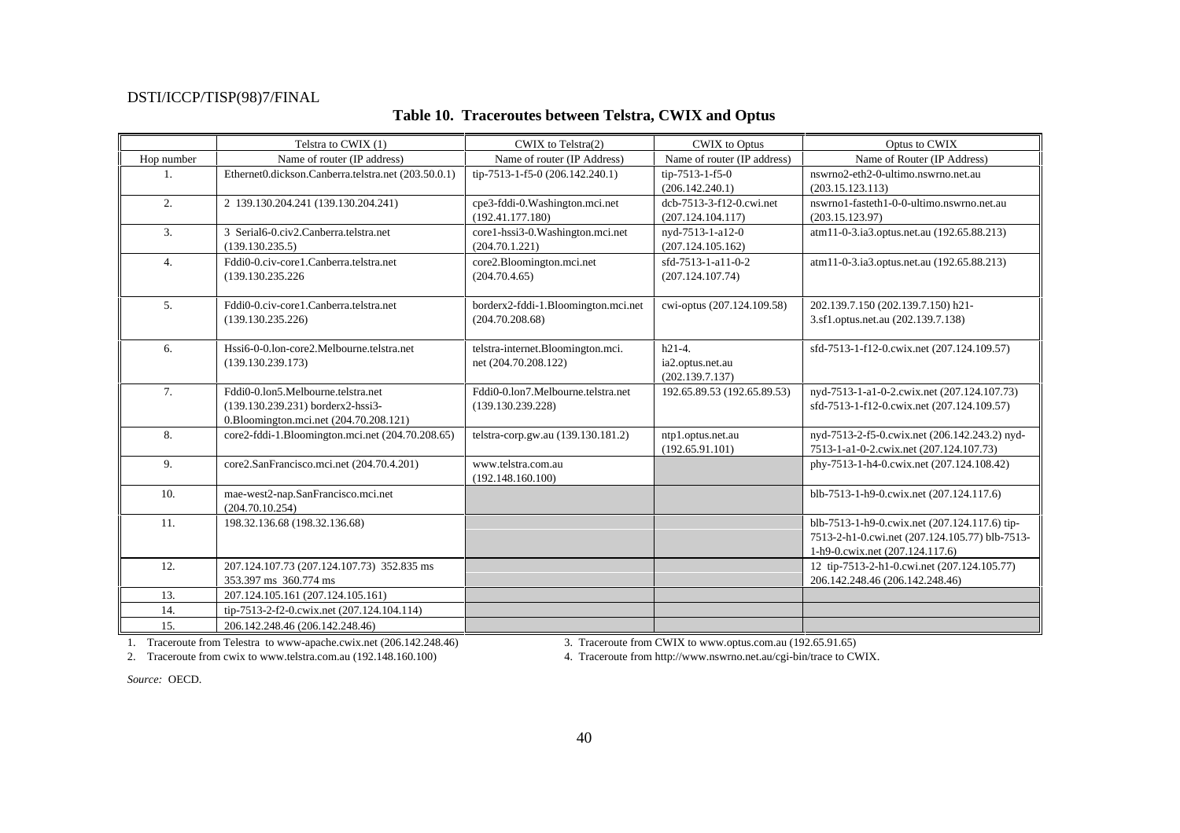**Table 10. Traceroutes between Telstra, CWIX and Optus**

| | Telstra to CWIX (1) | CWIX to Telstra(2) | CWIX to Optus | Optus to CWIX |
|---|---|---|---|---|
| Hop number | Name of router (IP address) | Name of router (IP Address) | Name of router (IP address) | Name of Router (IP Address) |
| 1. | Ethernet0.dickson.Canberra.telstra.net (203.50.0.1) | tip-7513-1-f5-0 (206.142.240.1) | tip-7513-1-f5-0 (206.142.240.1) | nswrno2-eth2-0-ultimo.nswrno.net.au (203.15.123.113) |
| 2. | 2 139.130.204.241 (139.130.204.241) | cpe3-fddi-0.Washington.mci.net (192.41.177.180) | dcb-7513-3-f12-0.cwi.net (207.124.104.117) | nswrno1-fasteth1-0-0-ultimo.nswrno.net.au (203.15.123.97) |
| 3. | 3 Serial6-0.civ2.Canberra.telstra.net (139.130.235.5) | core1-hssi3-0.Washington.mci.net (204.70.1.221) | nyd-7513-1-a12-0 (207.124.105.162) | atm11-0-3.ia3.optus.net.au (192.65.88.213) |
| 4. | Fddi0-0.civ-core1.Canberra.telstra.net (139.130.235.226 | core2.Bloomington.mci.net (204.70.4.65) | sfd-7513-1-a11-0-2 (207.124.107.74) | atm11-0-3.ia3.optus.net.au (192.65.88.213) |
| 5. | Fddi0-0.civ-core1.Canberra.telstra.net (139.130.235.226) | borderx2-fddi-1.Bloomington.mci.net (204.70.208.68) | cwi-optus (207.124.109.58) | 202.139.7.150 (202.139.7.150) h21-3.sf1.optus.net.au (202.139.7.138) |
| 6. | Hssi6-0-0.lon-core2.Melbourne.telstra.net (139.130.239.173) | telstra-internet.Bloomington.mci. net (204.70.208.122) | h21-4. ia2.optus.net.au (202.139.7.137) | sfd-7513-1-f12-0.cwix.net (207.124.109.57) |
| 7. | Fddi0-0.lon5.Melbourne.telstra.net (139.130.239.231) borderx2-hssi3-0.Bloomington.mci.net (204.70.208.121) | Fddi0-0.lon7.Melbourne.telstra.net (139.130.239.228) | 192.65.89.53 (192.65.89.53) | nyd-7513-1-a1-0-2.cwix.net (207.124.107.73) sfd-7513-1-f12-0.cwix.net (207.124.109.57) |
| 8. | core2-fddi-1.Bloomington.mci.net (204.70.208.65) | telstra-corp.gw.au (139.130.181.2) | ntp1.optus.net.au (192.65.91.101) | nyd-7513-2-f5-0.cwix.net (206.142.243.2) nyd-7513-1-a1-0-2.cwix.net (207.124.107.73) |
| 9. | core2.SanFrancisco.mci.net (204.70.4.201) | www.telstra.com.au (192.148.160.100) | | phy-7513-1-h4-0.cwix.net (207.124.108.42) |
| 10. | mae-west2-nap.SanFrancisco.mci.net (204.70.10.254) | | | blb-7513-1-h9-0.cwix.net (207.124.117.6) |
| 11. | 198.32.136.68 (198.32.136.68) | | | blb-7513-1-h9-0.cwix.net (207.124.117.6) tip-7513-2-h1-0.cwi.net (207.124.105.77) blb-7513-1-h9-0.cwix.net (207.124.117.6) |
| 12. | 207.124.107.73 (207.124.107.73) 352.835 ms 353.397 ms 360.774 ms | | | 12 tip-7513-2-h1-0.cwi.net (207.124.105.77) 206.142.248.46 (206.142.248.46) |
| 13. | 207.124.105.161 (207.124.105.161) | | | |
| 14. | tip-7513-2-f2-0.cwix.net (207.124.104.114) | | | |
| 15. | 206.142.248.46 (206.142.248.46) | | | |

1. Traceroute from Telestra to www-apache.cwix.net (206.142.248.46)
2. Traceroute from cwix to www.telstra.com.au (192.148.160.100)
3. Traceroute from CWIX to www.optus.com.au (192.65.91.65)
4. Traceroute from http://www.nswrno.net.au/cgi-bin/trace to CWIX.

*Source:* OECD.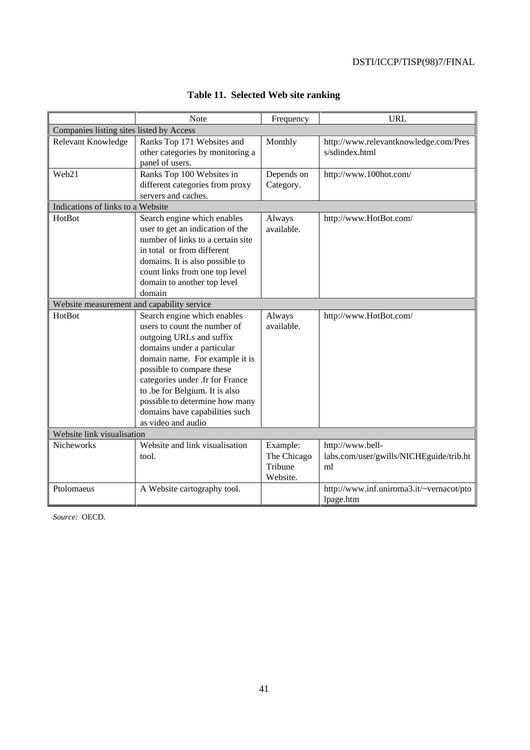**Table 11. Selected Web site ranking**

| | Note | Frequency | URL |
|---|---|---|---|
| Companies listing sites listed by Access | | | |
| Relevant Knowledge | Ranks Top 171 Websites and other categories by monitoring a panel of users. | Monthly | http://www.relevantknowledge.com/Press/sdindex.html |
| Web21 | Ranks Top 100 Websites in different categories from proxy servers and caches. | Depends on Category. | http://www.100hot.com/ |
| Indications of links to a Website | | | |
| HotBot | Search engine which enables user to get an indication of the number of links to a certain site in total or from different domains. It is also possible to count links from one top level domain to another top level domain | Always available. | http://www.HotBot.com/ |
| Website measurement and capability service | | | |
| HotBot | Search engine which enables users to count the number of outgoing URLs and suffix domains under a particular domain name. For example it is possible to compare these categories under .fr for France to .be for Belgium. It is also possible to determine how many domains have capabilities such as video and audio | Always available. | http://www.HotBot.com/ |
| Website link visualisation | | | |
| Nicheworks | Website and link visualisation tool. | Example: The Chicago Tribune Website. | http://www.bell-labs.com/user/gwills/NICHEguide/trib.html |
| Ptolomaeus | A Website cartography tool. | | http://www.inf.uniroma3.it/~vernacot/ptolpage.htm |

*Source:* OECD.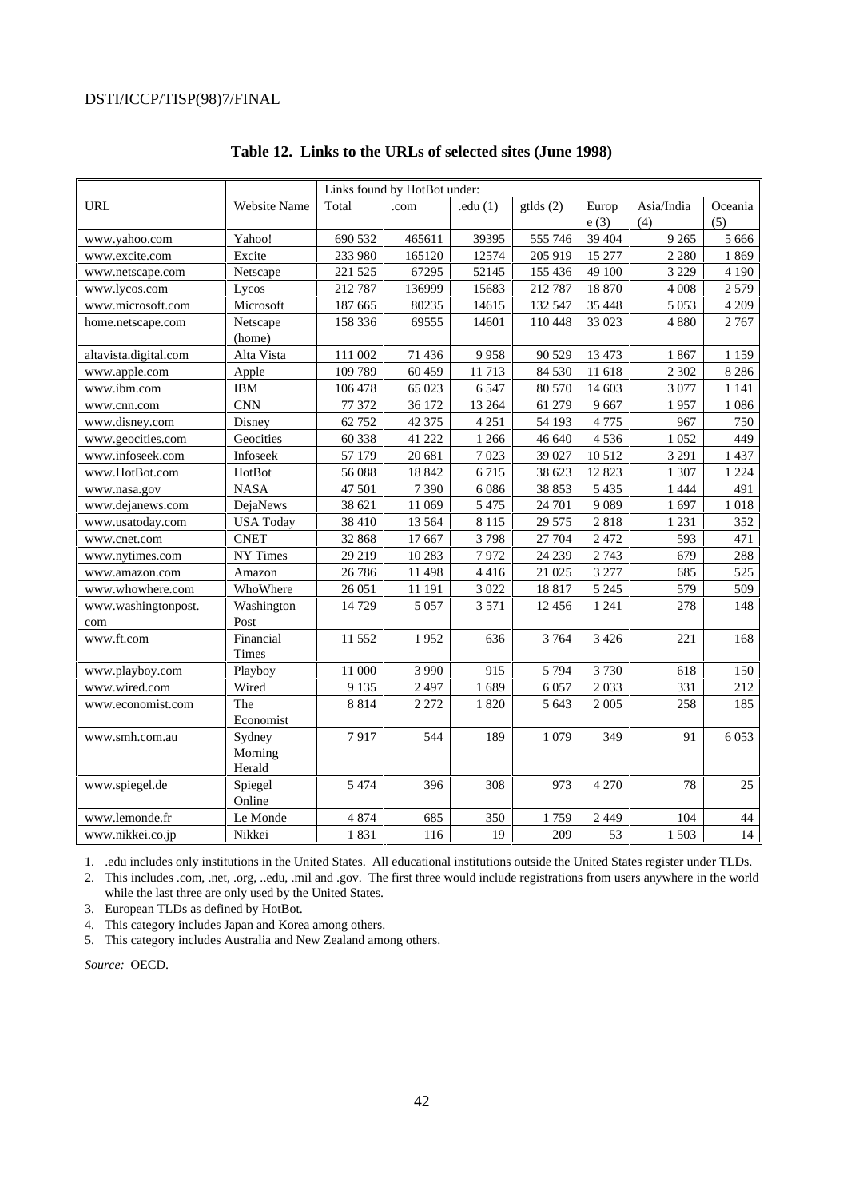**Table 12. Links to the URLs of selected sites (June 1998)**

| | | Links found by HotBot under: | | | | | | |
|---|---|---|---|---|---|---|---|---|
| URL | Website Name | Total | .com | .edu (1) | gtlds (2) | Europe (3) | Asia/India (4) | Oceania (5) |
| www.yahoo.com | Yahoo! | 690 532 | 465611 | 39395 | 555 746 | 39 404 | 9 265 | 5 666 |
| www.excite.com | Excite | 233 980 | 165120 | 12574 | 205 919 | 15 277 | 2 280 | 1 869 |
| www.netscape.com | Netscape | 221 525 | 67295 | 52145 | 155 436 | 49 100 | 3 229 | 4 190 |
| www.lycos.com | Lycos | 212 787 | 136999 | 15683 | 212 787 | 18 870 | 4 008 | 2 579 |
| www.microsoft.com | Microsoft | 187 665 | 80235 | 14615 | 132 547 | 35 448 | 5 053 | 4 209 |
| home.netscape.com | Netscape (home) | 158 336 | 69555 | 14601 | 110 448 | 33 023 | 4 880 | 2 767 |
| altavista.digital.com | Alta Vista | 111 002 | 71 436 | 9 958 | 90 529 | 13 473 | 1 867 | 1 159 |
| www.apple.com | Apple | 109 789 | 60 459 | 11 713 | 84 530 | 11 618 | 2 302 | 8 286 |
| www.ibm.com | IBM | 106 478 | 65 023 | 6 547 | 80 570 | 14 603 | 3 077 | 1 141 |
| www.cnn.com | CNN | 77 372 | 36 172 | 13 264 | 61 279 | 9 667 | 1 957 | 1 086 |
| www.disney.com | Disney | 62 752 | 42 375 | 4 251 | 54 193 | 4 775 | 967 | 750 |
| www.geocities.com | Geocities | 60 338 | 41 222 | 1 266 | 46 640 | 4 536 | 1 052 | 449 |
| www.infoseek.com | Infoseek | 57 179 | 20 681 | 7 023 | 39 027 | 10 512 | 3 291 | 1 437 |
| www.HotBot.com | HotBot | 56 088 | 18 842 | 6 715 | 38 623 | 12 823 | 1 307 | 1 224 |
| www.nasa.gov | NASA | 47 501 | 7 390 | 6 086 | 38 853 | 5 435 | 1 444 | 491 |
| www.dejanews.com | DejaNews | 38 621 | 11 069 | 5 475 | 24 701 | 9 089 | 1 697 | 1 018 |
| www.usatoday.com | USA Today | 38 410 | 13 564 | 8 115 | 29 575 | 2 818 | 1 231 | 352 |
| www.cnet.com | CNET | 32 868 | 17 667 | 3 798 | 27 704 | 2 472 | 593 | 471 |
| www.nytimes.com | NY Times | 29 219 | 10 283 | 7 972 | 24 239 | 2 743 | 679 | 288 |
| www.amazon.com | Amazon | 26 786 | 11 498 | 4 416 | 21 025 | 3 277 | 685 | 525 |
| www.whowhere.com | WhoWhere | 26 051 | 11 191 | 3 022 | 18 817 | 5 245 | 579 | 509 |
| www.washingtonpost.com | Washington Post | 14 729 | 5 057 | 3 571 | 12 456 | 1 241 | 278 | 148 |
| www.ft.com | Financial Times | 11 552 | 1 952 | 636 | 3 764 | 3 426 | 221 | 168 |
| www.playboy.com | Playboy | 11 000 | 3 990 | 915 | 5 794 | 3 730 | 618 | 150 |
| www.wired.com | Wired | 9 135 | 2 497 | 1 689 | 6 057 | 2 033 | 331 | 212 |
| www.economist.com | The Economist | 8 814 | 2 272 | 1 820 | 5 643 | 2 005 | 258 | 185 |
| www.smh.com.au | Sydney Morning Herald | 7 917 | 544 | 189 | 1 079 | 349 | 91 | 6 053 |
| www.spiegel.de | Spiegel Online | 5 474 | 396 | 308 | 973 | 4 270 | 78 | 25 |
| www.lemonde.fr | Le Monde | 4 874 | 685 | 350 | 1 759 | 2 449 | 104 | 44 |
| www.nikkei.co.jp | Nikkei | 1 831 | 116 | 19 | 209 | 53 | 1 503 | 14 |

1. .edu includes only institutions in the United States. All educational institutions outside the United States register under TLDs.
2. This includes .com, .net, .org, ..edu, .mil and .gov. The first three would include registrations from users anywhere in the world while the last three are only used by the United States.
3. European TLDs as defined by HotBot.
4. This category includes Japan and Korea among others.
5. This category includes Australia and New Zealand among others.

*Source:* OECD.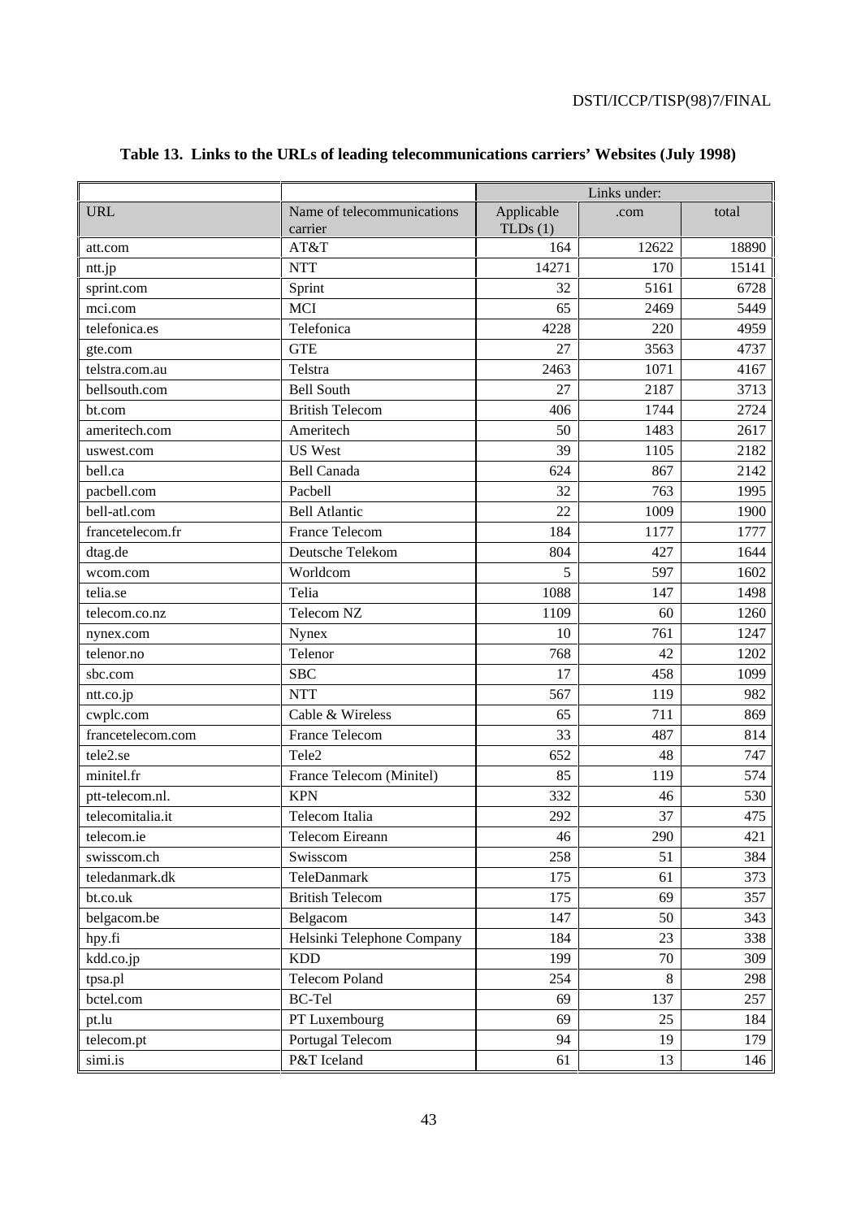**Table 13. Links to the URLs of leading telecommunications carriers' Websites (July 1998)**

| | | Links under: | | |
|---|---|---|---|---|
| URL | Name of telecommunications carrier | Applicable TLDs (1) | .com | total |
| att.com | AT&T | 164 | 12622 | 18890 |
| ntt.jp | NTT | 14271 | 170 | 15141 |
| sprint.com | Sprint | 32 | 5161 | 6728 |
| mci.com | MCI | 65 | 2469 | 5449 |
| telefonica.es | Telefonica | 4228 | 220 | 4959 |
| gte.com | GTE | 27 | 3563 | 4737 |
| telstra.com.au | Telstra | 2463 | 1071 | 4167 |
| bellsouth.com | Bell South | 27 | 2187 | 3713 |
| bt.com | British Telecom | 406 | 1744 | 2724 |
| ameritech.com | Ameritech | 50 | 1483 | 2617 |
| uswest.com | US West | 39 | 1105 | 2182 |
| bell.ca | Bell Canada | 624 | 867 | 2142 |
| pacbell.com | Pacbell | 32 | 763 | 1995 |
| bell-atl.com | Bell Atlantic | 22 | 1009 | 1900 |
| francetelecom.fr | France Telecom | 184 | 1177 | 1777 |
| dtag.de | Deutsche Telekom | 804 | 427 | 1644 |
| wcom.com | Worldcom | 5 | 597 | 1602 |
| telia.se | Telia | 1088 | 147 | 1498 |
| telecom.co.nz | Telecom NZ | 1109 | 60 | 1260 |
| nynex.com | Nynex | 10 | 761 | 1247 |
| telenor.no | Telenor | 768 | 42 | 1202 |
| sbc.com | SBC | 17 | 458 | 1099 |
| ntt.co.jp | NTT | 567 | 119 | 982 |
| cwplc.com | Cable & Wireless | 65 | 711 | 869 |
| francetelecom.com | France Telecom | 33 | 487 | 814 |
| tele2.se | Tele2 | 652 | 48 | 747 |
| minitel.fr | France Telecom (Minitel) | 85 | 119 | 574 |
| ptt-telecom.nl. | KPN | 332 | 46 | 530 |
| telecomitalia.it | Telecom Italia | 292 | 37 | 475 |
| telecom.ie | Telecom Eireann | 46 | 290 | 421 |
| swisscom.ch | Swisscom | 258 | 51 | 384 |
| teledanmark.dk | TeleDanmark | 175 | 61 | 373 |
| bt.co.uk | British Telecom | 175 | 69 | 357 |
| belgacom.be | Belgacom | 147 | 50 | 343 |
| hpy.fi | Helsinki Telephone Company | 184 | 23 | 338 |
| kdd.co.jp | KDD | 199 | 70 | 309 |
| tpsa.pl | Telecom Poland | 254 | 8 | 298 |
| bctel.com | BC-Tel | 69 | 137 | 257 |
| pt.lu | PT Luxembourg | 69 | 25 | 184 |
| telecom.pt | Portugal Telecom | 94 | 19 | 179 |
| simi.is | P&T Iceland | 61 | 13 | 146 |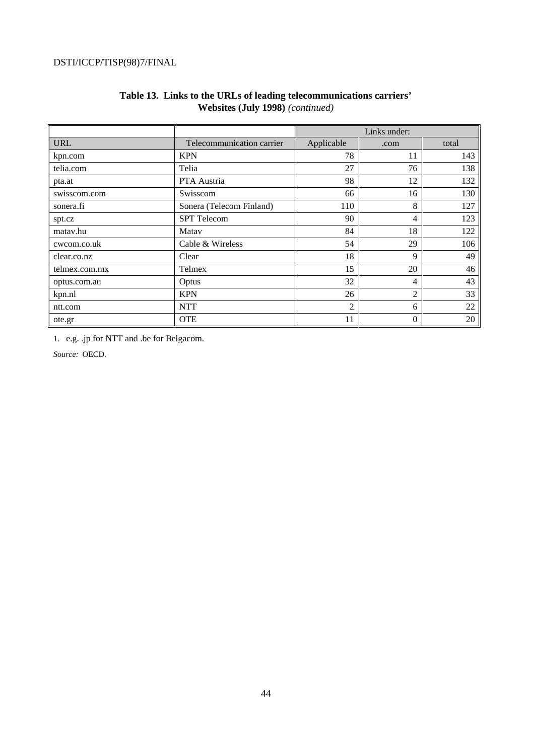**Table 13. Links to the URLs of leading telecommunications carriers' Websites (July 1998)** *(continued)*

| | | Links under: | | |
|---|---|---|---|---|
| URL | Telecommunication carrier | Applicable | .com | total |
| kpn.com | KPN | 78 | 11 | 143 |
| telia.com | Telia | 27 | 76 | 138 |
| pta.at | PTA Austria | 98 | 12 | 132 |
| swisscom.com | Swisscom | 66 | 16 | 130 |
| sonera.fi | Sonera (Telecom Finland) | 110 | 8 | 127 |
| spt.cz | SPT Telecom | 90 | 4 | 123 |
| matav.hu | Matav | 84 | 18 | 122 |
| cwcom.co.uk | Cable & Wireless | 54 | 29 | 106 |
| clear.co.nz | Clear | 18 | 9 | 49 |
| telmex.com.mx | Telmex | 15 | 20 | 46 |
| optus.com.au | Optus | 32 | 4 | 43 |
| kpn.nl | KPN | 26 | 2 | 33 |
| ntt.com | NTT | 2 | 6 | 22 |
| ote.gr | OTE | 11 | 0 | 20 |

1. e.g. .jp for NTT and .be for Belgacom.

*Source:* OECD.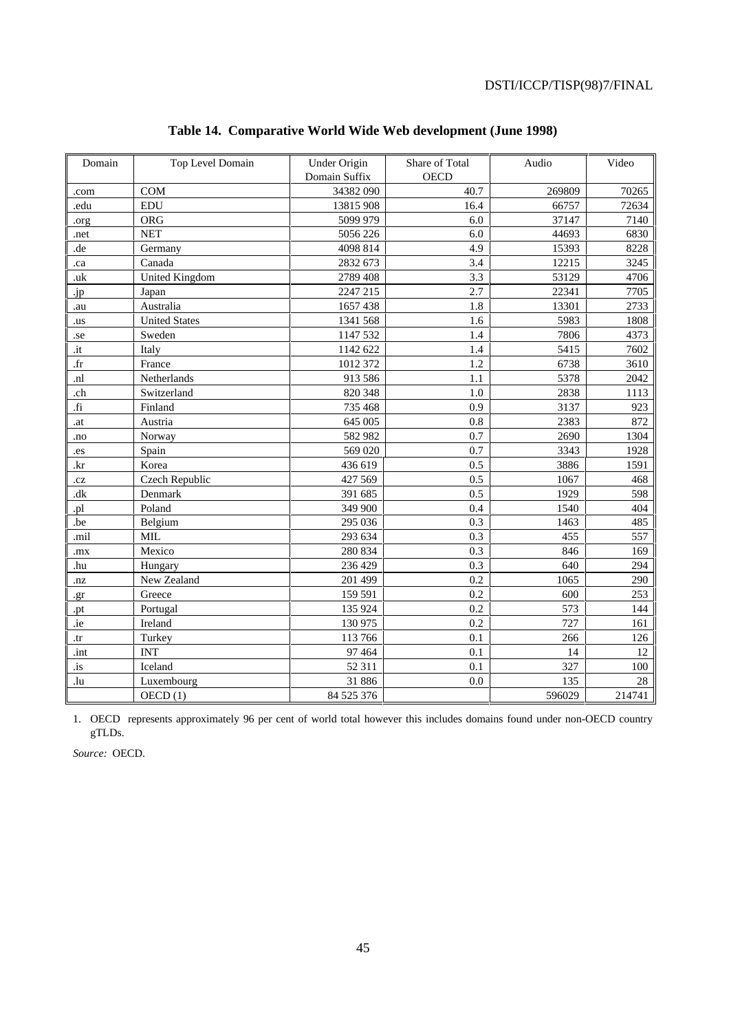**Table 14. Comparative World Wide Web development (June 1998)**

| Domain | Top Level Domain | Under Origin Domain Suffix | Share of Total OECD | Audio | Video |
|---|---|---|---|---|---|
| .com | COM | 34382 090 | 40.7 | 269809 | 70265 |
| .edu | EDU | 13815 908 | 16.4 | 66757 | 72634 |
| .org | ORG | 5099 979 | 6.0 | 37147 | 7140 |
| .net | NET | 5056 226 | 6.0 | 44693 | 6830 |
| .de | Germany | 4098 814 | 4.9 | 15393 | 8228 |
| .ca | Canada | 2832 673 | 3.4 | 12215 | 3245 |
| .uk | United Kingdom | 2789 408 | 3.3 | 53129 | 4706 |
| .jp | Japan | 2247 215 | 2.7 | 22341 | 7705 |
| .au | Australia | 1657 438 | 1.8 | 13301 | 2733 |
| .us | United States | 1341 568 | 1.6 | 5983 | 1808 |
| .se | Sweden | 1147 532 | 1.4 | 7806 | 4373 |
| .it | Italy | 1142 622 | 1.4 | 5415 | 7602 |
| .fr | France | 1012 372 | 1.2 | 6738 | 3610 |
| .nl | Netherlands | 913 586 | 1.1 | 5378 | 2042 |
| .ch | Switzerland | 820 348 | 1.0 | 2838 | 1113 |
| .fi | Finland | 735 468 | 0.9 | 3137 | 923 |
| .at | Austria | 645 005 | 0.8 | 2383 | 872 |
| .no | Norway | 582 982 | 0.7 | 2690 | 1304 |
| .es | Spain | 569 020 | 0.7 | 3343 | 1928 |
| .kr | Korea | 436 619 | 0.5 | 3886 | 1591 |
| .cz | Czech Republic | 427 569 | 0.5 | 1067 | 468 |
| .dk | Denmark | 391 685 | 0.5 | 1929 | 598 |
| .pl | Poland | 349 900 | 0.4 | 1540 | 404 |
| .be | Belgium | 295 036 | 0.3 | 1463 | 485 |
| .mil | MIL | 293 634 | 0.3 | 455 | 557 |
| .mx | Mexico | 280 834 | 0.3 | 846 | 169 |
| .hu | Hungary | 236 429 | 0.3 | 640 | 294 |
| .nz | New Zealand | 201 499 | 0.2 | 1065 | 290 |
| .gr | Greece | 159 591 | 0.2 | 600 | 253 |
| .pt | Portugal | 135 924 | 0.2 | 573 | 144 |
| .ie | Ireland | 130 975 | 0.2 | 727 | 161 |
| .tr | Turkey | 113 766 | 0.1 | 266 | 126 |
| .int | INT | 97 464 | 0.1 | 14 | 12 |
| .is | Iceland | 52 311 | 0.1 | 327 | 100 |
| .lu | Luxembourg | 31 886 | 0.0 | 135 | 28 |
| | OECD (1) | 84 525 376 | | 596029 | 214741 |

1. OECD represents approximately 96 per cent of world total however this includes domains found under non-OECD country gTLDs.

*Source:* OECD.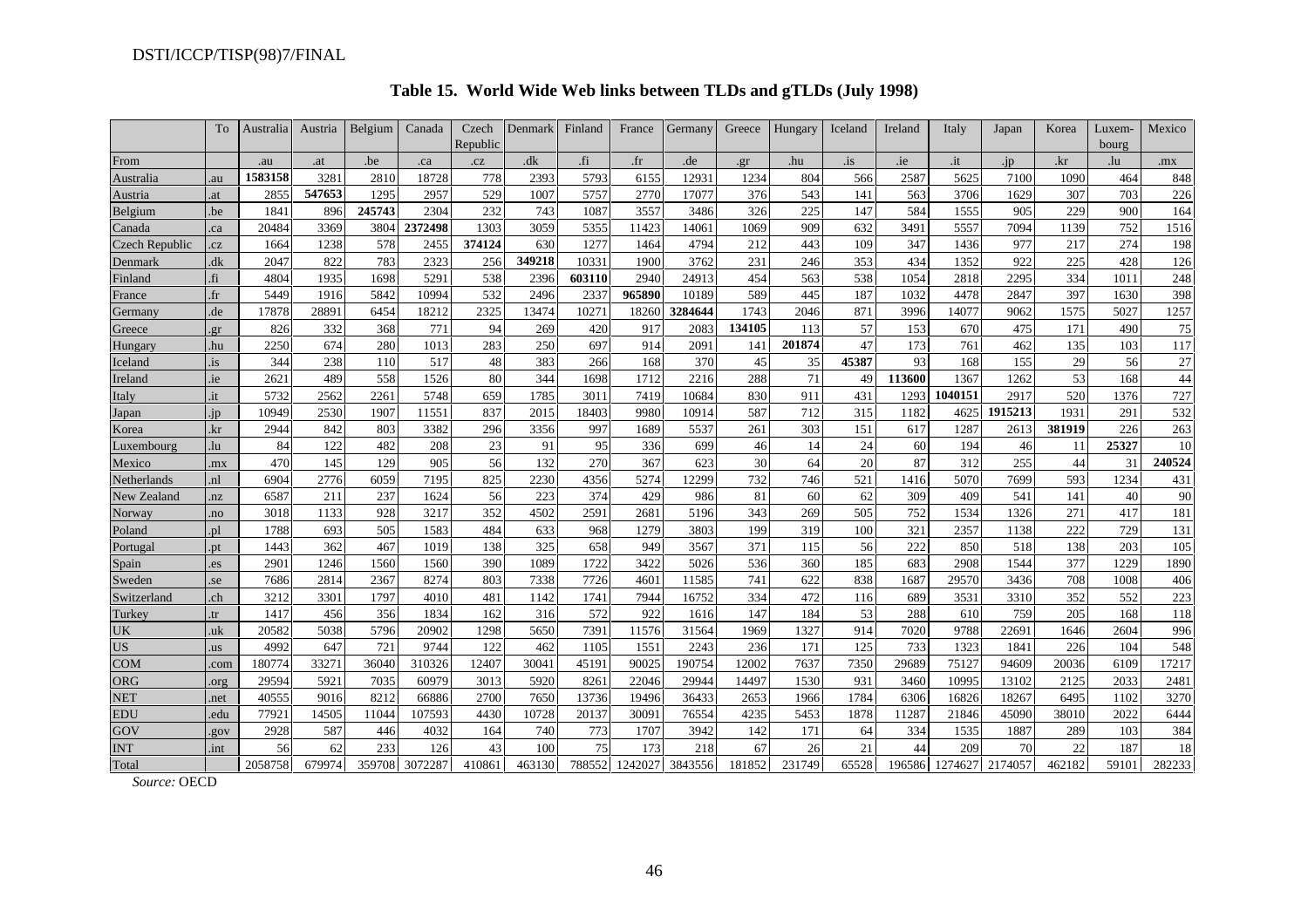## Table 15. World Wide Web links between TLDs and gTLDs (July 1998)

| | To | Australia | Austria | Belgium | Canada | Czech Republic | Denmark | Finland | France | Germany | Greece | Hungary | Iceland | Ireland | Italy | Japan | Korea | Luxem-bourg | Mexico |
|---|---|---|---|---|---|---|---|---|---|---|---|---|---|---|---|---|---|---|---|
| From | | .au | .at | .be | .ca | .cz | .dk | .fi | .fr | .de | .gr | .hu | .is | .ie | .it | .jp | .kr | .lu | .mx |
| Australia | .au | **1583158** | 3281 | 2810 | 18728 | 778 | 2393 | 5793 | 6155 | 12931 | 1234 | 804 | 566 | 2587 | 5625 | 7100 | 1090 | 464 | 848 |
| Austria | .at | 2855 | **547653** | 1295 | 2957 | 529 | 1007 | 5757 | 2770 | 17077 | 376 | 543 | 141 | 563 | 3706 | 1629 | 307 | 703 | 226 |
| Belgium | .be | 1841 | 896 | **245743** | 2304 | 232 | 743 | 1087 | 3557 | 3486 | 326 | 225 | 147 | 584 | 1555 | 905 | 229 | 900 | 164 |
| Canada | .ca | 20484 | 3369 | 3804 | **2372498** | 1303 | 3059 | 5355 | 11423 | 14061 | 1069 | 909 | 632 | 3491 | 5557 | 7094 | 1139 | 752 | 1516 |
| Czech Republic | .cz | 1664 | 1238 | 578 | 2455 | **374124** | 630 | 1277 | 1464 | 4794 | 212 | 443 | 109 | 347 | 1436 | 977 | 217 | 274 | 198 |
| Denmark | .dk | 2047 | 822 | 783 | 2323 | 256 | **349218** | 10331 | 1900 | 3762 | 231 | 246 | 353 | 434 | 1352 | 922 | 225 | 428 | 126 |
| Finland | .fi | 4804 | 1935 | 1698 | 5291 | 538 | 2396 | **603110** | 2940 | 24913 | 454 | 563 | 538 | 1054 | 2818 | 2295 | 334 | 1011 | 248 |
| France | .fr | 5449 | 1916 | 5842 | 10994 | 532 | 2496 | 2337 | **965890** | 10189 | 589 | 445 | 187 | 1032 | 4478 | 2847 | 397 | 1630 | 398 |
| Germany | .de | 17878 | 28891 | 6454 | 18212 | 2325 | 13474 | 10271 | 18260 | **3284644** | 1743 | 2046 | 871 | 3996 | 14077 | 9062 | 1575 | 5027 | 1257 |
| Greece | .gr | 826 | 332 | 368 | 771 | 94 | 269 | 420 | 917 | 2083 | **134105** | 113 | 57 | 153 | 670 | 475 | 171 | 490 | 75 |
| Hungary | .hu | 2250 | 674 | 280 | 1013 | 283 | 250 | 697 | 914 | 2091 | 141 | **201874** | 47 | 173 | 761 | 462 | 135 | 103 | 117 |
| Iceland | .is | 344 | 238 | 110 | 517 | 48 | 383 | 266 | 168 | 370 | 45 | 35 | **45387** | 93 | 168 | 155 | 29 | 56 | 27 |
| Ireland | .ie | 2621 | 489 | 558 | 1526 | 80 | 344 | 1698 | 1712 | 2216 | 288 | 71 | 49 | **113600** | 1367 | 1262 | 53 | 168 | 44 |
| Italy | .it | 5732 | 2562 | 2261 | 5748 | 659 | 1785 | 3011 | 7419 | 10684 | 830 | 911 | 431 | 1293 | **1040151** | 2917 | 520 | 1376 | 727 |
| Japan | .jp | 10949 | 2530 | 1907 | 11551 | 837 | 2015 | 18403 | 9980 | 10914 | 587 | 712 | 315 | 1182 | 4625 | **1915213** | 1931 | 291 | 532 |
| Korea | .kr | 2944 | 842 | 803 | 3382 | 296 | 3356 | 997 | 1689 | 5537 | 261 | 303 | 151 | 617 | 1287 | 2613 | **381919** | 226 | 263 |
| Luxembourg | .lu | 84 | 122 | 482 | 208 | 23 | 91 | 95 | 336 | 699 | 46 | 14 | 24 | 60 | 194 | 46 | 11 | **25327** | 10 |
| Mexico | .mx | 470 | 145 | 129 | 905 | 56 | 132 | 270 | 367 | 623 | 30 | 64 | 20 | 87 | 312 | 255 | 44 | 31 | **240524** |
| Netherlands | .nl | 6904 | 2776 | 6059 | 7195 | 825 | 2230 | 4356 | 5274 | 12299 | 732 | 746 | 521 | 1416 | 5070 | 7699 | 593 | 1234 | 431 |
| New Zealand | .nz | 6587 | 211 | 237 | 1624 | 56 | 223 | 374 | 429 | 986 | 81 | 60 | 62 | 309 | 409 | 541 | 141 | 40 | 90 |
| Norway | .no | 3018 | 1133 | 928 | 3217 | 352 | 4502 | 2591 | 2681 | 5196 | 343 | 269 | 505 | 752 | 1534 | 1326 | 271 | 417 | 181 |
| Poland | .pl | 1788 | 693 | 505 | 1583 | 484 | 633 | 968 | 1279 | 3803 | 199 | 319 | 100 | 321 | 2357 | 1138 | 222 | 729 | 131 |
| Portugal | .pt | 1443 | 362 | 467 | 1019 | 138 | 325 | 658 | 949 | 3567 | 371 | 115 | 56 | 222 | 850 | 518 | 138 | 203 | 105 |
| Spain | .es | 2901 | 1246 | 1560 | 1560 | 390 | 1089 | 1722 | 3422 | 5026 | 536 | 360 | 185 | 683 | 2908 | 1544 | 377 | 1229 | 1890 |
| Sweden | .se | 7686 | 2814 | 2367 | 8274 | 803 | 7338 | 7726 | 4601 | 11585 | 741 | 622 | 838 | 1687 | 29570 | 3436 | 708 | 1008 | 406 |
| Switzerland | .ch | 3212 | 3301 | 1797 | 4010 | 481 | 1142 | 1741 | 7944 | 16752 | 334 | 472 | 116 | 689 | 3531 | 3310 | 352 | 552 | 223 |
| Turkey | .tr | 1417 | 456 | 356 | 1834 | 162 | 316 | 572 | 922 | 1616 | 147 | 184 | 53 | 288 | 610 | 759 | 205 | 168 | 118 |
| UK | .uk | 20582 | 5038 | 5796 | 20902 | 1298 | 5650 | 7391 | 11576 | 31564 | 1969 | 1327 | 914 | 7020 | 9788 | 22691 | 1646 | 2604 | 996 |
| US | .us | 4992 | 647 | 721 | 9744 | 122 | 462 | 1105 | 1551 | 2243 | 236 | 171 | 125 | 733 | 1323 | 1841 | 226 | 104 | 548 |
| COM | .com | 180774 | 33271 | 36040 | 310326 | 12407 | 30041 | 45191 | 90025 | 190754 | 12002 | 7637 | 7350 | 29689 | 75127 | 94609 | 20036 | 6109 | 17217 |
| ORG | .org | 29594 | 5921 | 7035 | 60979 | 3013 | 5920 | 8261 | 22046 | 29944 | 14497 | 1530 | 931 | 3460 | 10995 | 13102 | 2125 | 2033 | 2481 |
| NET | .net | 40555 | 9016 | 8212 | 66886 | 2700 | 7650 | 13736 | 19496 | 36433 | 2653 | 1966 | 1784 | 6306 | 16826 | 18267 | 6495 | 1102 | 3270 |
| EDU | .edu | 77921 | 14505 | 11044 | 107593 | 4430 | 10728 | 20137 | 30091 | 76554 | 4235 | 5453 | 1878 | 11287 | 21846 | 45090 | 38010 | 2022 | 6444 |
| GOV | .gov | 2928 | 587 | 446 | 4032 | 164 | 740 | 773 | 1707 | 3942 | 142 | 171 | 64 | 334 | 1535 | 1887 | 289 | 103 | 384 |
| INT | .int | 56 | 62 | 233 | 126 | 43 | 100 | 75 | 173 | 218 | 67 | 26 | 21 | 44 | 209 | 70 | 22 | 187 | 18 |
| Total | | 2058758 | 679974 | 359708 | 3072287 | 410861 | 463130 | 788552 | 1242027 | 3843556 | 181852 | 231749 | 65528 | 196586 | 1274627 | 2174057 | 462182 | 59101 | 282233 |

*Source:* OECD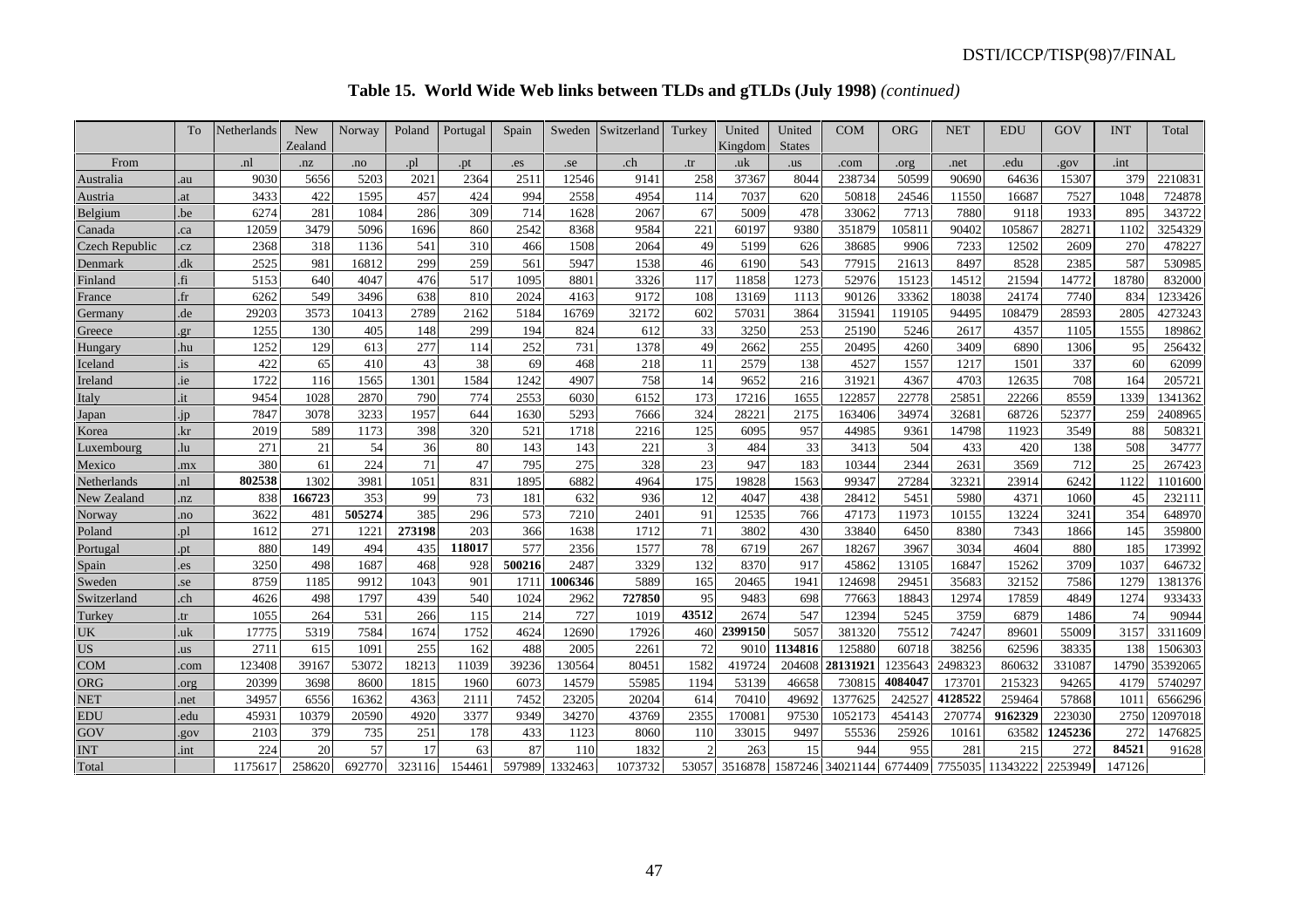**Table 15. World Wide Web links between TLDs and gTLDs (July 1998)** *(continued)*

| From | To | Netherlands | New Zealand | Norway | Poland | Portugal | Spain | Sweden | Switzerland | Turkey | United Kingdom | United States | COM | ORG | NET | EDU | GOV | INT | Total |
|---|---|---|---|---|---|---|---|---|---|---|---|---|---|---|---|---|---|---|---|
| | | .nl | .nz | .no | .pl | .pt | .es | .se | .ch | .tr | .uk | .us | .com | .org | .net | .edu | .gov | .int | |
| Australia | .au | 9030 | 5656 | 5203 | 2021 | 2364 | 2511 | 12546 | 9141 | 258 | 37367 | 8044 | 238734 | 50599 | 90690 | 64636 | 15307 | 379 | 2210831 |
| Austria | .at | 3433 | 422 | 1595 | 457 | 424 | 994 | 2558 | 4954 | 114 | 7037 | 620 | 50818 | 24546 | 11550 | 16687 | 7527 | 1048 | 724878 |
| Belgium | .be | 6274 | 281 | 1084 | 286 | 309 | 714 | 1628 | 2067 | 67 | 5009 | 478 | 33062 | 7713 | 7880 | 9118 | 1933 | 895 | 343722 |
| Canada | .ca | 12059 | 3479 | 5096 | 1696 | 860 | 2542 | 8368 | 9584 | 221 | 60197 | 9380 | 351879 | 105811 | 90402 | 105867 | 28271 | 1102 | 3254329 |
| Czech Republic | .cz | 2368 | 318 | 1136 | 541 | 310 | 466 | 1508 | 2064 | 49 | 5199 | 626 | 38685 | 9906 | 7233 | 12502 | 2609 | 270 | 478227 |
| Denmark | .dk | 2525 | 981 | 16812 | 299 | 259 | 561 | 5947 | 1538 | 46 | 6190 | 543 | 77915 | 21613 | 8497 | 8528 | 2385 | 587 | 530985 |
| Finland | .fi | 5153 | 640 | 4047 | 476 | 517 | 1095 | 8801 | 3326 | 117 | 11858 | 1273 | 52976 | 15123 | 14512 | 21594 | 14772 | 18780 | 832000 |
| France | .fr | 6262 | 549 | 3496 | 638 | 810 | 2024 | 4163 | 9172 | 108 | 13169 | 1113 | 90126 | 33362 | 18038 | 24174 | 7740 | 834 | 1233426 |
| Germany | .de | 29203 | 3573 | 10413 | 2789 | 2162 | 5184 | 16769 | 32172 | 602 | 57031 | 3864 | 315941 | 119105 | 94495 | 108479 | 28593 | 2805 | 4273243 |
| Greece | .gr | 1255 | 130 | 405 | 148 | 299 | 194 | 824 | 612 | 33 | 3250 | 253 | 25190 | 5246 | 2617 | 4357 | 1105 | 1555 | 189862 |
| Hungary | .hu | 1252 | 129 | 613 | 277 | 114 | 252 | 731 | 1378 | 49 | 2662 | 255 | 20495 | 4260 | 3409 | 6890 | 1306 | 95 | 256432 |
| Iceland | .is | 422 | 65 | 410 | 43 | 38 | 69 | 468 | 218 | 11 | 2579 | 138 | 4527 | 1557 | 1217 | 1501 | 337 | 60 | 62099 |
| Ireland | .ie | 1722 | 116 | 1565 | 1301 | 1584 | 1242 | 4907 | 758 | 14 | 9652 | 216 | 31921 | 4367 | 4703 | 12635 | 708 | 164 | 205721 |
| Italy | .it | 9454 | 1028 | 2870 | 790 | 774 | 2553 | 6030 | 6152 | 173 | 17216 | 1655 | 122857 | 22778 | 25851 | 22266 | 8559 | 1339 | 1341362 |
| Japan | .jp | 7847 | 3078 | 3233 | 1957 | 644 | 1630 | 5293 | 7666 | 324 | 28221 | 2175 | 163406 | 34974 | 32681 | 68726 | 52377 | 259 | 2408965 |
| Korea | .kr | 2019 | 589 | 1173 | 398 | 320 | 521 | 1718 | 2216 | 125 | 6095 | 957 | 44985 | 9361 | 14798 | 11923 | 3549 | 88 | 508321 |
| Luxembourg | .lu | 271 | 21 | 54 | 36 | 80 | 143 | 143 | 221 | 3 | 484 | 33 | 3413 | 504 | 433 | 420 | 138 | 508 | 34777 |
| Mexico | .mx | 380 | 61 | 224 | 71 | 47 | 795 | 275 | 328 | 23 | 947 | 183 | 10344 | 2344 | 2631 | 3569 | 712 | 25 | 267423 |
| Netherlands | .nl | **802538** | 1302 | 3981 | 1051 | 831 | 1895 | 6882 | 4964 | 175 | 19828 | 1563 | 99347 | 27284 | 32321 | 23914 | 6242 | 1122 | 1101600 |
| New Zealand | .nz | 838 | **166723** | 353 | 99 | 73 | 181 | 632 | 936 | 12 | 4047 | 438 | 28412 | 5451 | 5980 | 4371 | 1060 | 45 | 232111 |
| Norway | .no | 3622 | 481 | **505274** | 385 | 296 | 573 | 7210 | 2401 | 91 | 12535 | 766 | 47173 | 11973 | 10155 | 13224 | 3241 | 354 | 648970 |
| Poland | .pl | 1612 | 271 | 1221 | **273198** | 203 | 366 | 1638 | 1712 | 71 | 3802 | 430 | 33840 | 6450 | 8380 | 7343 | 1866 | 145 | 359800 |
| Portugal | .pt | 880 | 149 | 494 | 435 | **118017** | 577 | 2356 | 1577 | 78 | 6719 | 267 | 18267 | 3967 | 3034 | 4604 | 880 | 185 | 173992 |
| Spain | .es | 3250 | 498 | 1687 | 468 | 928 | **500216** | 2487 | 3329 | 132 | 8370 | 917 | 45862 | 13105 | 16847 | 15262 | 3709 | 1037 | 646732 |
| Sweden | .se | 8759 | 1185 | 9912 | 1043 | 901 | 1711 | **1006346** | 5889 | 165 | 20465 | 1941 | 124698 | 29451 | 35683 | 32152 | 7586 | 1279 | 1381376 |
| Switzerland | .ch | 4626 | 498 | 1797 | 439 | 540 | 1024 | 2962 | **727850** | 95 | 9483 | 698 | 77663 | 18843 | 12974 | 17859 | 4849 | 1274 | 933433 |
| Turkey | .tr | 1055 | 264 | 531 | 266 | 115 | 214 | 727 | 1019 | **43512** | 2674 | 547 | 12394 | 5245 | 3759 | 6879 | 1486 | 74 | 90944 |
| UK | .uk | 17775 | 5319 | 7584 | 1674 | 1752 | 4624 | 12690 | 17926 | 460 | **2399150** | 5057 | 381320 | 75512 | 74247 | 89601 | 55009 | 3157 | 3311609 |
| US | .us | 2711 | 615 | 1091 | 255 | 162 | 488 | 2005 | 2261 | 72 | 9010 | **1134816** | 125880 | 60718 | 38256 | 62596 | 38335 | 138 | 1506303 |
| COM | .com | 123408 | 39167 | 53072 | 18213 | 11039 | 39236 | 130564 | 80451 | 1582 | 419724 | 204608 | **28131921** | 1235643 | 2498323 | 860632 | 331087 | 14790 | 35392065 |
| ORG | .org | 20399 | 3698 | 8600 | 1815 | 1960 | 6073 | 14579 | 55985 | 1194 | 53139 | 46658 | 730815 | **4084047** | 173701 | 215323 | 94265 | 4179 | 5740297 |
| NET | .net | 34957 | 6556 | 16362 | 4363 | 2111 | 7452 | 23205 | 20204 | 614 | 70410 | 49692 | 1377625 | 242527 | **4128522** | 259464 | 57868 | 1011 | 6566296 |
| EDU | .edu | 45931 | 10379 | 20590 | 4920 | 3377 | 9349 | 34270 | 43769 | 2355 | 170081 | 97530 | 1052173 | 454143 | 270774 | **9162329** | 223030 | 2750 | 12097018 |
| GOV | .gov | 2103 | 379 | 735 | 251 | 178 | 433 | 1123 | 8060 | 110 | 33015 | 9497 | 55536 | 25926 | 10161 | 63582 | **1245236** | 272 | 1476825 |
| INT | .int | 224 | 20 | 57 | 17 | 63 | 87 | 110 | 1832 | 2 | 263 | 15 | 944 | 955 | 281 | 215 | 272 | **84521** | 91628 |
| Total | | 1175617 | 258620 | 692770 | 323116 | 154461 | 597989 | 1332463 | 1073732 | 53057 | 3516878 | 1587246 | 34021144 | 6774409 | 7755035 | 11343222 | 2253949 | 147126 | |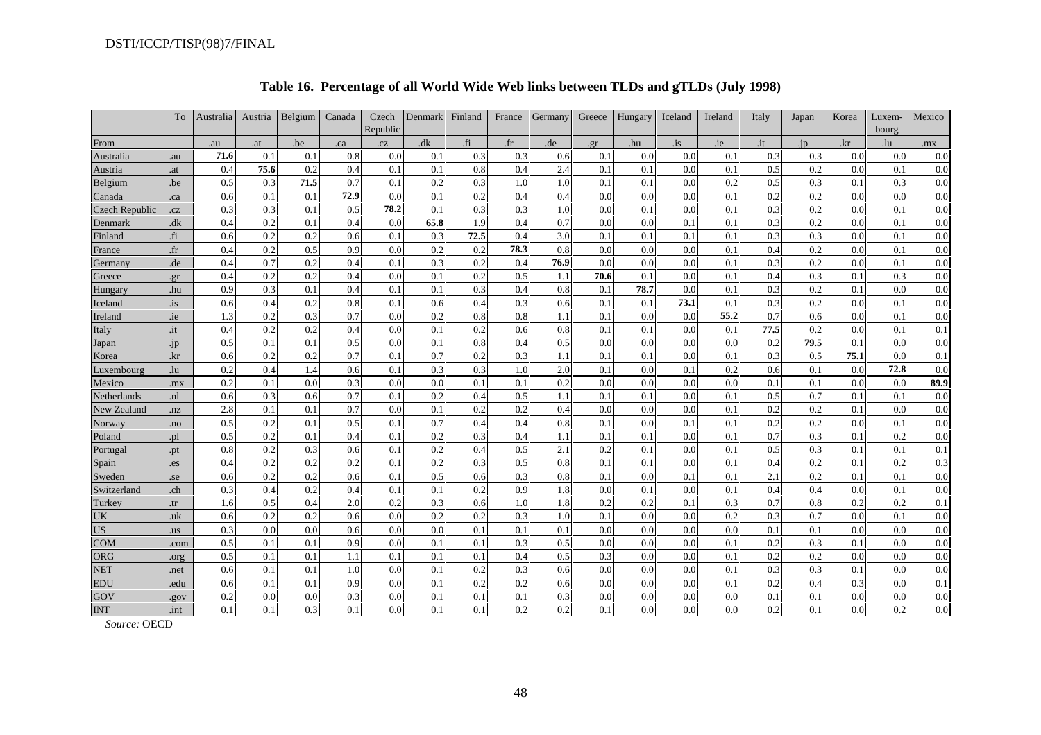## Table 16. Percentage of all World Wide Web links between TLDs and gTLDs (July 1998)

| | To | Australia | Austria | Belgium | Canada | Czech Republic | Denmark | Finland | France | Germany | Greece | Hungary | Iceland | Ireland | Italy | Japan | Korea | Luxembourg | Mexico |
|---|---|---|---|---|---|---|---|---|---|---|---|---|---|---|---|---|---|---|---|
| From | | .au | .at | .be | .ca | .cz | .dk | .fi | .fr | .de | .gr | .hu | .is | .ie | .it | .jp | .kr | .lu | .mx |
| Australia | .au | **71.6** | 0.1 | 0.1 | 0.8 | 0.0 | 0.1 | 0.3 | 0.3 | 0.6 | 0.1 | 0.0 | 0.0 | 0.1 | 0.3 | 0.3 | 0.0 | 0.0 | 0.0 |
| Austria | .at | 0.4 | **75.6** | 0.2 | 0.4 | 0.1 | 0.1 | 0.8 | 0.4 | 2.4 | 0.1 | 0.1 | 0.0 | 0.1 | 0.5 | 0.2 | 0.0 | 0.1 | 0.0 |
| Belgium | .be | 0.5 | 0.3 | **71.5** | 0.7 | 0.1 | 0.2 | 0.3 | 1.0 | 1.0 | 0.1 | 0.1 | 0.0 | 0.2 | 0.5 | 0.3 | 0.1 | 0.3 | 0.0 |
| Canada | .ca | 0.6 | 0.1 | 0.1 | **72.9** | 0.0 | 0.1 | 0.2 | 0.4 | 0.4 | 0.0 | 0.0 | 0.0 | 0.1 | 0.2 | 0.2 | 0.0 | 0.0 | 0.0 |
| Czech Republic | .cz | 0.3 | 0.3 | 0.1 | 0.5 | **78.2** | 0.1 | 0.3 | 0.3 | 1.0 | 0.0 | 0.1 | 0.0 | 0.1 | 0.3 | 0.2 | 0.0 | 0.1 | 0.0 |
| Denmark | .dk | 0.4 | 0.2 | 0.1 | 0.4 | 0.0 | **65.8** | 1.9 | 0.4 | 0.7 | 0.0 | 0.0 | 0.1 | 0.1 | 0.3 | 0.2 | 0.0 | 0.1 | 0.0 |
| Finland | .fi | 0.6 | 0.2 | 0.2 | 0.6 | 0.1 | 0.3 | **72.5** | 0.4 | 3.0 | 0.1 | 0.1 | 0.1 | 0.1 | 0.3 | 0.3 | 0.0 | 0.1 | 0.0 |
| France | .fr | 0.4 | 0.2 | 0.5 | 0.9 | 0.0 | 0.2 | 0.2 | **78.3** | 0.8 | 0.0 | 0.0 | 0.0 | 0.1 | 0.4 | 0.2 | 0.0 | 0.1 | 0.0 |
| Germany | .de | 0.4 | 0.7 | 0.2 | 0.4 | 0.1 | 0.3 | 0.2 | 0.4 | **76.9** | 0.0 | 0.0 | 0.0 | 0.1 | 0.3 | 0.2 | 0.0 | 0.1 | 0.0 |
| Greece | .gr | 0.4 | 0.2 | 0.2 | 0.4 | 0.0 | 0.1 | 0.2 | 0.5 | 1.1 | **70.6** | 0.1 | 0.0 | 0.1 | 0.4 | 0.3 | 0.1 | 0.3 | 0.0 |
| Hungary | .hu | 0.9 | 0.3 | 0.1 | 0.4 | 0.1 | 0.1 | 0.3 | 0.4 | 0.8 | 0.1 | **78.7** | 0.0 | 0.1 | 0.3 | 0.2 | 0.1 | 0.0 | 0.0 |
| Iceland | .is | 0.6 | 0.4 | 0.2 | 0.8 | 0.1 | 0.6 | 0.4 | 0.3 | 0.6 | 0.1 | 0.1 | **73.1** | 0.1 | 0.3 | 0.2 | 0.0 | 0.1 | 0.0 |
| Ireland | .ie | 1.3 | 0.2 | 0.3 | 0.7 | 0.0 | 0.2 | 0.8 | 0.8 | 1.1 | 0.1 | 0.0 | 0.0 | **55.2** | 0.7 | 0.6 | 0.0 | 0.1 | 0.0 |
| Italy | .it | 0.4 | 0.2 | 0.2 | 0.4 | 0.0 | 0.1 | 0.2 | 0.6 | 0.8 | 0.1 | 0.1 | 0.0 | 0.1 | **77.5** | 0.2 | 0.0 | 0.1 | 0.1 |
| Japan | .jp | 0.5 | 0.1 | 0.1 | 0.5 | 0.0 | 0.1 | 0.8 | 0.4 | 0.5 | 0.0 | 0.0 | 0.0 | 0.0 | 0.2 | **79.5** | 0.1 | 0.0 | 0.0 |
| Korea | .kr | 0.6 | 0.2 | 0.2 | 0.7 | 0.1 | 0.7 | 0.2 | 0.3 | 1.1 | 0.1 | 0.1 | 0.0 | 0.1 | 0.3 | 0.5 | **75.1** | 0.0 | 0.1 |
| Luxembourg | .lu | 0.2 | 0.4 | 1.4 | 0.6 | 0.1 | 0.3 | 0.3 | 1.0 | 2.0 | 0.1 | 0.0 | 0.1 | 0.2 | 0.6 | 0.1 | 0.0 | **72.8** | 0.0 |
| Mexico | .mx | 0.2 | 0.1 | 0.0 | 0.3 | 0.0 | 0.0 | 0.1 | 0.1 | 0.2 | 0.0 | 0.0 | 0.0 | 0.0 | 0.1 | 0.1 | 0.0 | 0.0 | **89.9** |
| Netherlands | .nl | 0.6 | 0.3 | 0.6 | 0.7 | 0.1 | 0.2 | 0.4 | 0.5 | 1.1 | 0.1 | 0.1 | 0.0 | 0.1 | 0.5 | 0.7 | 0.1 | 0.1 | 0.0 |
| New Zealand | .nz | 2.8 | 0.1 | 0.1 | 0.7 | 0.0 | 0.1 | 0.2 | 0.2 | 0.4 | 0.0 | 0.0 | 0.0 | 0.1 | 0.2 | 0.2 | 0.1 | 0.0 | 0.0 |
| Norway | .no | 0.5 | 0.2 | 0.1 | 0.5 | 0.1 | 0.7 | 0.4 | 0.4 | 0.8 | 0.1 | 0.0 | 0.1 | 0.1 | 0.2 | 0.2 | 0.0 | 0.1 | 0.0 |
| Poland | .pl | 0.5 | 0.2 | 0.1 | 0.4 | 0.1 | 0.2 | 0.3 | 0.4 | 1.1 | 0.1 | 0.1 | 0.0 | 0.1 | 0.7 | 0.3 | 0.1 | 0.2 | 0.0 |
| Portugal | .pt | 0.8 | 0.2 | 0.3 | 0.6 | 0.1 | 0.2 | 0.4 | 0.5 | 2.1 | 0.2 | 0.1 | 0.0 | 0.1 | 0.5 | 0.3 | 0.1 | 0.1 | 0.1 |
| Spain | .es | 0.4 | 0.2 | 0.2 | 0.2 | 0.1 | 0.2 | 0.3 | 0.5 | 0.8 | 0.1 | 0.1 | 0.0 | 0.1 | 0.4 | 0.2 | 0.1 | 0.2 | 0.3 |
| Sweden | .se | 0.6 | 0.2 | 0.2 | 0.6 | 0.1 | 0.5 | 0.6 | 0.3 | 0.8 | 0.1 | 0.0 | 0.1 | 0.1 | 2.1 | 0.2 | 0.1 | 0.1 | 0.0 |
| Switzerland | .ch | 0.3 | 0.4 | 0.2 | 0.4 | 0.1 | 0.1 | 0.2 | 0.9 | 1.8 | 0.0 | 0.1 | 0.0 | 0.1 | 0.4 | 0.4 | 0.0 | 0.1 | 0.0 |
| Turkey | .tr | 1.6 | 0.5 | 0.4 | 2.0 | 0.2 | 0.3 | 0.6 | 1.0 | 1.8 | 0.2 | 0.2 | 0.1 | 0.3 | 0.7 | 0.8 | 0.2 | 0.2 | 0.1 |
| UK | .uk | 0.6 | 0.2 | 0.2 | 0.6 | 0.0 | 0.2 | 0.2 | 0.3 | 1.0 | 0.1 | 0.0 | 0.0 | 0.2 | 0.3 | 0.7 | 0.0 | 0.1 | 0.0 |
| US | .us | 0.3 | 0.0 | 0.0 | 0.6 | 0.0 | 0.0 | 0.1 | 0.1 | 0.1 | 0.0 | 0.0 | 0.0 | 0.0 | 0.1 | 0.1 | 0.0 | 0.0 | 0.0 |
| COM | .com | 0.5 | 0.1 | 0.1 | 0.9 | 0.0 | 0.1 | 0.1 | 0.3 | 0.5 | 0.0 | 0.0 | 0.0 | 0.1 | 0.2 | 0.3 | 0.1 | 0.0 | 0.0 |
| ORG | .org | 0.5 | 0.1 | 0.1 | 1.1 | 0.1 | 0.1 | 0.1 | 0.4 | 0.5 | 0.3 | 0.0 | 0.0 | 0.1 | 0.2 | 0.2 | 0.0 | 0.0 | 0.0 |
| NET | .net | 0.6 | 0.1 | 0.1 | 1.0 | 0.0 | 0.1 | 0.2 | 0.3 | 0.6 | 0.0 | 0.0 | 0.0 | 0.1 | 0.3 | 0.3 | 0.1 | 0.0 | 0.0 |
| EDU | .edu | 0.6 | 0.1 | 0.1 | 0.9 | 0.0 | 0.1 | 0.2 | 0.2 | 0.6 | 0.0 | 0.0 | 0.0 | 0.1 | 0.2 | 0.4 | 0.3 | 0.0 | 0.1 |
| GOV | .gov | 0.2 | 0.0 | 0.0 | 0.3 | 0.0 | 0.1 | 0.1 | 0.1 | 0.3 | 0.0 | 0.0 | 0.0 | 0.0 | 0.1 | 0.1 | 0.0 | 0.0 | 0.0 |
| INT | .int | 0.1 | 0.1 | 0.3 | 0.1 | 0.0 | 0.1 | 0.1 | 0.2 | 0.2 | 0.1 | 0.0 | 0.0 | 0.0 | 0.2 | 0.1 | 0.0 | 0.2 | 0.0 |

*Source:* OECD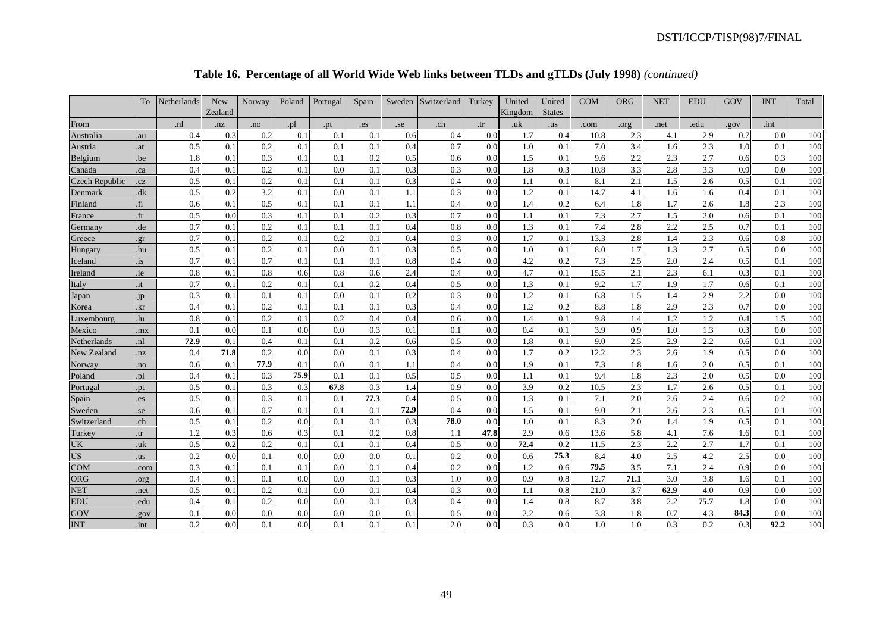**Table 16. Percentage of all World Wide Web links between TLDs and gTLDs (July 1998)** *(continued)*

| | To | Netherlands | New Zealand | Norway | Poland | Portugal | Spain | Sweden | Switzerland | Turkey | United Kingdom | United States | COM | ORG | NET | EDU | GOV | INT | Total |
|---|---|---|---|---|---|---|---|---|---|---|---|---|---|---|---|---|---|---|---|
| From | | .nl | .nz | .no | .pl | .pt | .es | .se | .ch | .tr | .uk | .us | .com | .org | .net | .edu | .gov | .int | |
| Australia | .au | 0.4 | 0.3 | 0.2 | 0.1 | 0.1 | 0.1 | 0.6 | 0.4 | 0.0 | 1.7 | 0.4 | 10.8 | 2.3 | 4.1 | 2.9 | 0.7 | 0.0 | 100 |
| Austria | .at | 0.5 | 0.1 | 0.2 | 0.1 | 0.1 | 0.1 | 0.4 | 0.7 | 0.0 | 1.0 | 0.1 | 7.0 | 3.4 | 1.6 | 2.3 | 1.0 | 0.1 | 100 |
| Belgium | .be | 1.8 | 0.1 | 0.3 | 0.1 | 0.1 | 0.2 | 0.5 | 0.6 | 0.0 | 1.5 | 0.1 | 9.6 | 2.2 | 2.3 | 2.7 | 0.6 | 0.3 | 100 |
| Canada | .ca | 0.4 | 0.1 | 0.2 | 0.1 | 0.0 | 0.1 | 0.3 | 0.3 | 0.0 | 1.8 | 0.3 | 10.8 | 3.3 | 2.8 | 3.3 | 0.9 | 0.0 | 100 |
| Czech Republic | .cz | 0.5 | 0.1 | 0.2 | 0.1 | 0.1 | 0.1 | 0.3 | 0.4 | 0.0 | 1.1 | 0.1 | 8.1 | 2.1 | 1.5 | 2.6 | 0.5 | 0.1 | 100 |
| Denmark | .dk | 0.5 | 0.2 | 3.2 | 0.1 | 0.0 | 0.1 | 1.1 | 0.3 | 0.0 | 1.2 | 0.1 | 14.7 | 4.1 | 1.6 | 1.6 | 0.4 | 0.1 | 100 |
| Finland | .fi | 0.6 | 0.1 | 0.5 | 0.1 | 0.1 | 0.1 | 1.1 | 0.4 | 0.0 | 1.4 | 0.2 | 6.4 | 1.8 | 1.7 | 2.6 | 1.8 | 2.3 | 100 |
| France | .fr | 0.5 | 0.0 | 0.3 | 0.1 | 0.1 | 0.2 | 0.3 | 0.7 | 0.0 | 1.1 | 0.1 | 7.3 | 2.7 | 1.5 | 2.0 | 0.6 | 0.1 | 100 |
| Germany | .de | 0.7 | 0.1 | 0.2 | 0.1 | 0.1 | 0.1 | 0.4 | 0.8 | 0.0 | 1.3 | 0.1 | 7.4 | 2.8 | 2.2 | 2.5 | 0.7 | 0.1 | 100 |
| Greece | .gr | 0.7 | 0.1 | 0.2 | 0.1 | 0.2 | 0.1 | 0.4 | 0.3 | 0.0 | 1.7 | 0.1 | 13.3 | 2.8 | 1.4 | 2.3 | 0.6 | 0.8 | 100 |
| Hungary | .hu | 0.5 | 0.1 | 0.2 | 0.1 | 0.0 | 0.1 | 0.3 | 0.5 | 0.0 | 1.0 | 0.1 | 8.0 | 1.7 | 1.3 | 2.7 | 0.5 | 0.0 | 100 |
| Iceland | .is | 0.7 | 0.1 | 0.7 | 0.1 | 0.1 | 0.1 | 0.8 | 0.4 | 0.0 | 4.2 | 0.2 | 7.3 | 2.5 | 2.0 | 2.4 | 0.5 | 0.1 | 100 |
| Ireland | .ie | 0.8 | 0.1 | 0.8 | 0.6 | 0.8 | 0.6 | 2.4 | 0.4 | 0.0 | 4.7 | 0.1 | 15.5 | 2.1 | 2.3 | 6.1 | 0.3 | 0.1 | 100 |
| Italy | .it | 0.7 | 0.1 | 0.2 | 0.1 | 0.1 | 0.2 | 0.4 | 0.5 | 0.0 | 1.3 | 0.1 | 9.2 | 1.7 | 1.9 | 1.7 | 0.6 | 0.1 | 100 |
| Japan | .jp | 0.3 | 0.1 | 0.1 | 0.1 | 0.0 | 0.1 | 0.2 | 0.3 | 0.0 | 1.2 | 0.1 | 6.8 | 1.5 | 1.4 | 2.9 | 2.2 | 0.0 | 100 |
| Korea | .kr | 0.4 | 0.1 | 0.2 | 0.1 | 0.1 | 0.1 | 0.3 | 0.4 | 0.0 | 1.2 | 0.2 | 8.8 | 1.8 | 2.9 | 2.3 | 0.7 | 0.0 | 100 |
| Luxembourg | .lu | 0.8 | 0.1 | 0.2 | 0.1 | 0.2 | 0.4 | 0.4 | 0.6 | 0.0 | 1.4 | 0.1 | 9.8 | 1.4 | 1.2 | 1.2 | 0.4 | 1.5 | 100 |
| Mexico | .mx | 0.1 | 0.0 | 0.1 | 0.0 | 0.0 | 0.3 | 0.1 | 0.1 | 0.0 | 0.4 | 0.1 | 3.9 | 0.9 | 1.0 | 1.3 | 0.3 | 0.0 | 100 |
| Netherlands | .nl | **72.9** | 0.1 | 0.4 | 0.1 | 0.1 | 0.2 | 0.6 | 0.5 | 0.0 | 1.8 | 0.1 | 9.0 | 2.5 | 2.9 | 2.2 | 0.6 | 0.1 | 100 |
| New Zealand | .nz | 0.4 | **71.8** | 0.2 | 0.0 | 0.0 | 0.1 | 0.3 | 0.4 | 0.0 | 1.7 | 0.2 | 12.2 | 2.3 | 2.6 | 1.9 | 0.5 | 0.0 | 100 |
| Norway | .no | 0.6 | 0.1 | **77.9** | 0.1 | 0.0 | 0.1 | 1.1 | 0.4 | 0.0 | 1.9 | 0.1 | 7.3 | 1.8 | 1.6 | 2.0 | 0.5 | 0.1 | 100 |
| Poland | .pl | 0.4 | 0.1 | 0.3 | **75.9** | 0.1 | 0.1 | 0.5 | 0.5 | 0.0 | 1.1 | 0.1 | 9.4 | 1.8 | 2.3 | 2.0 | 0.5 | 0.0 | 100 |
| Portugal | .pt | 0.5 | 0.1 | 0.3 | 0.3 | **67.8** | 0.3 | 1.4 | 0.9 | 0.0 | 3.9 | 0.2 | 10.5 | 2.3 | 1.7 | 2.6 | 0.5 | 0.1 | 100 |
| Spain | .es | 0.5 | 0.1 | 0.3 | 0.1 | 0.1 | **77.3** | 0.4 | 0.5 | 0.0 | 1.3 | 0.1 | 7.1 | 2.0 | 2.6 | 2.4 | 0.6 | 0.2 | 100 |
| Sweden | .se | 0.6 | 0.1 | 0.7 | 0.1 | 0.1 | 0.1 | **72.9** | 0.4 | 0.0 | 1.5 | 0.1 | 9.0 | 2.1 | 2.6 | 2.3 | 0.5 | 0.1 | 100 |
| Switzerland | .ch | 0.5 | 0.1 | 0.2 | 0.0 | 0.1 | 0.1 | 0.3 | **78.0** | 0.0 | 1.0 | 0.1 | 8.3 | 2.0 | 1.4 | 1.9 | 0.5 | 0.1 | 100 |
| Turkey | .tr | 1.2 | 0.3 | 0.6 | 0.3 | 0.1 | 0.2 | 0.8 | 1.1 | **47.8** | 2.9 | 0.6 | 13.6 | 5.8 | 4.1 | 7.6 | 1.6 | 0.1 | 100 |
| UK | .uk | 0.5 | 0.2 | 0.2 | 0.1 | 0.1 | 0.1 | 0.4 | 0.5 | 0.0 | **72.4** | 0.2 | 11.5 | 2.3 | 2.2 | 2.7 | 1.7 | 0.1 | 100 |
| US | .us | 0.2 | 0.0 | 0.1 | 0.0 | 0.0 | 0.0 | 0.1 | 0.2 | 0.0 | 0.6 | **75.3** | 8.4 | 4.0 | 2.5 | 4.2 | 2.5 | 0.0 | 100 |
| COM | .com | 0.3 | 0.1 | 0.1 | 0.1 | 0.0 | 0.1 | 0.4 | 0.2 | 0.0 | 1.2 | 0.6 | **79.5** | 3.5 | 7.1 | 2.4 | 0.9 | 0.0 | 100 |
| ORG | .org | 0.4 | 0.1 | 0.1 | 0.0 | 0.0 | 0.1 | 0.3 | 1.0 | 0.0 | 0.9 | 0.8 | 12.7 | **71.1** | 3.0 | 3.8 | 1.6 | 0.1 | 100 |
| NET | .net | 0.5 | 0.1 | 0.2 | 0.1 | 0.0 | 0.1 | 0.4 | 0.3 | 0.0 | 1.1 | 0.8 | 21.0 | 3.7 | **62.9** | 4.0 | 0.9 | 0.0 | 100 |
| EDU | .edu | 0.4 | 0.1 | 0.2 | 0.0 | 0.0 | 0.1 | 0.3 | 0.4 | 0.0 | 1.4 | 0.8 | 8.7 | 3.8 | 2.2 | **75.7** | 1.8 | 0.0 | 100 |
| GOV | .gov | 0.1 | 0.0 | 0.0 | 0.0 | 0.0 | 0.0 | 0.1 | 0.5 | 0.0 | 2.2 | 0.6 | 3.8 | 1.8 | 0.7 | 4.3 | **84.3** | 0.0 | 100 |
| INT | .int | 0.2 | 0.0 | 0.1 | 0.0 | 0.1 | 0.1 | 0.1 | 2.0 | 0.0 | 0.3 | 0.0 | 1.0 | 1.0 | 0.3 | 0.2 | 0.3 | **92.2** | 100 |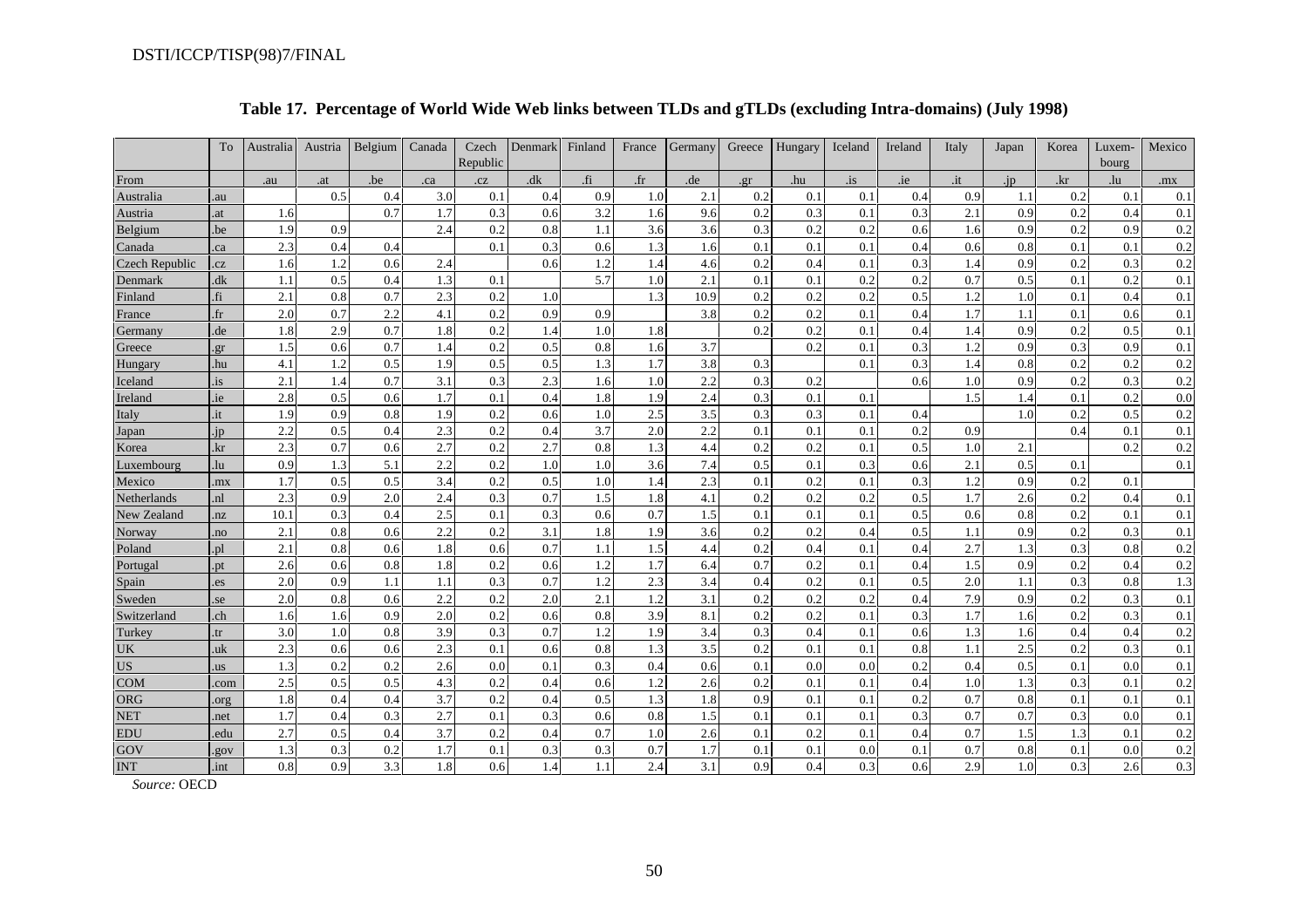**Table 17. Percentage of World Wide Web links between TLDs and gTLDs (excluding Intra-domains) (July 1998)**

| | To | Australia | Austria | Belgium | Canada | Czech Republic | Denmark | Finland | France | Germany | Greece | Hungary | Iceland | Ireland | Italy | Japan | Korea | Luxem-bourg | Mexico |
|---|---|---|---|---|---|---|---|---|---|---|---|---|---|---|---|---|---|---|---|
| From | | .au | .at | .be | .ca | .cz | .dk | .fi | .fr | .de | .gr | .hu | .is | .ie | .it | .jp | .kr | .lu | .mx |
| Australia | .au | | 0.5 | 0.4 | 3.0 | 0.1 | 0.4 | 0.9 | 1.0 | 2.1 | 0.2 | 0.1 | 0.1 | 0.4 | 0.9 | 1.1 | 0.2 | 0.1 | 0.1 |
| Austria | .at | 1.6 | | 0.7 | 1.7 | 0.3 | 0.6 | 3.2 | 1.6 | 9.6 | 0.2 | 0.3 | 0.1 | 0.3 | 2.1 | 0.9 | 0.2 | 0.4 | 0.1 |
| Belgium | .be | 1.9 | 0.9 | | 2.4 | 0.2 | 0.8 | 1.1 | 3.6 | 3.6 | 0.3 | 0.2 | 0.2 | 0.6 | 1.6 | 0.9 | 0.2 | 0.9 | 0.2 |
| Canada | .ca | 2.3 | 0.4 | 0.4 | | 0.1 | 0.3 | 0.6 | 1.3 | 1.6 | 0.1 | 0.1 | 0.1 | 0.4 | 0.6 | 0.8 | 0.1 | 0.1 | 0.2 |
| Czech Republic | .cz | 1.6 | 1.2 | 0.6 | 2.4 | | 0.6 | 1.2 | 1.4 | 4.6 | 0.2 | 0.4 | 0.1 | 0.3 | 1.4 | 0.9 | 0.2 | 0.3 | 0.2 |
| Denmark | .dk | 1.1 | 0.5 | 0.4 | 1.3 | 0.1 | | 5.7 | 1.0 | 2.1 | 0.1 | 0.1 | 0.2 | 0.2 | 0.7 | 0.5 | 0.1 | 0.2 | 0.1 |
| Finland | .fi | 2.1 | 0.8 | 0.7 | 2.3 | 0.2 | 1.0 | | 1.3 | 10.9 | 0.2 | 0.2 | 0.2 | 0.5 | 1.2 | 1.0 | 0.1 | 0.4 | 0.1 |
| France | .fr | 2.0 | 0.7 | 2.2 | 4.1 | 0.2 | 0.9 | 0.9 | | 3.8 | 0.2 | 0.2 | 0.1 | 0.4 | 1.7 | 1.1 | 0.1 | 0.6 | 0.1 |
| Germany | .de | 1.8 | 2.9 | 0.7 | 1.8 | 0.2 | 1.4 | 1.0 | 1.8 | | 0.2 | 0.2 | 0.1 | 0.4 | 1.4 | 0.9 | 0.2 | 0.5 | 0.1 |
| Greece | .gr | 1.5 | 0.6 | 0.7 | 1.4 | 0.2 | 0.5 | 0.8 | 1.6 | 3.7 | | 0.2 | 0.1 | 0.3 | 1.2 | 0.9 | 0.3 | 0.9 | 0.1 |
| Hungary | .hu | 4.1 | 1.2 | 0.5 | 1.9 | 0.5 | 0.5 | 1.3 | 1.7 | 3.8 | 0.3 | | 0.1 | 0.3 | 1.4 | 0.8 | 0.2 | 0.2 | 0.2 |
| Iceland | .is | 2.1 | 1.4 | 0.7 | 3.1 | 0.3 | 2.3 | 1.6 | 1.0 | 2.2 | 0.3 | 0.2 | | 0.6 | 1.0 | 0.9 | 0.2 | 0.3 | 0.2 |
| Ireland | .ie | 2.8 | 0.5 | 0.6 | 1.7 | 0.1 | 0.4 | 1.8 | 1.9 | 2.4 | 0.3 | 0.1 | 0.1 | | 1.5 | 1.4 | 0.1 | 0.2 | 0.0 |
| Italy | .it | 1.9 | 0.9 | 0.8 | 1.9 | 0.2 | 0.6 | 1.0 | 2.5 | 3.5 | 0.3 | 0.3 | 0.1 | 0.4 | | 1.0 | 0.2 | 0.5 | 0.2 |
| Japan | .jp | 2.2 | 0.5 | 0.4 | 2.3 | 0.2 | 0.4 | 3.7 | 2.0 | 2.2 | 0.1 | 0.1 | 0.1 | 0.2 | 0.9 | | 0.4 | 0.1 | 0.1 |
| Korea | .kr | 2.3 | 0.7 | 0.6 | 2.7 | 0.2 | 2.7 | 0.8 | 1.3 | 4.4 | 0.2 | 0.2 | 0.1 | 0.5 | 1.0 | 2.1 | | 0.2 | 0.2 |
| Luxembourg | .lu | 0.9 | 1.3 | 5.1 | 2.2 | 0.2 | 1.0 | 1.0 | 3.6 | 7.4 | 0.5 | 0.1 | 0.3 | 0.6 | 2.1 | 0.5 | 0.1 | | 0.1 |
| Mexico | .mx | 1.7 | 0.5 | 0.5 | 3.4 | 0.2 | 0.5 | 1.0 | 1.4 | 2.3 | 0.1 | 0.2 | 0.1 | 0.3 | 1.2 | 0.9 | 0.2 | 0.1 | |
| Netherlands | .nl | 2.3 | 0.9 | 2.0 | 2.4 | 0.3 | 0.7 | 1.5 | 1.8 | 4.1 | 0.2 | 0.2 | 0.2 | 0.5 | 1.7 | 2.6 | 0.2 | 0.4 | 0.1 |
| New Zealand | .nz | 10.1 | 0.3 | 0.4 | 2.5 | 0.1 | 0.3 | 0.6 | 0.7 | 1.5 | 0.1 | 0.1 | 0.1 | 0.5 | 0.6 | 0.8 | 0.2 | 0.1 | 0.1 |
| Norway | .no | 2.1 | 0.8 | 0.6 | 2.2 | 0.2 | 3.1 | 1.8 | 1.9 | 3.6 | 0.2 | 0.2 | 0.4 | 0.5 | 1.1 | 0.9 | 0.2 | 0.3 | 0.1 |
| Poland | .pl | 2.1 | 0.8 | 0.6 | 1.8 | 0.6 | 0.7 | 1.1 | 1.5 | 4.4 | 0.2 | 0.4 | 0.1 | 0.4 | 2.7 | 1.3 | 0.3 | 0.8 | 0.2 |
| Portugal | .pt | 2.6 | 0.6 | 0.8 | 1.8 | 0.2 | 0.6 | 1.2 | 1.7 | 6.4 | 0.7 | 0.2 | 0.1 | 0.4 | 1.5 | 0.9 | 0.2 | 0.4 | 0.2 |
| Spain | .es | 2.0 | 0.9 | 1.1 | 1.1 | 0.3 | 0.7 | 1.2 | 2.3 | 3.4 | 0.4 | 0.2 | 0.1 | 0.5 | 2.0 | 1.1 | 0.3 | 0.8 | 1.3 |
| Sweden | .se | 2.0 | 0.8 | 0.6 | 2.2 | 0.2 | 2.0 | 2.1 | 1.2 | 3.1 | 0.2 | 0.2 | 0.2 | 0.4 | 7.9 | 0.9 | 0.2 | 0.3 | 0.1 |
| Switzerland | .ch | 1.6 | 1.6 | 0.9 | 2.0 | 0.2 | 0.6 | 0.8 | 3.9 | 8.1 | 0.2 | 0.2 | 0.1 | 0.3 | 1.7 | 1.6 | 0.2 | 0.3 | 0.1 |
| Turkey | .tr | 3.0 | 1.0 | 0.8 | 3.9 | 0.3 | 0.7 | 1.2 | 1.9 | 3.4 | 0.3 | 0.4 | 0.1 | 0.6 | 1.3 | 1.6 | 0.4 | 0.4 | 0.2 |
| UK | .uk | 2.3 | 0.6 | 0.6 | 2.3 | 0.1 | 0.6 | 0.8 | 1.3 | 3.5 | 0.2 | 0.1 | 0.1 | 0.8 | 1.1 | 2.5 | 0.2 | 0.3 | 0.1 |
| US | .us | 1.3 | 0.2 | 0.2 | 2.6 | 0.0 | 0.1 | 0.3 | 0.4 | 0.6 | 0.1 | 0.0 | 0.0 | 0.2 | 0.4 | 0.5 | 0.1 | 0.0 | 0.1 |
| COM | .com | 2.5 | 0.5 | 0.5 | 4.3 | 0.2 | 0.4 | 0.6 | 1.2 | 2.6 | 0.2 | 0.1 | 0.1 | 0.4 | 1.0 | 1.3 | 0.3 | 0.1 | 0.2 |
| ORG | .org | 1.8 | 0.4 | 0.4 | 3.7 | 0.2 | 0.4 | 0.5 | 1.3 | 1.8 | 0.9 | 0.1 | 0.1 | 0.2 | 0.7 | 0.8 | 0.1 | 0.1 | 0.1 |
| NET | .net | 1.7 | 0.4 | 0.3 | 2.7 | 0.1 | 0.3 | 0.6 | 0.8 | 1.5 | 0.1 | 0.1 | 0.1 | 0.3 | 0.7 | 0.7 | 0.3 | 0.0 | 0.1 |
| EDU | .edu | 2.7 | 0.5 | 0.4 | 3.7 | 0.2 | 0.4 | 0.7 | 1.0 | 2.6 | 0.1 | 0.2 | 0.1 | 0.4 | 0.7 | 1.5 | 1.3 | 0.1 | 0.2 |
| GOV | .gov | 1.3 | 0.3 | 0.2 | 1.7 | 0.1 | 0.3 | 0.3 | 0.7 | 1.7 | 0.1 | 0.1 | 0.0 | 0.1 | 0.7 | 0.8 | 0.1 | 0.0 | 0.2 |
| INT | .int | 0.8 | 0.9 | 3.3 | 1.8 | 0.6 | 1.4 | 1.1 | 2.4 | 3.1 | 0.9 | 0.4 | 0.3 | 0.6 | 2.9 | 1.0 | 0.3 | 2.6 | 0.3 |

*Source:* OECD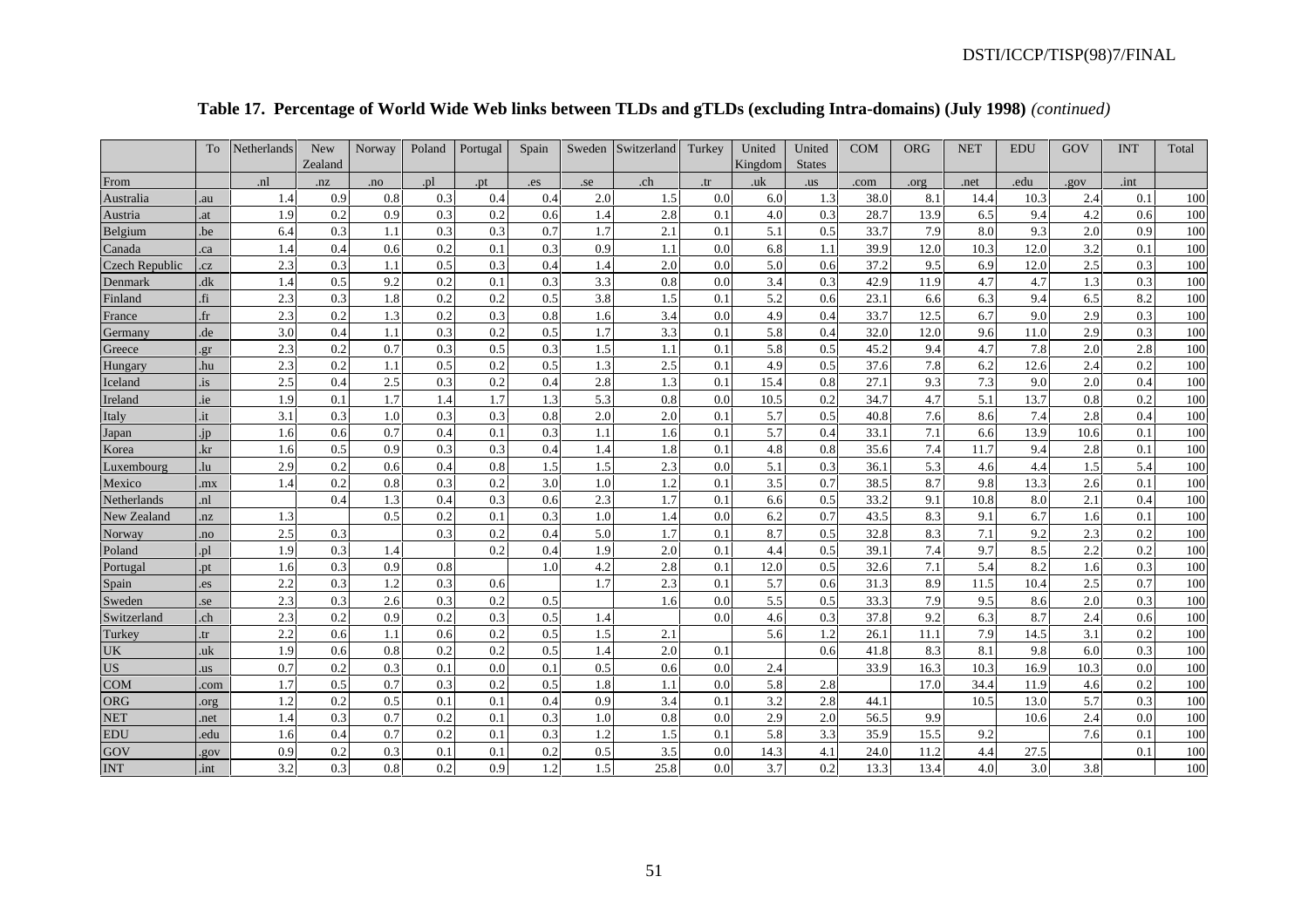**Table 17. Percentage of World Wide Web links between TLDs and gTLDs (excluding Intra-domains) (July 1998)** *(continued)*

| | To | Netherlands | New Zealand | Norway | Poland | Portugal | Spain | Sweden | Switzerland | Turkey | United Kingdom | United States | COM | ORG | NET | EDU | GOV | INT | Total |
|---|---|---|---|---|---|---|---|---|---|---|---|---|---|---|---|---|---|---|---|
| From | | .nl | .nz | .no | .pl | .pt | .es | .se | .ch | .tr | .uk | .us | .com | .org | .net | .edu | .gov | .int | |
| Australia | .au | 1.4 | 0.9 | 0.8 | 0.3 | 0.4 | 0.4 | 2.0 | 1.5 | 0.0 | 6.0 | 1.3 | 38.0 | 8.1 | 14.4 | 10.3 | 2.4 | 0.1 | 100 |
| Austria | .at | 1.9 | 0.2 | 0.9 | 0.3 | 0.2 | 0.6 | 1.4 | 2.8 | 0.1 | 4.0 | 0.3 | 28.7 | 13.9 | 6.5 | 9.4 | 4.2 | 0.6 | 100 |
| Belgium | .be | 6.4 | 0.3 | 1.1 | 0.3 | 0.3 | 0.7 | 1.7 | 2.1 | 0.1 | 5.1 | 0.5 | 33.7 | 7.9 | 8.0 | 9.3 | 2.0 | 0.9 | 100 |
| Canada | .ca | 1.4 | 0.4 | 0.6 | 0.2 | 0.1 | 0.3 | 0.9 | 1.1 | 0.0 | 6.8 | 1.1 | 39.9 | 12.0 | 10.3 | 12.0 | 3.2 | 0.1 | 100 |
| Czech Republic | .cz | 2.3 | 0.3 | 1.1 | 0.5 | 0.3 | 0.4 | 1.4 | 2.0 | 0.0 | 5.0 | 0.6 | 37.2 | 9.5 | 6.9 | 12.0 | 2.5 | 0.3 | 100 |
| Denmark | .dk | 1.4 | 0.5 | 9.2 | 0.2 | 0.1 | 0.3 | 3.3 | 0.8 | 0.0 | 3.4 | 0.3 | 42.9 | 11.9 | 4.7 | 4.7 | 1.3 | 0.3 | 100 |
| Finland | .fi | 2.3 | 0.3 | 1.8 | 0.2 | 0.2 | 0.5 | 3.8 | 1.5 | 0.1 | 5.2 | 0.6 | 23.1 | 6.6 | 6.3 | 9.4 | 6.5 | 8.2 | 100 |
| France | .fr | 2.3 | 0.2 | 1.3 | 0.2 | 0.3 | 0.8 | 1.6 | 3.4 | 0.0 | 4.9 | 0.4 | 33.7 | 12.5 | 6.7 | 9.0 | 2.9 | 0.3 | 100 |
| Germany | .de | 3.0 | 0.4 | 1.1 | 0.3 | 0.2 | 0.5 | 1.7 | 3.3 | 0.1 | 5.8 | 0.4 | 32.0 | 12.0 | 9.6 | 11.0 | 2.9 | 0.3 | 100 |
| Greece | .gr | 2.3 | 0.2 | 0.7 | 0.3 | 0.5 | 0.3 | 1.5 | 1.1 | 0.1 | 5.8 | 0.5 | 45.2 | 9.4 | 4.7 | 7.8 | 2.0 | 2.8 | 100 |
| Hungary | .hu | 2.3 | 0.2 | 1.1 | 0.5 | 0.2 | 0.5 | 1.3 | 2.5 | 0.1 | 4.9 | 0.5 | 37.6 | 7.8 | 6.2 | 12.6 | 2.4 | 0.2 | 100 |
| Iceland | .is | 2.5 | 0.4 | 2.5 | 0.3 | 0.2 | 0.4 | 2.8 | 1.3 | 0.1 | 15.4 | 0.8 | 27.1 | 9.3 | 7.3 | 9.0 | 2.0 | 0.4 | 100 |
| Ireland | .ie | 1.9 | 0.1 | 1.7 | 1.4 | 1.7 | 1.3 | 5.3 | 0.8 | 0.0 | 10.5 | 0.2 | 34.7 | 4.7 | 5.1 | 13.7 | 0.8 | 0.2 | 100 |
| Italy | .it | 3.1 | 0.3 | 1.0 | 0.3 | 0.3 | 0.8 | 2.0 | 2.0 | 0.1 | 5.7 | 0.5 | 40.8 | 7.6 | 8.6 | 7.4 | 2.8 | 0.4 | 100 |
| Japan | .jp | 1.6 | 0.6 | 0.7 | 0.4 | 0.1 | 0.3 | 1.1 | 1.6 | 0.1 | 5.7 | 0.4 | 33.1 | 7.1 | 6.6 | 13.9 | 10.6 | 0.1 | 100 |
| Korea | .kr | 1.6 | 0.5 | 0.9 | 0.3 | 0.3 | 0.4 | 1.4 | 1.8 | 0.1 | 4.8 | 0.8 | 35.6 | 7.4 | 11.7 | 9.4 | 2.8 | 0.1 | 100 |
| Luxembourg | .lu | 2.9 | 0.2 | 0.6 | 0.4 | 0.8 | 1.5 | 1.5 | 2.3 | 0.0 | 5.1 | 0.3 | 36.1 | 5.3 | 4.6 | 4.4 | 1.5 | 5.4 | 100 |
| Mexico | .mx | 1.4 | 0.2 | 0.8 | 0.3 | 0.2 | 3.0 | 1.0 | 1.2 | 0.1 | 3.5 | 0.7 | 38.5 | 8.7 | 9.8 | 13.3 | 2.6 | 0.1 | 100 |
| Netherlands | .nl | | 0.4 | 1.3 | 0.4 | 0.3 | 0.6 | 2.3 | 1.7 | 0.1 | 6.6 | 0.5 | 33.2 | 9.1 | 10.8 | 8.0 | 2.1 | 0.4 | 100 |
| New Zealand | .nz | 1.3 | | 0.5 | 0.2 | 0.1 | 0.3 | 1.0 | 1.4 | 0.0 | 6.2 | 0.7 | 43.5 | 8.3 | 9.1 | 6.7 | 1.6 | 0.1 | 100 |
| Norway | .no | 2.5 | 0.3 | | 0.3 | 0.2 | 0.4 | 5.0 | 1.7 | 0.1 | 8.7 | 0.5 | 32.8 | 8.3 | 7.1 | 9.2 | 2.3 | 0.2 | 100 |
| Poland | .pl | 1.9 | 0.3 | 1.4 | | 0.2 | 0.4 | 1.9 | 2.0 | 0.1 | 4.4 | 0.5 | 39.1 | 7.4 | 9.7 | 8.5 | 2.2 | 0.2 | 100 |
| Portugal | .pt | 1.6 | 0.3 | 0.9 | 0.8 | | 1.0 | 4.2 | 2.8 | 0.1 | 12.0 | 0.5 | 32.6 | 7.1 | 5.4 | 8.2 | 1.6 | 0.3 | 100 |
| Spain | .es | 2.2 | 0.3 | 1.2 | 0.3 | 0.6 | | 1.7 | 2.3 | 0.1 | 5.7 | 0.6 | 31.3 | 8.9 | 11.5 | 10.4 | 2.5 | 0.7 | 100 |
| Sweden | .se | 2.3 | 0.3 | 2.6 | 0.3 | 0.2 | 0.5 | | 1.6 | 0.0 | 5.5 | 0.5 | 33.3 | 7.9 | 9.5 | 8.6 | 2.0 | 0.3 | 100 |
| Switzerland | .ch | 2.3 | 0.2 | 0.9 | 0.2 | 0.3 | 0.5 | 1.4 | | 0.0 | 4.6 | 0.3 | 37.8 | 9.2 | 6.3 | 8.7 | 2.4 | 0.6 | 100 |
| Turkey | .tr | 2.2 | 0.6 | 1.1 | 0.6 | 0.2 | 0.5 | 1.5 | 2.1 | | 5.6 | 1.2 | 26.1 | 11.1 | 7.9 | 14.5 | 3.1 | 0.2 | 100 |
| UK | .uk | 1.9 | 0.6 | 0.8 | 0.2 | 0.2 | 0.5 | 1.4 | 2.0 | 0.1 | | 0.6 | 41.8 | 8.3 | 8.1 | 9.8 | 6.0 | 0.3 | 100 |
| US | .us | 0.7 | 0.2 | 0.3 | 0.1 | 0.0 | 0.1 | 0.5 | 0.6 | 0.0 | 2.4 | | 33.9 | 16.3 | 10.3 | 16.9 | 10.3 | 0.0 | 100 |
| COM | .com | 1.7 | 0.5 | 0.7 | 0.3 | 0.2 | 0.5 | 1.8 | 1.1 | 0.0 | 5.8 | 2.8 | | 17.0 | 34.4 | 11.9 | 4.6 | 0.2 | 100 |
| ORG | .org | 1.2 | 0.2 | 0.5 | 0.1 | 0.1 | 0.4 | 0.9 | 3.4 | 0.1 | 3.2 | 2.8 | 44.1 | | 10.5 | 13.0 | 5.7 | 0.3 | 100 |
| NET | .net | 1.4 | 0.3 | 0.7 | 0.2 | 0.1 | 0.3 | 1.0 | 0.8 | 0.0 | 2.9 | 2.0 | 56.5 | 9.9 | | 10.6 | 2.4 | 0.0 | 100 |
| EDU | .edu | 1.6 | 0.4 | 0.7 | 0.2 | 0.1 | 0.3 | 1.2 | 1.5 | 0.1 | 5.8 | 3.3 | 35.9 | 15.5 | 9.2 | | 7.6 | 0.1 | 100 |
| GOV | .gov | 0.9 | 0.2 | 0.3 | 0.1 | 0.1 | 0.2 | 0.5 | 3.5 | 0.0 | 14.3 | 4.1 | 24.0 | 11.2 | 4.4 | 27.5 | | 0.1 | 100 |
| INT | .int | 3.2 | 0.3 | 0.8 | 0.2 | 0.9 | 1.2 | 1.5 | 25.8 | 0.0 | 3.7 | 0.2 | 13.3 | 13.4 | 4.0 | 3.0 | 3.8 | | 100 |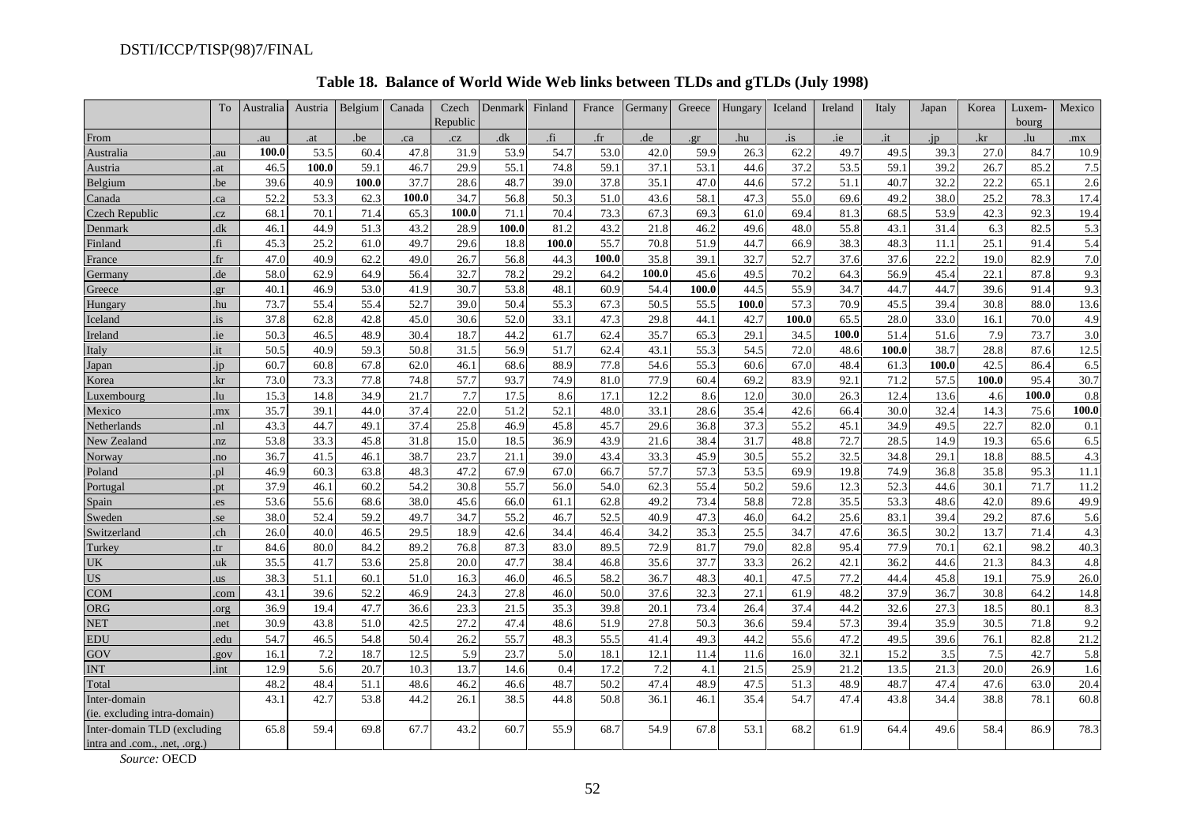**Table 18. Balance of World Wide Web links between TLDs and gTLDs (July 1998)**

| | To | Australia | Austria | Belgium | Canada | Czech Republic | Denmark | Finland | France | Germany | Greece | Hungary | Iceland | Ireland | Italy | Japan | Korea | Luxem-bourg | Mexico |
|---|---|---|---|---|---|---|---|---|---|---|---|---|---|---|---|---|---|---|---|
| From | | .au | .at | .be | .ca | .cz | .dk | .fi | .fr | .de | .gr | .hu | .is | .ie | .it | .jp | .kr | .lu | .mx |
| Australia | .au | **100.0** | 53.5 | 60.4 | 47.8 | 31.9 | 53.9 | 54.7 | 53.0 | 42.0 | 59.9 | 26.3 | 62.2 | 49.7 | 49.5 | 39.3 | 27.0 | 84.7 | 10.9 |
| Austria | .at | 46.5 | **100.0** | 59.1 | 46.7 | 29.9 | 55.1 | 74.8 | 59.1 | 37.1 | 53.1 | 44.6 | 37.2 | 53.5 | 59.1 | 39.2 | 26.7 | 85.2 | 7.5 |
| Belgium | .be | 39.6 | 40.9 | **100.0** | 37.7 | 28.6 | 48.7 | 39.0 | 37.8 | 35.1 | 47.0 | 44.6 | 57.2 | 51.1 | 40.7 | 32.2 | 22.2 | 65.1 | 2.6 |
| Canada | .ca | 52.2 | 53.3 | 62.3 | **100.0** | 34.7 | 56.8 | 50.3 | 51.0 | 43.6 | 58.1 | 47.3 | 55.0 | 69.6 | 49.2 | 38.0 | 25.2 | 78.3 | 17.4 |
| Czech Republic | .cz | 68.1 | 70.1 | 71.4 | 65.3 | **100.0** | 71.1 | 70.4 | 73.3 | 67.3 | 69.3 | 61.0 | 69.4 | 81.3 | 68.5 | 53.9 | 42.3 | 92.3 | 19.4 |
| Denmark | .dk | 46.1 | 44.9 | 51.3 | 43.2 | 28.9 | **100.0** | 81.2 | 43.2 | 21.8 | 46.2 | 49.6 | 48.0 | 55.8 | 43.1 | 31.4 | 6.3 | 82.5 | 5.3 |
| Finland | .fi | 45.3 | 25.2 | 61.0 | 49.7 | 29.6 | 18.8 | **100.0** | 55.7 | 70.8 | 51.9 | 44.7 | 66.9 | 38.3 | 48.3 | 11.1 | 25.1 | 91.4 | 5.4 |
| France | .fr | 47.0 | 40.9 | 62.2 | 49.0 | 26.7 | 56.8 | 44.3 | **100.0** | 35.8 | 39.1 | 32.7 | 52.7 | 37.6 | 37.6 | 22.2 | 19.0 | 82.9 | 7.0 |
| Germany | .de | 58.0 | 62.9 | 64.9 | 56.4 | 32.7 | 78.2 | 29.2 | 64.2 | **100.0** | 45.6 | 49.5 | 70.2 | 64.3 | 56.9 | 45.4 | 22.1 | 87.8 | 9.3 |
| Greece | .gr | 40.1 | 46.9 | 53.0 | 41.9 | 30.7 | 53.8 | 48.1 | 60.9 | 54.4 | **100.0** | 44.5 | 55.9 | 34.7 | 44.7 | 44.7 | 39.6 | 91.4 | 9.3 |
| Hungary | .hu | 73.7 | 55.4 | 55.4 | 52.7 | 39.0 | 50.4 | 55.3 | 67.3 | 50.5 | 55.5 | **100.0** | 57.3 | 70.9 | 45.5 | 39.4 | 30.8 | 88.0 | 13.6 |
| Iceland | .is | 37.8 | 62.8 | 42.8 | 45.0 | 30.6 | 52.0 | 33.1 | 47.3 | 29.8 | 44.1 | 42.7 | **100.0** | 65.5 | 28.0 | 33.0 | 16.1 | 70.0 | 4.9 |
| Ireland | .ie | 50.3 | 46.5 | 48.9 | 30.4 | 18.7 | 44.2 | 61.7 | 62.4 | 35.7 | 65.3 | 29.1 | 34.5 | **100.0** | 51.4 | 51.6 | 7.9 | 73.7 | 3.0 |
| Italy | .it | 50.5 | 40.9 | 59.3 | 50.8 | 31.5 | 56.9 | 51.7 | 62.4 | 43.1 | 55.3 | 54.5 | 72.0 | 48.6 | **100.0** | 38.7 | 28.8 | 87.6 | 12.5 |
| Japan | .jp | 60.7 | 60.8 | 67.8 | 62.0 | 46.1 | 68.6 | 88.9 | 77.8 | 54.6 | 55.3 | 60.6 | 67.0 | 48.4 | 61.3 | **100.0** | 42.5 | 86.4 | 6.5 |
| Korea | .kr | 73.0 | 73.3 | 77.8 | 74.8 | 57.7 | 93.7 | 74.9 | 81.0 | 77.9 | 60.4 | 69.2 | 83.9 | 92.1 | 71.2 | 57.5 | **100.0** | 95.4 | 30.7 |
| Luxembourg | .lu | 15.3 | 14.8 | 34.9 | 21.7 | 7.7 | 17.5 | 8.6 | 17.1 | 12.2 | 8.6 | 12.0 | 30.0 | 26.3 | 12.4 | 13.6 | 4.6 | **100.0** | 0.8 |
| Mexico | .mx | 35.7 | 39.1 | 44.0 | 37.4 | 22.0 | 51.2 | 52.1 | 48.0 | 33.1 | 28.6 | 35.4 | 42.6 | 66.4 | 30.0 | 32.4 | 14.3 | 75.6 | **100.0** |
| Netherlands | .nl | 43.3 | 44.7 | 49.1 | 37.4 | 25.8 | 46.9 | 45.8 | 45.7 | 29.6 | 36.8 | 37.3 | 55.2 | 45.1 | 34.9 | 49.5 | 22.7 | 82.0 | 0.1 |
| New Zealand | .nz | 53.8 | 33.3 | 45.8 | 31.8 | 15.0 | 18.5 | 36.9 | 43.9 | 21.6 | 38.4 | 31.7 | 48.8 | 72.7 | 28.5 | 14.9 | 19.3 | 65.6 | 6.5 |
| Norway | .no | 36.7 | 41.5 | 46.1 | 38.7 | 23.7 | 21.1 | 39.0 | 43.4 | 33.3 | 45.9 | 30.5 | 55.2 | 32.5 | 34.8 | 29.1 | 18.8 | 88.5 | 4.3 |
| Poland | .pl | 46.9 | 60.3 | 63.8 | 48.3 | 47.2 | 67.9 | 67.0 | 66.7 | 57.7 | 57.3 | 53.5 | 69.9 | 19.8 | 74.9 | 36.8 | 35.8 | 95.3 | 11.1 |
| Portugal | .pt | 37.9 | 46.1 | 60.2 | 54.2 | 30.8 | 55.7 | 56.0 | 54.0 | 62.3 | 55.4 | 50.2 | 59.6 | 12.3 | 52.3 | 44.6 | 30.1 | 71.7 | 11.2 |
| Spain | .es | 53.6 | 55.6 | 68.6 | 38.0 | 45.6 | 66.0 | 61.1 | 62.8 | 49.2 | 73.4 | 58.8 | 72.8 | 35.5 | 53.3 | 48.6 | 42.0 | 89.6 | 49.9 |
| Sweden | .se | 38.0 | 52.4 | 59.2 | 49.7 | 34.7 | 55.2 | 46.7 | 52.5 | 40.9 | 47.3 | 46.0 | 64.2 | 25.6 | 83.1 | 39.4 | 29.2 | 87.6 | 5.6 |
| Switzerland | .ch | 26.0 | 40.0 | 46.5 | 29.5 | 18.9 | 42.6 | 34.4 | 46.4 | 34.2 | 35.3 | 25.5 | 34.7 | 47.6 | 36.5 | 30.2 | 13.7 | 71.4 | 4.3 |
| Turkey | .tr | 84.6 | 80.0 | 84.2 | 89.2 | 76.8 | 87.3 | 83.0 | 89.5 | 72.9 | 81.7 | 79.0 | 82.8 | 95.4 | 77.9 | 70.1 | 62.1 | 98.2 | 40.3 |
| UK | .uk | 35.5 | 41.7 | 53.6 | 25.8 | 20.0 | 47.7 | 38.4 | 46.8 | 35.6 | 37.7 | 33.3 | 26.2 | 42.1 | 36.2 | 44.6 | 21.3 | 84.3 | 4.8 |
| US | .us | 38.3 | 51.1 | 60.1 | 51.0 | 16.3 | 46.0 | 46.5 | 58.2 | 36.7 | 48.3 | 40.1 | 47.5 | 77.2 | 44.4 | 45.8 | 19.1 | 75.9 | 26.0 |
| COM | .com | 43.1 | 39.6 | 52.2 | 46.9 | 24.3 | 27.8 | 46.0 | 50.0 | 37.6 | 32.3 | 27.1 | 61.9 | 48.2 | 37.9 | 36.7 | 30.8 | 64.2 | 14.8 |
| ORG | .org | 36.9 | 19.4 | 47.7 | 36.6 | 23.3 | 21.5 | 35.3 | 39.8 | 20.1 | 73.4 | 26.4 | 37.4 | 44.2 | 32.6 | 27.3 | 18.5 | 80.1 | 8.3 |
| NET | .net | 30.9 | 43.8 | 51.0 | 42.5 | 27.2 | 47.4 | 48.6 | 51.9 | 27.8 | 50.3 | 36.6 | 59.4 | 57.3 | 39.4 | 35.9 | 30.5 | 71.8 | 9.2 |
| EDU | .edu | 54.7 | 46.5 | 54.8 | 50.4 | 26.2 | 55.7 | 48.3 | 55.5 | 41.4 | 49.3 | 44.2 | 55.6 | 47.2 | 49.5 | 39.6 | 76.1 | 82.8 | 21.2 |
| GOV | .gov | 16.1 | 7.2 | 18.7 | 12.5 | 5.9 | 23.7 | 5.0 | 18.1 | 12.1 | 11.4 | 11.6 | 16.0 | 32.1 | 15.2 | 3.5 | 7.5 | 42.7 | 5.8 |
| INT | .int | 12.9 | 5.6 | 20.7 | 10.3 | 13.7 | 14.6 | 0.4 | 17.2 | 7.2 | 4.1 | 21.5 | 25.9 | 21.2 | 13.5 | 21.3 | 20.0 | 26.9 | 1.6 |
| Total | | 48.2 | 48.4 | 51.1 | 48.6 | 46.2 | 46.6 | 48.7 | 50.2 | 47.4 | 48.9 | 47.5 | 51.3 | 48.9 | 48.7 | 47.4 | 47.6 | 63.0 | 20.4 |
| Inter-domain (ie. excluding intra-domain) | | 43.1 | 42.7 | 53.8 | 44.2 | 26.1 | 38.5 | 44.8 | 50.8 | 36.1 | 46.1 | 35.4 | 54.7 | 47.4 | 43.8 | 34.4 | 38.8 | 78.1 | 60.8 |
| Inter-domain TLD (excluding intra and .com., .net, .org.) | | 65.8 | 59.4 | 69.8 | 67.7 | 43.2 | 60.7 | 55.9 | 68.7 | 54.9 | 67.8 | 53.1 | 68.2 | 61.9 | 64.4 | 49.6 | 58.4 | 86.9 | 78.3 |

*Source:* OECD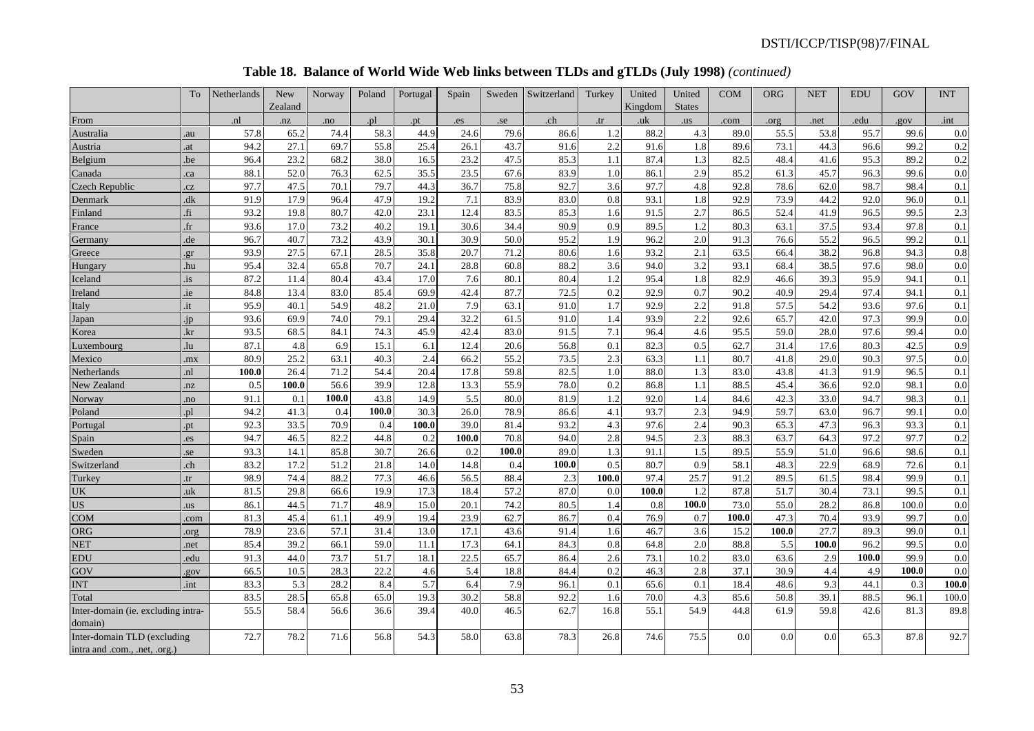**Table 18. Balance of World Wide Web links between TLDs and gTLDs (July 1998)** *(continued)*

| | To | Netherlands | New Zealand | Norway | Poland | Portugal | Spain | Sweden | Switzerland | Turkey | United Kingdom | United States | COM | ORG | NET | EDU | GOV | INT |
|---|---|---|---|---|---|---|---|---|---|---|---|---|---|---|---|---|---|---|
| From | | .nl | .nz | .no | .pl | .pt | .es | .se | .ch | .tr | .uk | .us | .com | .org | .net | .edu | .gov | .int |
| Australia | .au | 57.8 | 65.2 | 74.4 | 58.3 | 44.9 | 24.6 | 79.6 | 86.6 | 1.2 | 88.2 | 4.3 | 89.0 | 55.5 | 53.8 | 95.7 | 99.6 | 0.0 |
| Austria | .at | 94.2 | 27.1 | 69.7 | 55.8 | 25.4 | 26.1 | 43.7 | 91.6 | 2.2 | 91.6 | 1.8 | 89.6 | 73.1 | 44.3 | 96.6 | 99.2 | 0.2 |
| Belgium | .be | 96.4 | 23.2 | 68.2 | 38.0 | 16.5 | 23.2 | 47.5 | 85.3 | 1.1 | 87.4 | 1.3 | 82.5 | 48.4 | 41.6 | 95.3 | 89.2 | 0.2 |
| Canada | .ca | 88.1 | 52.0 | 76.3 | 62.5 | 35.5 | 23.5 | 67.6 | 83.9 | 1.0 | 86.1 | 2.9 | 85.2 | 61.3 | 45.7 | 96.3 | 99.6 | 0.0 |
| Czech Republic | .cz | 97.7 | 47.5 | 70.1 | 79.7 | 44.3 | 36.7 | 75.8 | 92.7 | 3.6 | 97.7 | 4.8 | 92.8 | 78.6 | 62.0 | 98.7 | 98.4 | 0.1 |
| Denmark | .dk | 91.9 | 17.9 | 96.4 | 47.9 | 19.2 | 7.1 | 83.9 | 83.0 | 0.8 | 93.1 | 1.8 | 92.9 | 73.9 | 44.2 | 92.0 | 96.0 | 0.1 |
| Finland | .fi | 93.2 | 19.8 | 80.7 | 42.0 | 23.1 | 12.4 | 83.5 | 85.3 | 1.6 | 91.5 | 2.7 | 86.5 | 52.4 | 41.9 | 96.5 | 99.5 | 2.3 |
| France | .fr | 93.6 | 17.0 | 73.2 | 40.2 | 19.1 | 30.6 | 34.4 | 90.9 | 0.9 | 89.5 | 1.2 | 80.3 | 63.1 | 37.5 | 93.4 | 97.8 | 0.1 |
| Germany | .de | 96.7 | 40.7 | 73.2 | 43.9 | 30.1 | 30.9 | 50.0 | 95.2 | 1.9 | 96.2 | 2.0 | 91.3 | 76.6 | 55.2 | 96.5 | 99.2 | 0.1 |
| Greece | .gr | 93.9 | 27.5 | 67.1 | 28.5 | 35.8 | 20.7 | 71.2 | 80.6 | 1.6 | 93.2 | 2.1 | 63.5 | 66.4 | 38.2 | 96.8 | 94.3 | 0.8 |
| Hungary | .hu | 95.4 | 32.4 | 65.8 | 70.7 | 24.1 | 28.8 | 60.8 | 88.2 | 3.6 | 94.0 | 3.2 | 93.1 | 68.4 | 38.5 | 97.6 | 98.0 | 0.0 |
| Iceland | .is | 87.2 | 11.4 | 80.4 | 43.4 | 17.0 | 7.6 | 80.1 | 80.4 | 1.2 | 95.4 | 1.8 | 82.9 | 46.6 | 39.3 | 95.9 | 94.1 | 0.1 |
| Ireland | .ie | 84.8 | 13.4 | 83.0 | 85.4 | 69.9 | 42.4 | 87.7 | 72.5 | 0.2 | 92.9 | 0.7 | 90.2 | 40.9 | 29.4 | 97.4 | 94.1 | 0.1 |
| Italy | .it | 95.9 | 40.1 | 54.9 | 48.2 | 21.0 | 7.9 | 63.1 | 91.0 | 1.7 | 92.9 | 2.2 | 91.8 | 57.5 | 54.2 | 93.6 | 97.6 | 0.1 |
| Japan | .jp | 93.6 | 69.9 | 74.0 | 79.1 | 29.4 | 32.2 | 61.5 | 91.0 | 1.4 | 93.9 | 2.2 | 92.6 | 65.7 | 42.0 | 97.3 | 99.9 | 0.0 |
| Korea | .kr | 93.5 | 68.5 | 84.1 | 74.3 | 45.9 | 42.4 | 83.0 | 91.5 | 7.1 | 96.4 | 4.6 | 95.5 | 59.0 | 28.0 | 97.6 | 99.4 | 0.0 |
| Luxembourg | .lu | 87.1 | 4.8 | 6.9 | 15.1 | 6.1 | 12.4 | 20.6 | 56.8 | 0.1 | 82.3 | 0.5 | 62.7 | 31.4 | 17.6 | 80.3 | 42.5 | 0.9 |
| Mexico | .mx | 80.9 | 25.2 | 63.1 | 40.3 | 2.4 | 66.2 | 55.2 | 73.5 | 2.3 | 63.3 | 1.1 | 80.7 | 41.8 | 29.0 | 90.3 | 97.5 | 0.0 |
| Netherlands | .nl | **100.0** | 26.4 | 71.2 | 54.4 | 20.4 | 17.8 | 59.8 | 82.5 | 1.0 | 88.0 | 1.3 | 83.0 | 43.8 | 41.3 | 91.9 | 96.5 | 0.1 |
| New Zealand | .nz | 0.5 | **100.0** | 56.6 | 39.9 | 12.8 | 13.3 | 55.9 | 78.0 | 0.2 | 86.8 | 1.1 | 88.5 | 45.4 | 36.6 | 92.0 | 98.1 | 0.0 |
| Norway | .no | 91.1 | 0.1 | **100.0** | 43.8 | 14.9 | 5.5 | 80.0 | 81.9 | 1.2 | 92.0 | 1.4 | 84.6 | 42.3 | 33.0 | 94.7 | 98.3 | 0.1 |
| Poland | .pl | 94.2 | 41.3 | 0.4 | **100.0** | 30.3 | 26.0 | 78.9 | 86.6 | 4.1 | 93.7 | 2.3 | 94.9 | 59.7 | 63.0 | 96.7 | 99.1 | 0.0 |
| Portugal | .pt | 92.3 | 33.5 | 70.9 | 0.4 | **100.0** | 39.0 | 81.4 | 93.2 | 4.3 | 97.6 | 2.4 | 90.3 | 65.3 | 47.3 | 96.3 | 93.3 | 0.1 |
| Spain | .es | 94.7 | 46.5 | 82.2 | 44.8 | 0.2 | **100.0** | 70.8 | 94.0 | 2.8 | 94.5 | 2.3 | 88.3 | 63.7 | 64.3 | 97.2 | 97.7 | 0.2 |
| Sweden | .se | 93.3 | 14.1 | 85.8 | 30.7 | 26.6 | 0.2 | **100.0** | 89.0 | 1.3 | 91.1 | 1.5 | 89.5 | 55.9 | 51.0 | 96.6 | 98.6 | 0.1 |
| Switzerland | .ch | 83.2 | 17.2 | 51.2 | 21.8 | 14.0 | 14.8 | 0.4 | **100.0** | 0.5 | 80.7 | 0.9 | 58.1 | 48.3 | 22.9 | 68.9 | 72.6 | 0.1 |
| Turkey | .tr | 98.9 | 74.4 | 88.2 | 77.3 | 46.6 | 56.5 | 88.4 | 2.3 | **100.0** | 97.4 | 25.7 | 91.2 | 89.5 | 61.5 | 98.4 | 99.9 | 0.1 |
| UK | .uk | 81.5 | 29.8 | 66.6 | 19.9 | 17.3 | 18.4 | 57.2 | 87.0 | 0.0 | **100.0** | 1.2 | 87.8 | 51.7 | 30.4 | 73.1 | 99.5 | 0.1 |
| US | .us | 86.1 | 44.5 | 71.7 | 48.9 | 15.0 | 20.1 | 74.2 | 80.5 | 1.4 | 0.8 | **100.0** | 73.0 | 55.0 | 28.2 | 86.8 | 100.0 | 0.0 |
| COM | .com | 81.3 | 45.4 | 61.1 | 49.9 | 19.4 | 23.9 | 62.7 | 86.7 | 0.4 | 76.9 | 0.7 | **100.0** | 47.3 | 70.4 | 93.9 | 99.7 | 0.0 |
| ORG | .org | 78.9 | 23.6 | 57.1 | 31.4 | 13.0 | 17.1 | 43.6 | 91.4 | 1.6 | 46.7 | 3.6 | 15.2 | **100.0** | 27.7 | 89.3 | 99.0 | 0.1 |
| NET | .net | 85.4 | 39.2 | 66.1 | 59.0 | 11.1 | 17.3 | 64.1 | 84.3 | 0.8 | 64.8 | 2.0 | 88.8 | 5.5 | **100.0** | 96.2 | 99.5 | 0.0 |
| EDU | .edu | 91.3 | 44.0 | 73.7 | 51.7 | 18.1 | 22.5 | 65.7 | 86.4 | 2.6 | 73.1 | 10.2 | 83.0 | 63.6 | 2.9 | **100.0** | 99.9 | 0.0 |
| GOV | .gov | 66.5 | 10.5 | 28.3 | 22.2 | 4.6 | 5.4 | 18.8 | 84.4 | 0.2 | 46.3 | 2.8 | 37.1 | 30.9 | 4.4 | 4.9 | **100.0** | 0.0 |
| INT | .int | 83.3 | 5.3 | 28.2 | 8.4 | 5.7 | 6.4 | 7.9 | 96.1 | 0.1 | 65.6 | 0.1 | 18.4 | 48.6 | 9.3 | 44.1 | 0.3 | **100.0** |
| Total | | 83.5 | 28.5 | 65.8 | 65.0 | 19.3 | 30.2 | 58.8 | 92.2 | 1.6 | 70.0 | 4.3 | 85.6 | 50.8 | 39.1 | 88.5 | 96.1 | 100.0 |
| Inter-domain (ie. excluding intra-domain) | | 55.5 | 58.4 | 56.6 | 36.6 | 39.4 | 40.0 | 46.5 | 62.7 | 16.8 | 55.1 | 54.9 | 44.8 | 61.9 | 59.8 | 42.6 | 81.3 | 89.8 |
| Inter-domain TLD (excluding intra and .com., .net, .org.) | | 72.7 | 78.2 | 71.6 | 56.8 | 54.3 | 58.0 | 63.8 | 78.3 | 26.8 | 74.6 | 75.5 | 0.0 | 0.0 | 0.0 | 65.3 | 87.8 | 92.7 |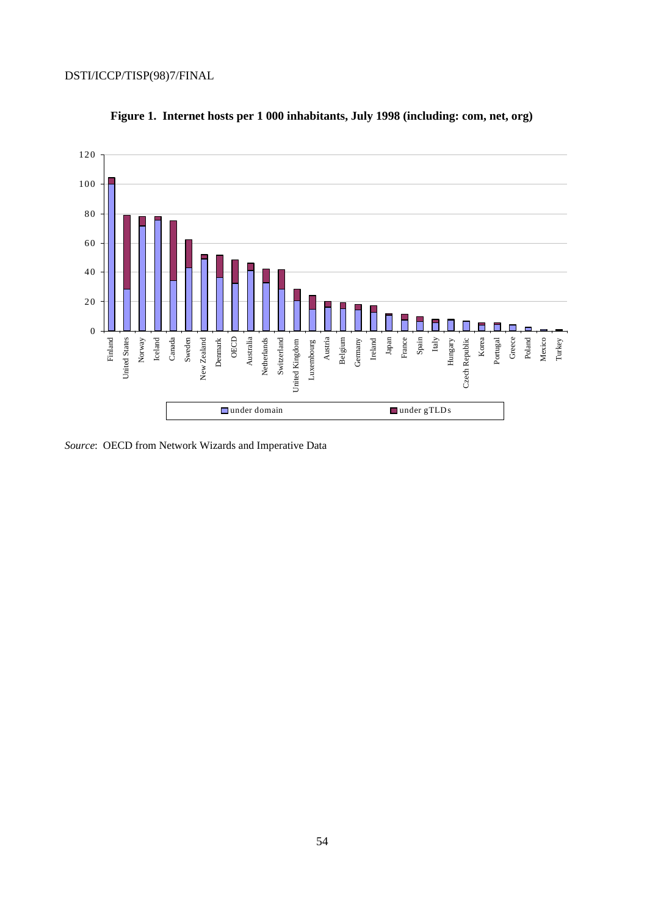**Figure 1. Internet hosts per 1 000 inhabitants, July 1998 (including: com, net, org)**

*Source*: OECD from Network Wizards and Imperative Data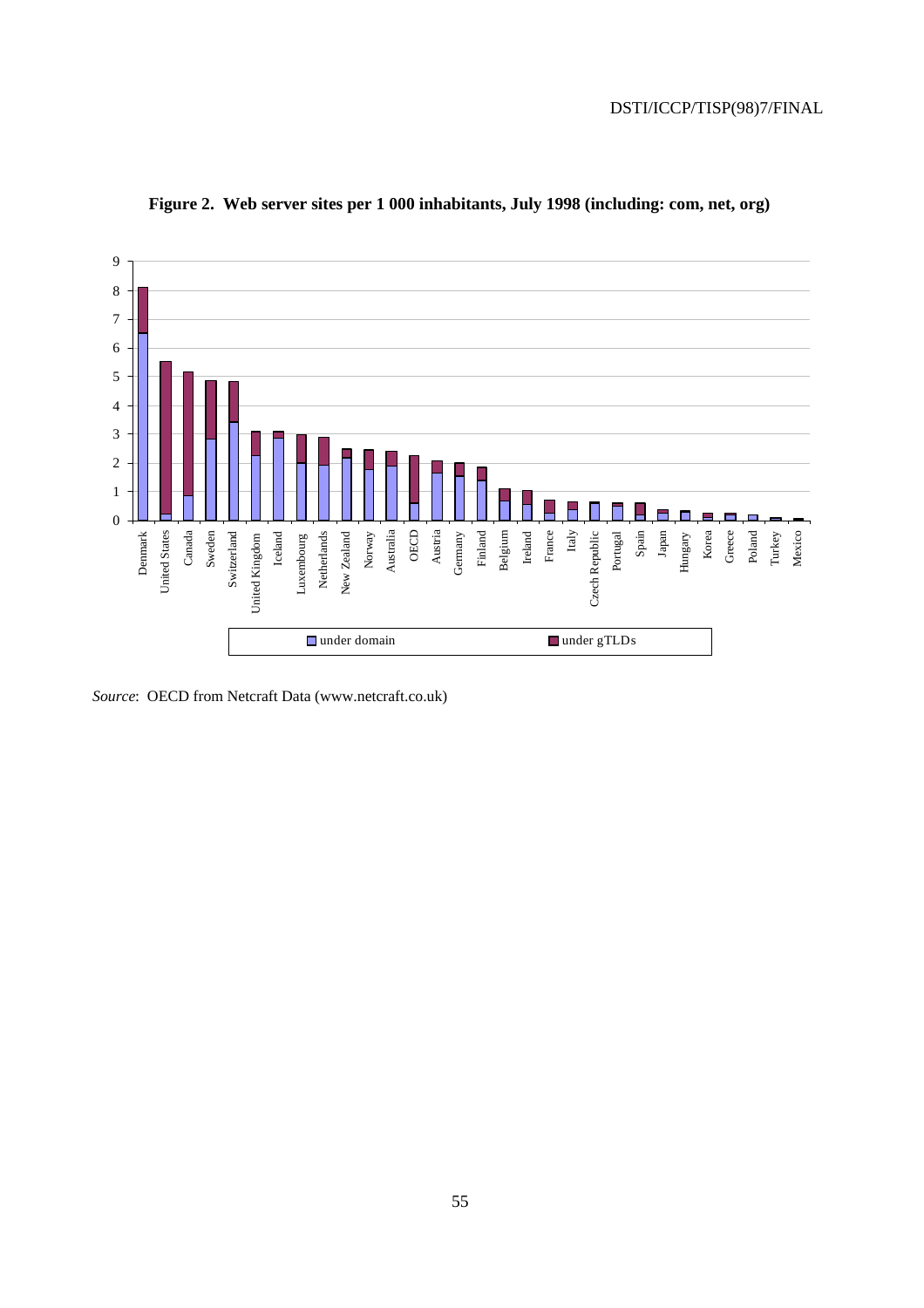**Figure 2. Web server sites per 1 000 inhabitants, July 1998 (including: com, net, org)**

*Source*: OECD from Netcraft Data (www.netcraft.co.uk)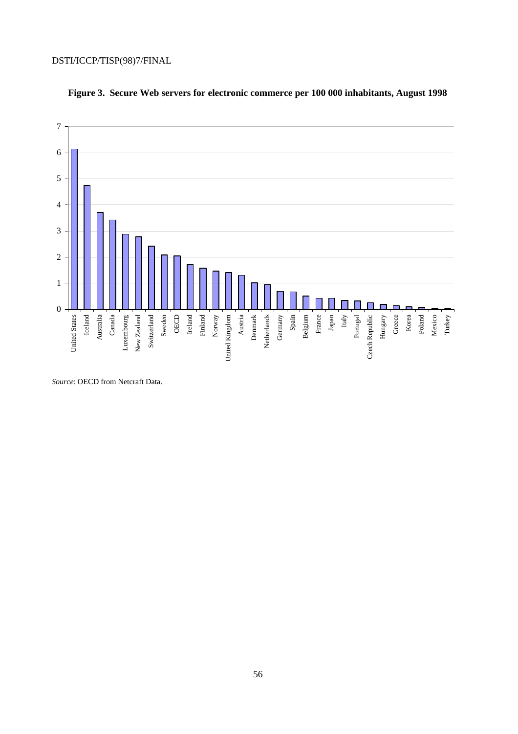**Figure 3. Secure Web servers for electronic commerce per 100 000 inhabitants, August 1998**

*Source*: OECD from Netcraft Data.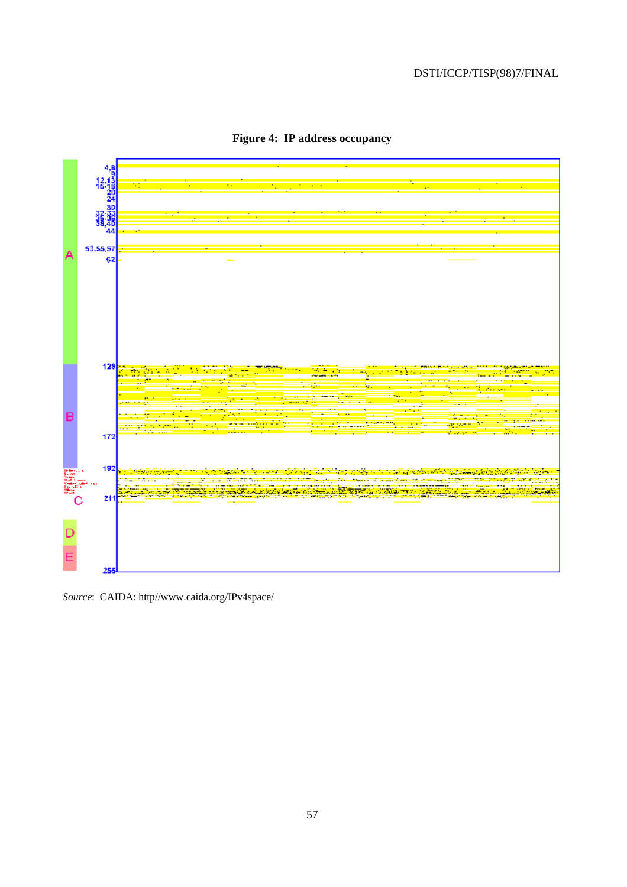**Figure 4: IP address occupancy**

*Source*: CAIDA: http//www.caida.org/IPv4space/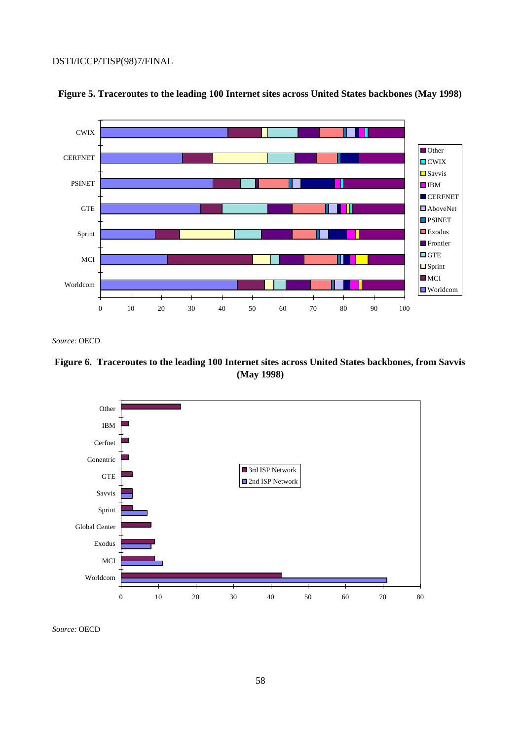**Figure 5. Traceroutes to the leading 100 Internet sites across United States backbones (May 1998)**

*Source:* OECD

**Figure 6. Traceroutes to the leading 100 Internet sites across United States backbones, from Savvis (May 1998)**

*Source:* OECD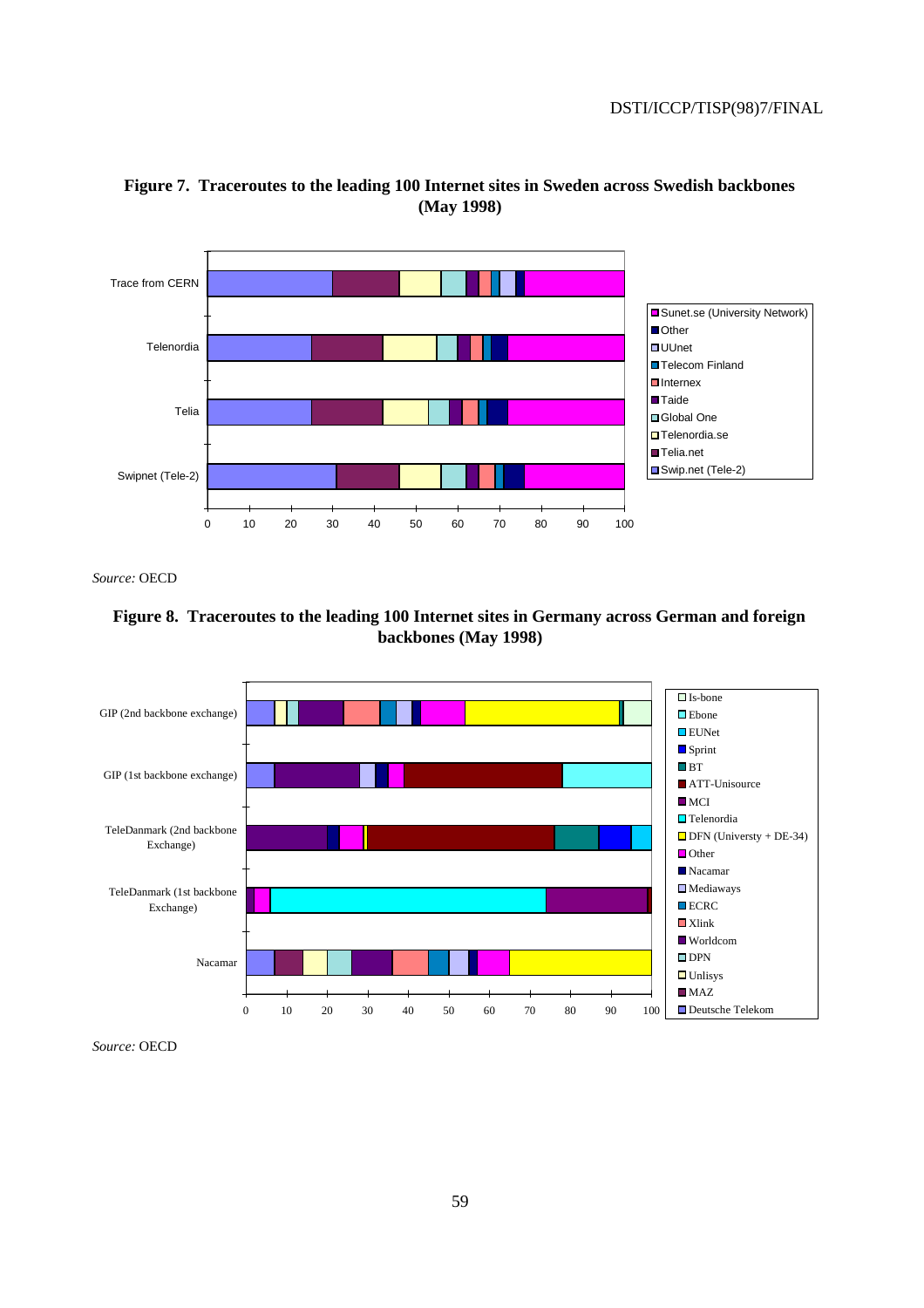**Figure 7. Traceroutes to the leading 100 Internet sites in Sweden across Swedish backbones (May 1998)**

*Source:* OECD

**Figure 8. Traceroutes to the leading 100 Internet sites in Germany across German and foreign backbones (May 1998)**

*Source:* OECD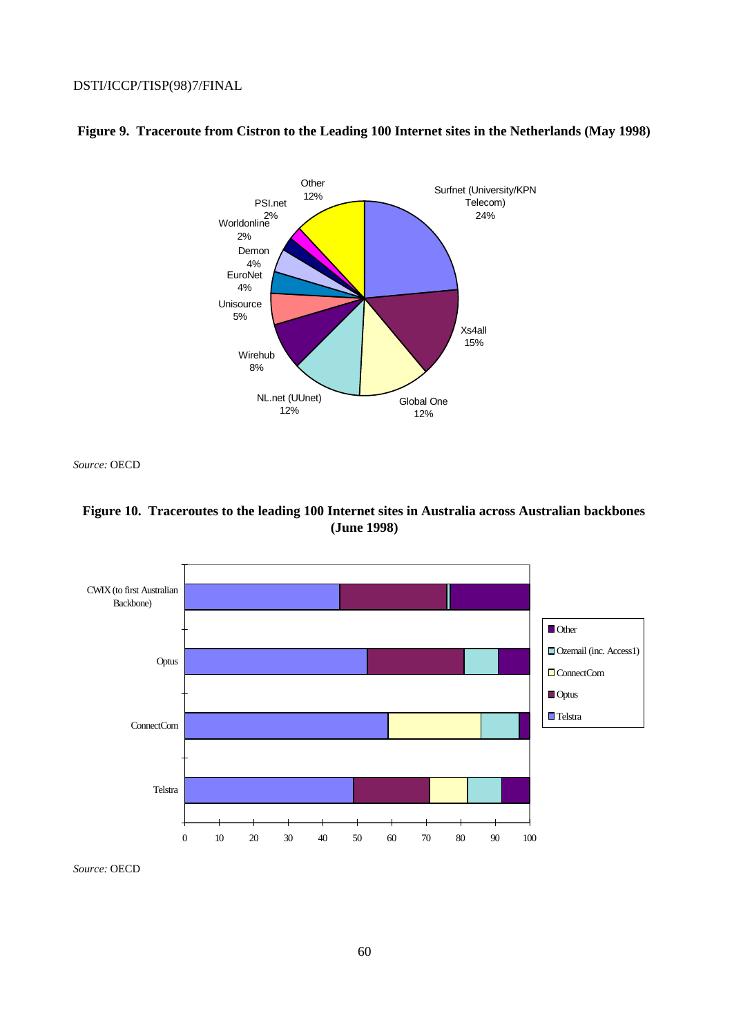**Figure 9. Traceroute from Cistron to the Leading 100 Internet sites in the Netherlands (May 1998)**

| Network | Share |
|---|---|
| Surfnet (University/KPN Telecom) | 24% |
| Xs4all | 15% |
| Global One | 12% |
| NL.net (UUnet) | 12% |
| Wirehub | 8% |
| Unisource | 5% |
| EuroNet | 4% |
| Demon | 4% |
| Worldonline | 2% |
| PSI.net | 2% |
| Other | 12% |

*Source:* OECD

**Figure 10. Traceroutes to the leading 100 Internet sites in Australia across Australian backbones (June 1998)**

| Backbone | Telstra | Optus | ConnectCom | Ozemail (inc. Access1) | Other |
|---|---|---|---|---|---|
| CWIX (to first Australian Backbone) | 45 | 31 | | 1 | 23 |
| Optus | 53 | 28 | | 10 | 9 |
| ConnectCom | 59 | | 27 | 11 | 3 |
| Telstra | 49 | 22 | 11 | 10 | 8 |

*Source:* OECD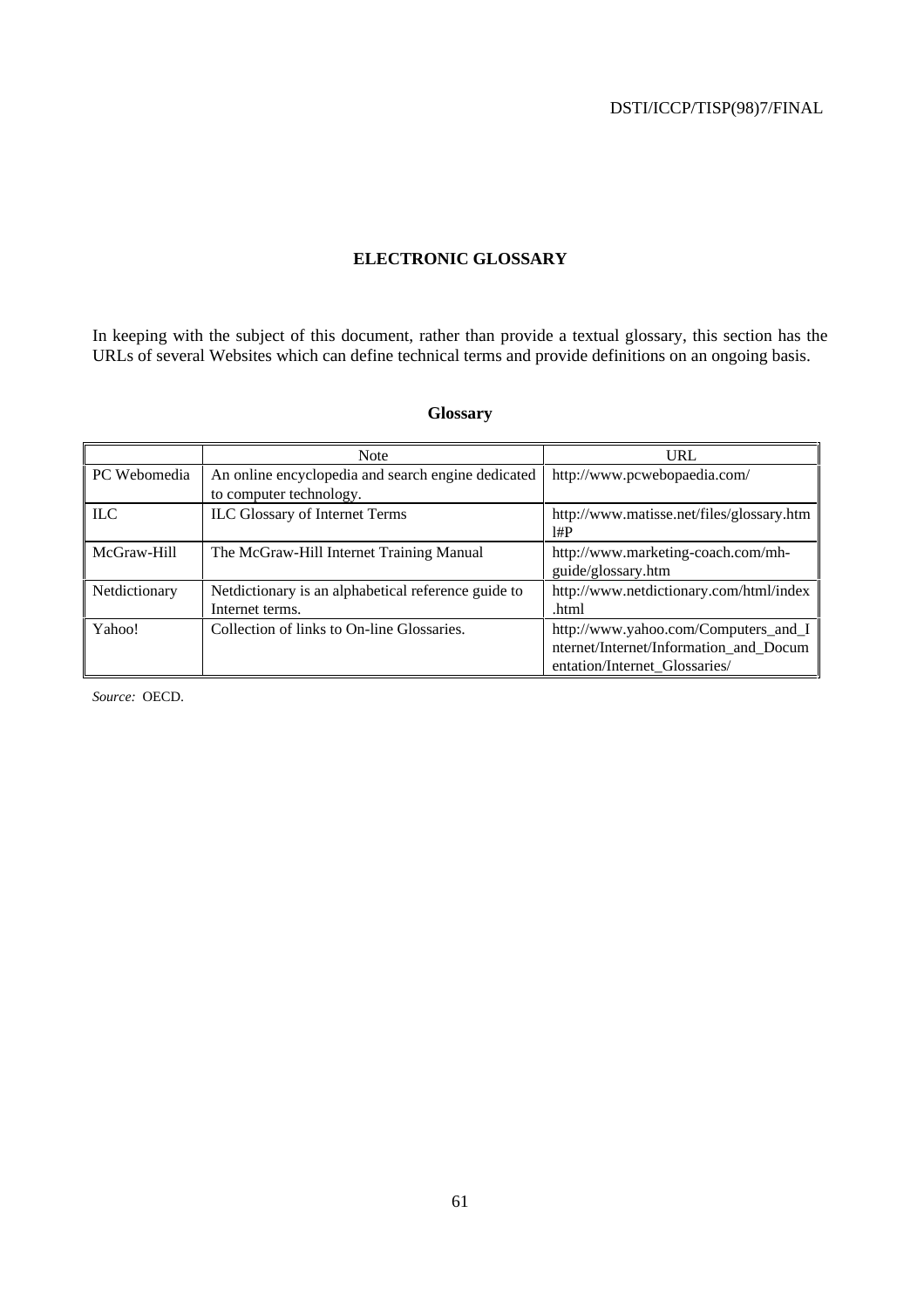## ELECTRONIC GLOSSARY

In keeping with the subject of this document, rather than provide a textual glossary, this section has the URLs of several Websites which can define technical terms and provide definitions on an ongoing basis.

**Glossary**

| | Note | URL |
|---|---|---|
| PC Webomedia | An online encyclopedia and search engine dedicated to computer technology. | http://www.pcwebopaedia.com/ |
| ILC | ILC Glossary of Internet Terms | http://www.matisse.net/files/glossary.html#P |
| McGraw-Hill | The McGraw-Hill Internet Training Manual | http://www.marketing-coach.com/mh-guide/glossary.htm |
| Netdictionary | Netdictionary is an alphabetical reference guide to Internet terms. | http://www.netdictionary.com/html/index.html |
| Yahoo! | Collection of links to On-line Glossaries. | http://www.yahoo.com/Computers_and_Internet/Internet/Information_and_Documentation/Internet_Glossaries/ |

*Source:* OECD.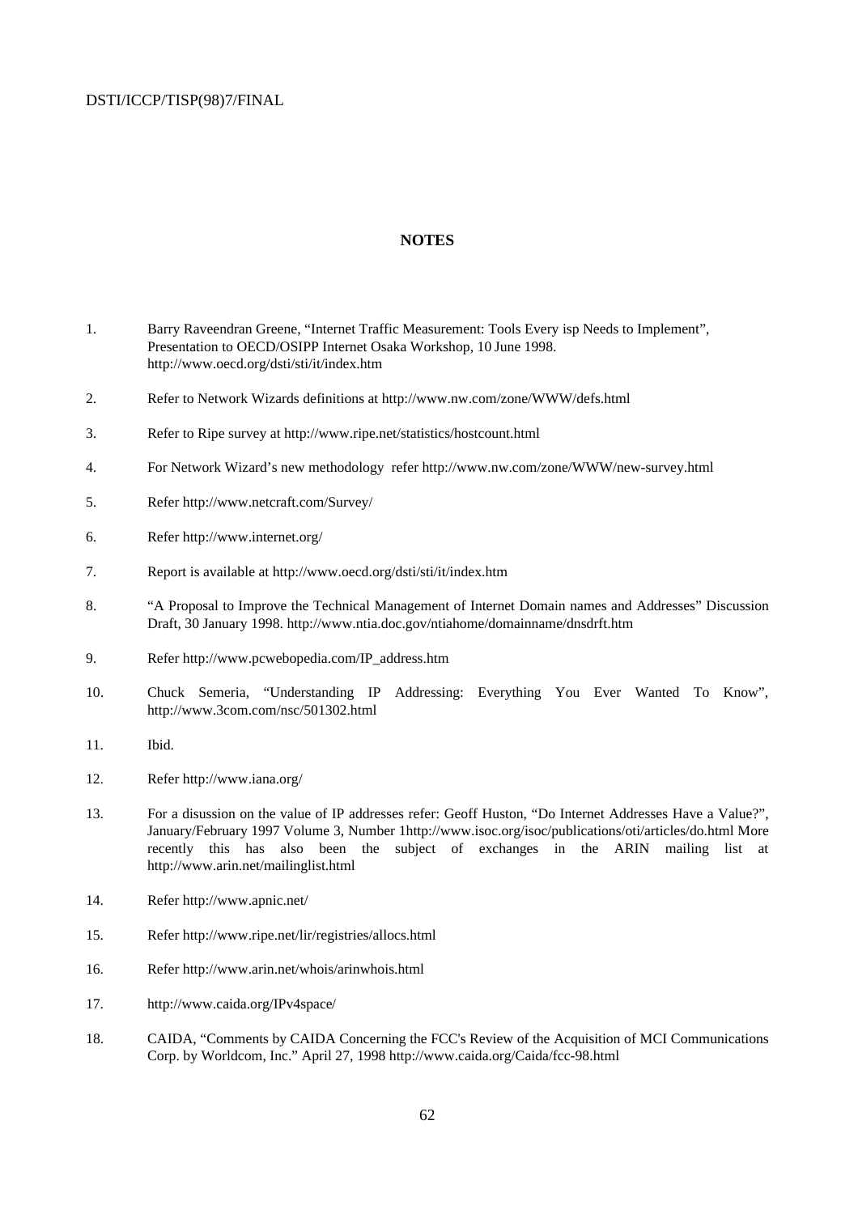## NOTES

1. Barry Raveendran Greene, "Internet Traffic Measurement: Tools Every isp Needs to Implement", Presentation to OECD/OSIPP Internet Osaka Workshop, 10 June 1998. http://www.oecd.org/dsti/sti/it/index.htm

2. Refer to Network Wizards definitions at http://www.nw.com/zone/WWW/defs.html

3. Refer to Ripe survey at http://www.ripe.net/statistics/hostcount.html

4. For Network Wizard's new methodology refer http://www.nw.com/zone/WWW/new-survey.html

5. Refer http://www.netcraft.com/Survey/

6. Refer http://www.internet.org/

7. Report is available at http://www.oecd.org/dsti/sti/it/index.htm

8. "A Proposal to Improve the Technical Management of Internet Domain names and Addresses" Discussion Draft, 30 January 1998. http://www.ntia.doc.gov/ntiahome/domainname/dnsdrft.htm

9. Refer http://www.pcwebopedia.com/IP_address.htm

10. Chuck Semeria, "Understanding IP Addressing: Everything You Ever Wanted To Know", http://www.3com.com/nsc/501302.html

11. Ibid.

12. Refer http://www.iana.org/

13. For a disussion on the value of IP addresses refer: Geoff Huston, "Do Internet Addresses Have a Value?", January/February 1997 Volume 3, Number 1http://www.isoc.org/isoc/publications/oti/articles/do.html More recently this has also been the subject of exchanges in the ARIN mailing list at http://www.arin.net/mailinglist.html

14. Refer http://www.apnic.net/

15. Refer http://www.ripe.net/lir/registries/allocs.html

16. Refer http://www.arin.net/whois/arinwhois.html

17. http://www.caida.org/IPv4space/

18. CAIDA, "Comments by CAIDA Concerning the FCC's Review of the Acquisition of MCI Communications Corp. by Worldcom, Inc." April 27, 1998 http://www.caida.org/Caida/fcc-98.html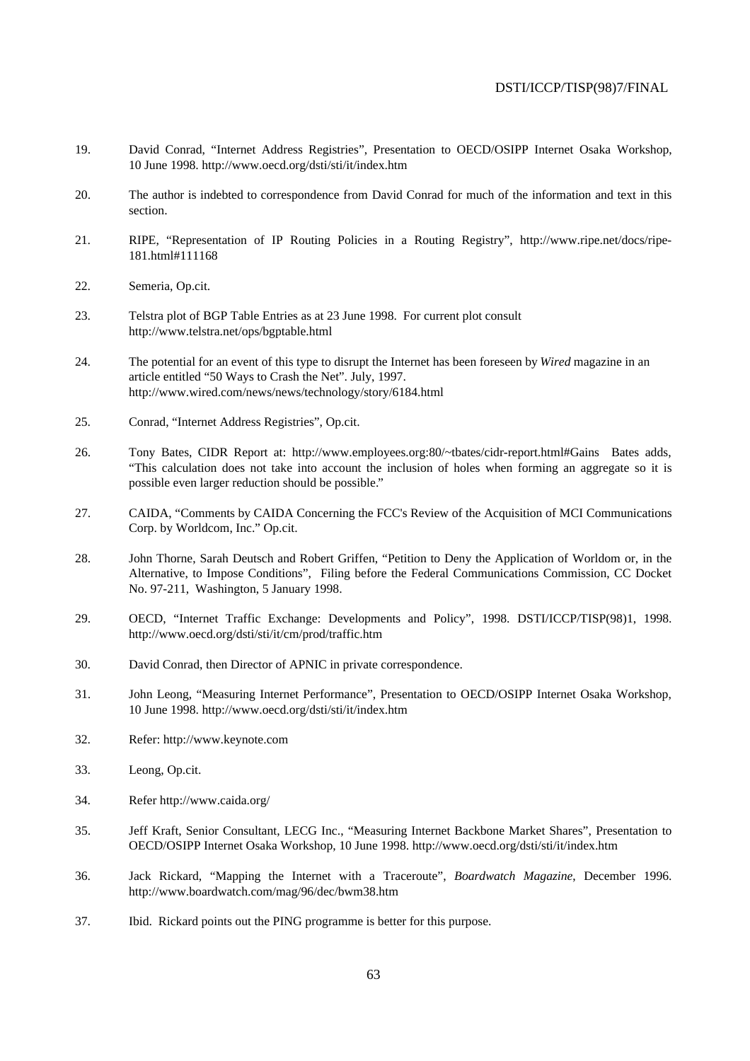19. David Conrad, "Internet Address Registries", Presentation to OECD/OSIPP Internet Osaka Workshop, 10 June 1998. http://www.oecd.org/dsti/sti/it/index.htm

20. The author is indebted to correspondence from David Conrad for much of the information and text in this section.

21. RIPE, "Representation of IP Routing Policies in a Routing Registry", http://www.ripe.net/docs/ripe-181.html#111168

22. Semeria, Op.cit.

23. Telstra plot of BGP Table Entries as at 23 June 1998. For current plot consult http://www.telstra.net/ops/bgptable.html

24. The potential for an event of this type to disrupt the Internet has been foreseen by *Wired* magazine in an article entitled "50 Ways to Crash the Net". July, 1997. http://www.wired.com/news/news/technology/story/6184.html

25. Conrad, "Internet Address Registries", Op.cit.

26. Tony Bates, CIDR Report at: http://www.employees.org:80/~tbates/cidr-report.html#Gains Bates adds, "This calculation does not take into account the inclusion of holes when forming an aggregate so it is possible even larger reduction should be possible."

27. CAIDA, "Comments by CAIDA Concerning the FCC's Review of the Acquisition of MCI Communications Corp. by Worldcom, Inc." Op.cit.

28. John Thorne, Sarah Deutsch and Robert Griffen, "Petition to Deny the Application of Worldom or, in the Alternative, to Impose Conditions", Filing before the Federal Communications Commission, CC Docket No. 97-211, Washington, 5 January 1998.

29. OECD, "Internet Traffic Exchange: Developments and Policy", 1998. DSTI/ICCP/TISP(98)1, 1998. http://www.oecd.org/dsti/sti/it/cm/prod/traffic.htm

30. David Conrad, then Director of APNIC in private correspondence.

31. John Leong, "Measuring Internet Performance", Presentation to OECD/OSIPP Internet Osaka Workshop, 10 June 1998. http://www.oecd.org/dsti/sti/it/index.htm

32. Refer: http://www.keynote.com

33. Leong, Op.cit.

34. Refer http://www.caida.org/

35. Jeff Kraft, Senior Consultant, LECG Inc., "Measuring Internet Backbone Market Shares", Presentation to OECD/OSIPP Internet Osaka Workshop, 10 June 1998. http://www.oecd.org/dsti/sti/it/index.htm

36. Jack Rickard, "Mapping the Internet with a Traceroute", *Boardwatch Magazine*, December 1996. http://www.boardwatch.com/mag/96/dec/bwm38.htm

37. Ibid. Rickard points out the PING programme is better for this purpose.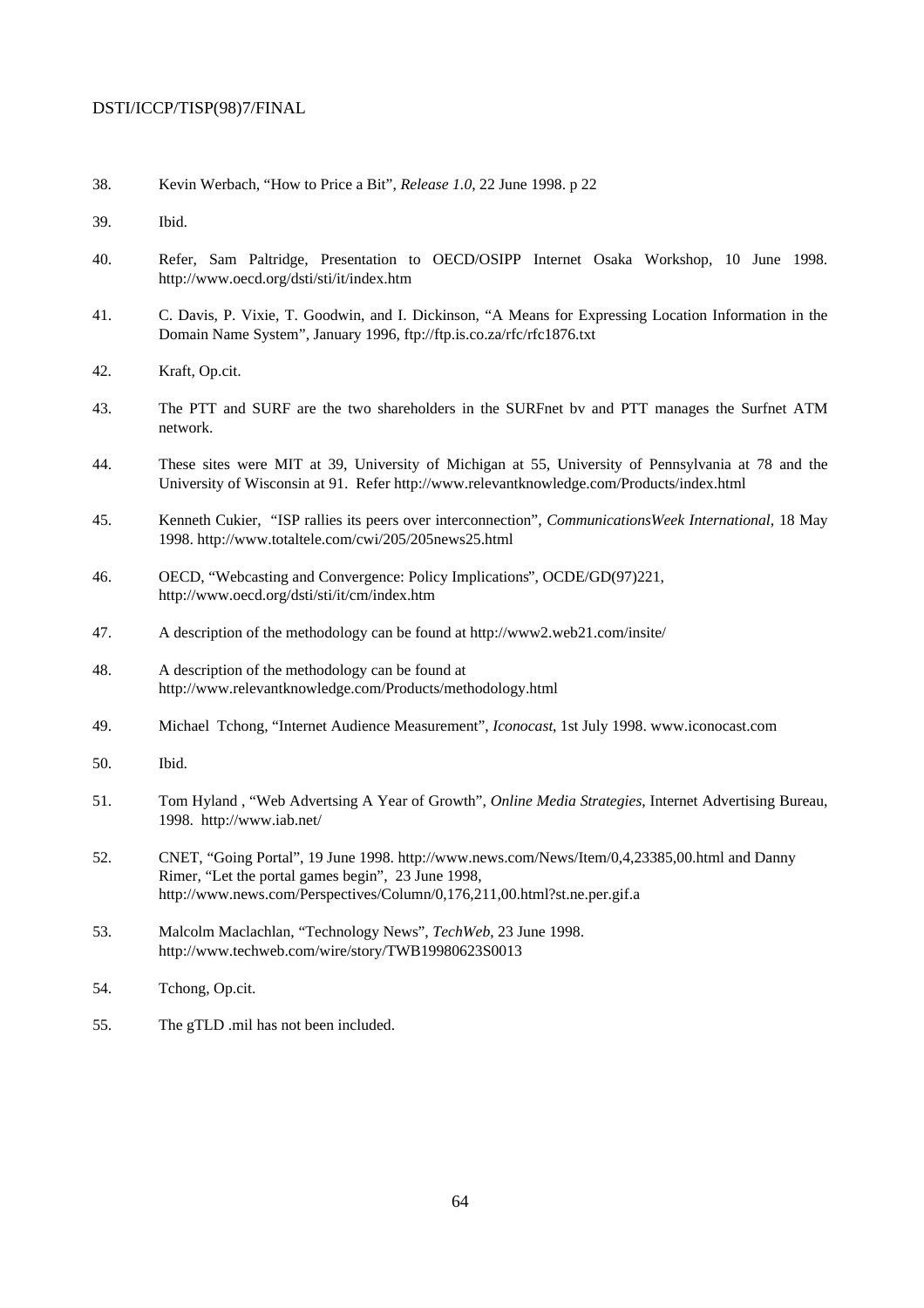38. Kevin Werbach, "How to Price a Bit", *Release 1.0*, 22 June 1998. p 22

39. Ibid.

40. Refer, Sam Paltridge, Presentation to OECD/OSIPP Internet Osaka Workshop, 10 June 1998. http://www.oecd.org/dsti/sti/it/index.htm

41. C. Davis, P. Vixie, T. Goodwin, and I. Dickinson, "A Means for Expressing Location Information in the Domain Name System", January 1996, ftp://ftp.is.co.za/rfc/rfc1876.txt

42. Kraft, Op.cit.

43. The PTT and SURF are the two shareholders in the SURFnet bv and PTT manages the Surfnet ATM network.

44. These sites were MIT at 39, University of Michigan at 55, University of Pennsylvania at 78 and the University of Wisconsin at 91. Refer http://www.relevantknowledge.com/Products/index.html

45. Kenneth Cukier, "ISP rallies its peers over interconnection", *CommunicationsWeek International*, 18 May 1998. http://www.totaltele.com/cwi/205/205news25.html

46. OECD, "Webcasting and Convergence: Policy Implications", OCDE/GD(97)221, http://www.oecd.org/dsti/sti/it/cm/index.htm

47. A description of the methodology can be found at http://www2.web21.com/insite/

48. A description of the methodology can be found at http://www.relevantknowledge.com/Products/methodology.html

49. Michael Tchong, "Internet Audience Measurement", *Iconocast*, 1st July 1998. www.iconocast.com

50. Ibid.

51. Tom Hyland , "Web Advertsing A Year of Growth", *Online Media Strategies*, Internet Advertising Bureau, 1998. http://www.iab.net/

52. CNET, "Going Portal", 19 June 1998. http://www.news.com/News/Item/0,4,23385,00.html and Danny Rimer, "Let the portal games begin", 23 June 1998, http://www.news.com/Perspectives/Column/0,176,211,00.html?st.ne.per.gif.a

53. Malcolm Maclachlan, "Technology News", *TechWeb*, 23 June 1998. http://www.techweb.com/wire/story/TWB19980623S0013

54. Tchong, Op.cit.

55. The gTLD .mil has not been included.